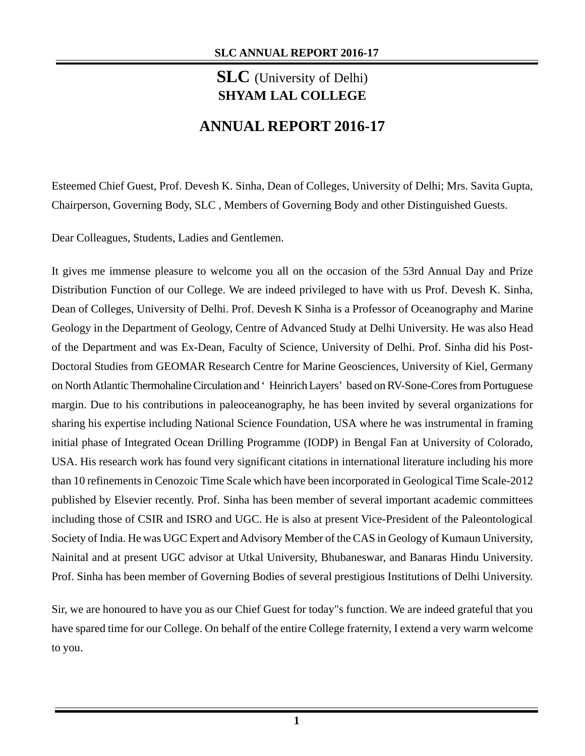# SLC (University of Delhi)
## SHYAM LAL COLLEGE

## ANNUAL REPORT 2016-17

Esteemed Chief Guest, Prof. Devesh K. Sinha, Dean of Colleges, University of Delhi; Mrs. Savita Gupta, Chairperson, Governing Body, SLC , Members of Governing Body and other Distinguished Guests.

Dear Colleagues, Students, Ladies and Gentlemen.

It gives me immense pleasure to welcome you all on the occasion of the 53rd Annual Day and Prize Distribution Function of our College. We are indeed privileged to have with us Prof. Devesh K. Sinha, Dean of Colleges, University of Delhi. Prof. Devesh K Sinha is a Professor of Oceanography and Marine Geology in the Department of Geology, Centre of Advanced Study at Delhi University. He was also Head of the Department and was Ex-Dean, Faculty of Science, University of Delhi. Prof. Sinha did his Post-Doctoral Studies from GEOMAR Research Centre for Marine Geosciences, University of Kiel, Germany on North Atlantic Thermohaline Circulation and ' Heinrich Layers' based on RV-Sone-Cores from Portuguese margin. Due to his contributions in paleoceanography, he has been invited by several organizations for sharing his expertise including National Science Foundation, USA where he was instrumental in framing initial phase of Integrated Ocean Drilling Programme (IODP) in Bengal Fan at University of Colorado, USA. His research work has found very significant citations in international literature including his more than 10 refinements in Cenozoic Time Scale which have been incorporated in Geological Time Scale-2012 published by Elsevier recently. Prof. Sinha has been member of several important academic committees including those of CSIR and ISRO and UGC. He is also at present Vice-President of the Paleontological Society of India. He was UGC Expert and Advisory Member of the CAS in Geology of Kumaun University, Nainital and at present UGC advisor at Utkal University, Bhubaneswar, and Banaras Hindu University. Prof. Sinha has been member of Governing Bodies of several prestigious Institutions of Delhi University.

Sir, we are honoured to have you as our Chief Guest for today"s function. We are indeed grateful that you have spared time for our College. On behalf of the entire College fraternity, I extend a very warm welcome to you.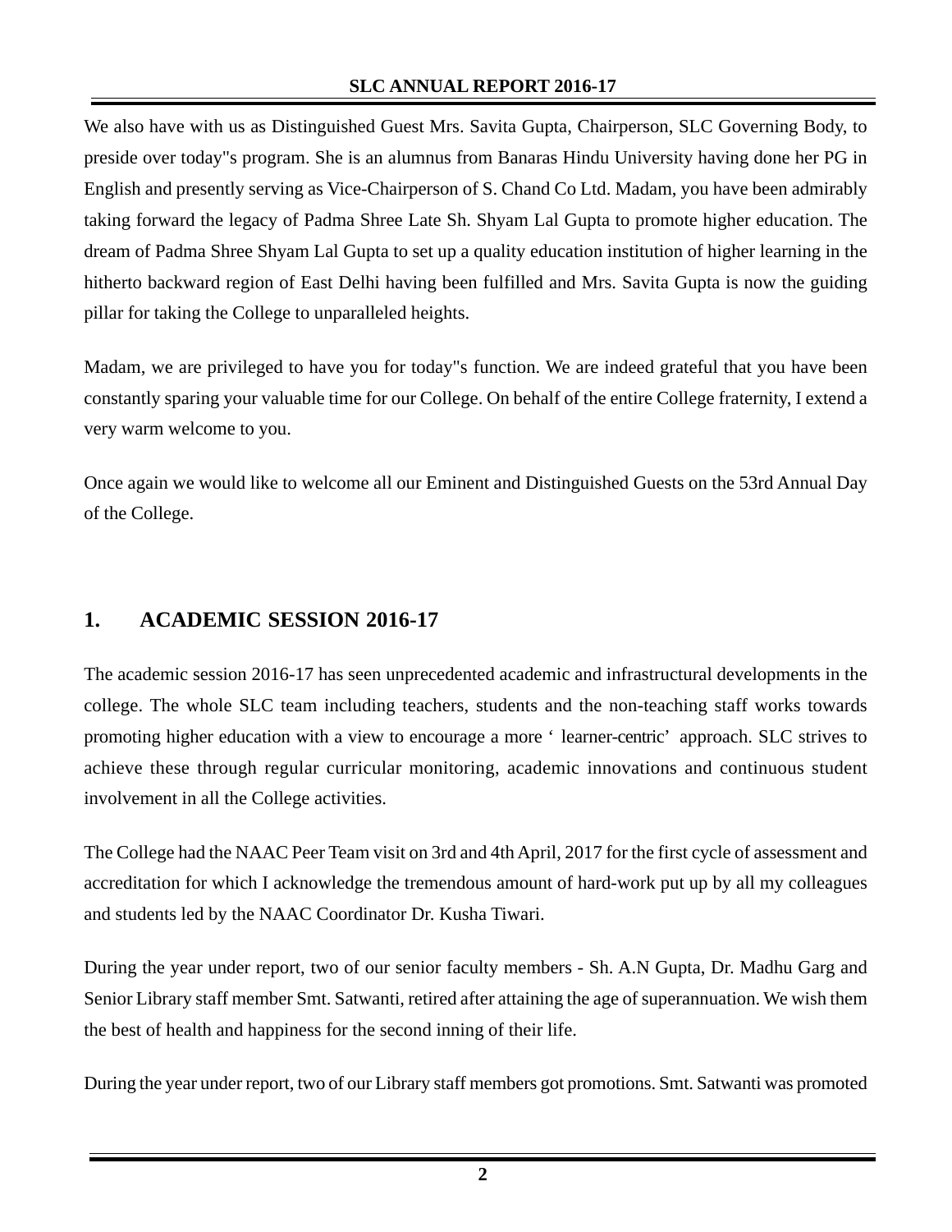We also have with us as Distinguished Guest Mrs. Savita Gupta, Chairperson, SLC Governing Body, to preside over today"s program. She is an alumnus from Banaras Hindu University having done her PG in English and presently serving as Vice-Chairperson of S. Chand Co Ltd. Madam, you have been admirably taking forward the legacy of Padma Shree Late Sh. Shyam Lal Gupta to promote higher education. The dream of Padma Shree Shyam Lal Gupta to set up a quality education institution of higher learning in the hitherto backward region of East Delhi having been fulfilled and Mrs. Savita Gupta is now the guiding pillar for taking the College to unparalleled heights.

Madam, we are privileged to have you for today"s function. We are indeed grateful that you have been constantly sparing your valuable time for our College. On behalf of the entire College fraternity, I extend a very warm welcome to you.

Once again we would like to welcome all our Eminent and Distinguished Guests on the 53rd Annual Day of the College.

## 1. ACADEMIC SESSION 2016-17

The academic session 2016-17 has seen unprecedented academic and infrastructural developments in the college. The whole SLC team including teachers, students and the non-teaching staff works towards promoting higher education with a view to encourage a more ' learner-centric' approach. SLC strives to achieve these through regular curricular monitoring, academic innovations and continuous student involvement in all the College activities.

The College had the NAAC Peer Team visit on 3rd and 4th April, 2017 for the first cycle of assessment and accreditation for which I acknowledge the tremendous amount of hard-work put up by all my colleagues and students led by the NAAC Coordinator Dr. Kusha Tiwari.

During the year under report, two of our senior faculty members - Sh. A.N Gupta, Dr. Madhu Garg and Senior Library staff member Smt. Satwanti, retired after attaining the age of superannuation. We wish them the best of health and happiness for the second inning of their life.

During the year under report, two of our Library staff members got promotions. Smt. Satwanti was promoted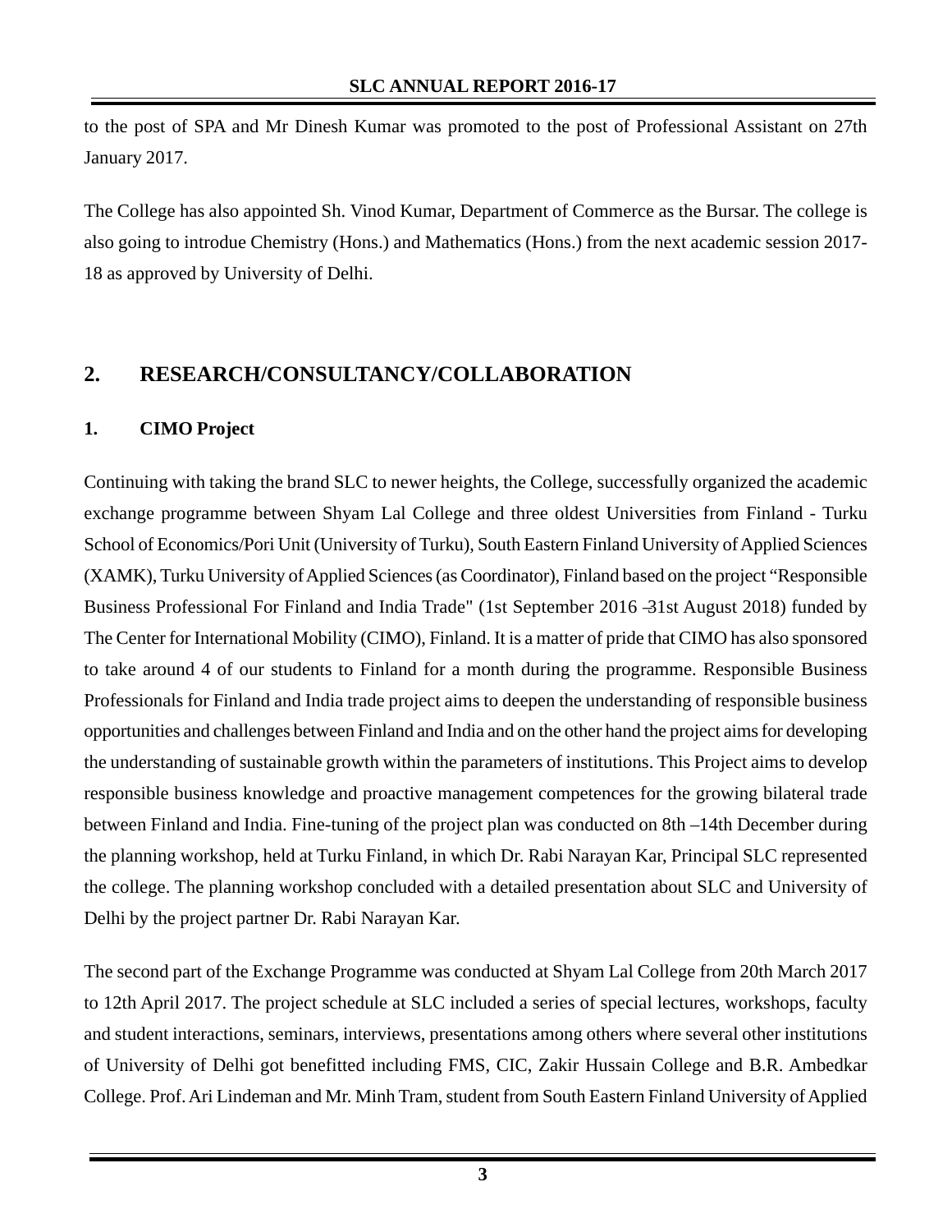to the post of SPA and Mr Dinesh Kumar was promoted to the post of Professional Assistant on 27th January 2017.

The College has also appointed Sh. Vinod Kumar, Department of Commerce as the Bursar. The college is also going to introdue Chemistry (Hons.) and Mathematics (Hons.) from the next academic session 2017-18 as approved by University of Delhi.

## 2. RESEARCH/CONSULTANCY/COLLABORATION

### 1. CIMO Project

Continuing with taking the brand SLC to newer heights, the College, successfully organized the academic exchange programme between Shyam Lal College and three oldest Universities from Finland - Turku School of Economics/Pori Unit (University of Turku), South Eastern Finland University of Applied Sciences (XAMK), Turku University of Applied Sciences (as Coordinator), Finland based on the project "Responsible Business Professional For Finland and India Trade" (1st September 2016 –31st August 2018) funded by The Center for International Mobility (CIMO), Finland. It is a matter of pride that CIMO has also sponsored to take around 4 of our students to Finland for a month during the programme. Responsible Business Professionals for Finland and India trade project aims to deepen the understanding of responsible business opportunities and challenges between Finland and India and on the other hand the project aims for developing the understanding of sustainable growth within the parameters of institutions. This Project aims to develop responsible business knowledge and proactive management competences for the growing bilateral trade between Finland and India. Fine-tuning of the project plan was conducted on 8th –14th December during the planning workshop, held at Turku Finland, in which Dr. Rabi Narayan Kar, Principal SLC represented the college. The planning workshop concluded with a detailed presentation about SLC and University of Delhi by the project partner Dr. Rabi Narayan Kar.

The second part of the Exchange Programme was conducted at Shyam Lal College from 20th March 2017 to 12th April 2017. The project schedule at SLC included a series of special lectures, workshops, faculty and student interactions, seminars, interviews, presentations among others where several other institutions of University of Delhi got benefitted including FMS, CIC, Zakir Hussain College and B.R. Ambedkar College. Prof. Ari Lindeman and Mr. Minh Tram, student from South Eastern Finland University of Applied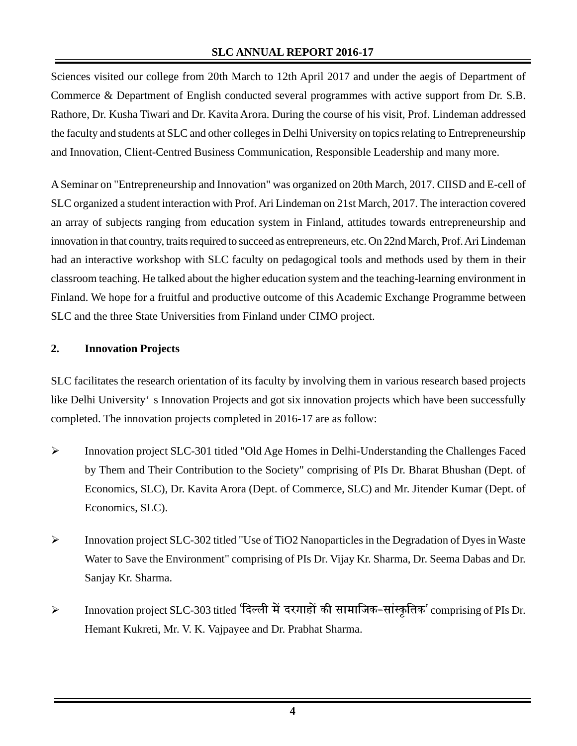Sciences visited our college from 20th March to 12th April 2017 and under the aegis of Department of Commerce & Department of English conducted several programmes with active support from Dr. S.B. Rathore, Dr. Kusha Tiwari and Dr. Kavita Arora. During the course of his visit, Prof. Lindeman addressed the faculty and students at SLC and other colleges in Delhi University on topics relating to Entrepreneurship and Innovation, Client-Centred Business Communication, Responsible Leadership and many more.

A Seminar on "Entrepreneurship and Innovation" was organized on 20th March, 2017. CIISD and E-cell of SLC organized a student interaction with Prof. Ari Lindeman on 21st March, 2017. The interaction covered an array of subjects ranging from education system in Finland, attitudes towards entrepreneurship and innovation in that country, traits required to succeed as entrepreneurs, etc. On 22nd March, Prof. Ari Lindeman had an interactive workshop with SLC faculty on pedagogical tools and methods used by them in their classroom teaching. He talked about the higher education system and the teaching-learning environment in Finland. We hope for a fruitful and productive outcome of this Academic Exchange Programme between SLC and the three State Universities from Finland under CIMO project.

## 2. Innovation Projects

SLC facilitates the research orientation of its faculty by involving them in various research based projects like Delhi University' s Innovation Projects and got six innovation projects which have been successfully completed. The innovation projects completed in 2016-17 are as follow:

- Innovation project SLC-301 titled "Old Age Homes in Delhi-Understanding the Challenges Faced by Them and Their Contribution to the Society" comprising of PIs Dr. Bharat Bhushan (Dept. of Economics, SLC), Dr. Kavita Arora (Dept. of Commerce, SLC) and Mr. Jitender Kumar (Dept. of Economics, SLC).

- Innovation project SLC-302 titled "Use of TiO2 Nanoparticles in the Degradation of Dyes in Waste Water to Save the Environment" comprising of PIs Dr. Vijay Kr. Sharma, Dr. Seema Dabas and Dr. Sanjay Kr. Sharma.

- Innovation project SLC-303 titled 'दिल्ली में दरगाहों की सामाजिक-सांस्कृतिक' comprising of PIs Dr. Hemant Kukreti, Mr. V. K. Vajpayee and Dr. Prabhat Sharma.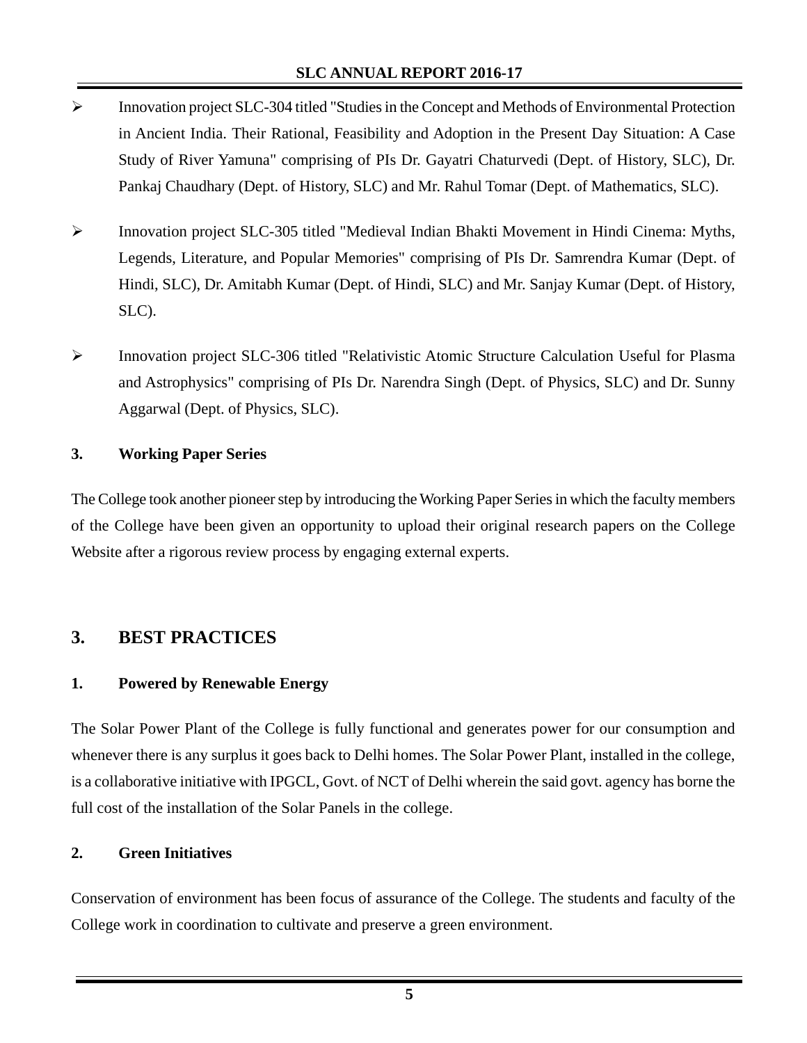- Innovation project SLC-304 titled "Studies in the Concept and Methods of Environmental Protection in Ancient India. Their Rational, Feasibility and Adoption in the Present Day Situation: A Case Study of River Yamuna" comprising of PIs Dr. Gayatri Chaturvedi (Dept. of History, SLC), Dr. Pankaj Chaudhary (Dept. of History, SLC) and Mr. Rahul Tomar (Dept. of Mathematics, SLC).

- Innovation project SLC-305 titled "Medieval Indian Bhakti Movement in Hindi Cinema: Myths, Legends, Literature, and Popular Memories" comprising of PIs Dr. Samrendra Kumar (Dept. of Hindi, SLC), Dr. Amitabh Kumar (Dept. of Hindi, SLC) and Mr. Sanjay Kumar (Dept. of History, SLC).

- Innovation project SLC-306 titled "Relativistic Atomic Structure Calculation Useful for Plasma and Astrophysics" comprising of PIs Dr. Narendra Singh (Dept. of Physics, SLC) and Dr. Sunny Aggarwal (Dept. of Physics, SLC).

### 3. Working Paper Series

The College took another pioneer step by introducing the Working Paper Series in which the faculty members of the College have been given an opportunity to upload their original research papers on the College Website after a rigorous review process by engaging external experts.

## 3. BEST PRACTICES

### 1. Powered by Renewable Energy

The Solar Power Plant of the College is fully functional and generates power for our consumption and whenever there is any surplus it goes back to Delhi homes. The Solar Power Plant, installed in the college, is a collaborative initiative with IPGCL, Govt. of NCT of Delhi wherein the said govt. agency has borne the full cost of the installation of the Solar Panels in the college.

### 2. Green Initiatives

Conservation of environment has been focus of assurance of the College. The students and faculty of the College work in coordination to cultivate and preserve a green environment.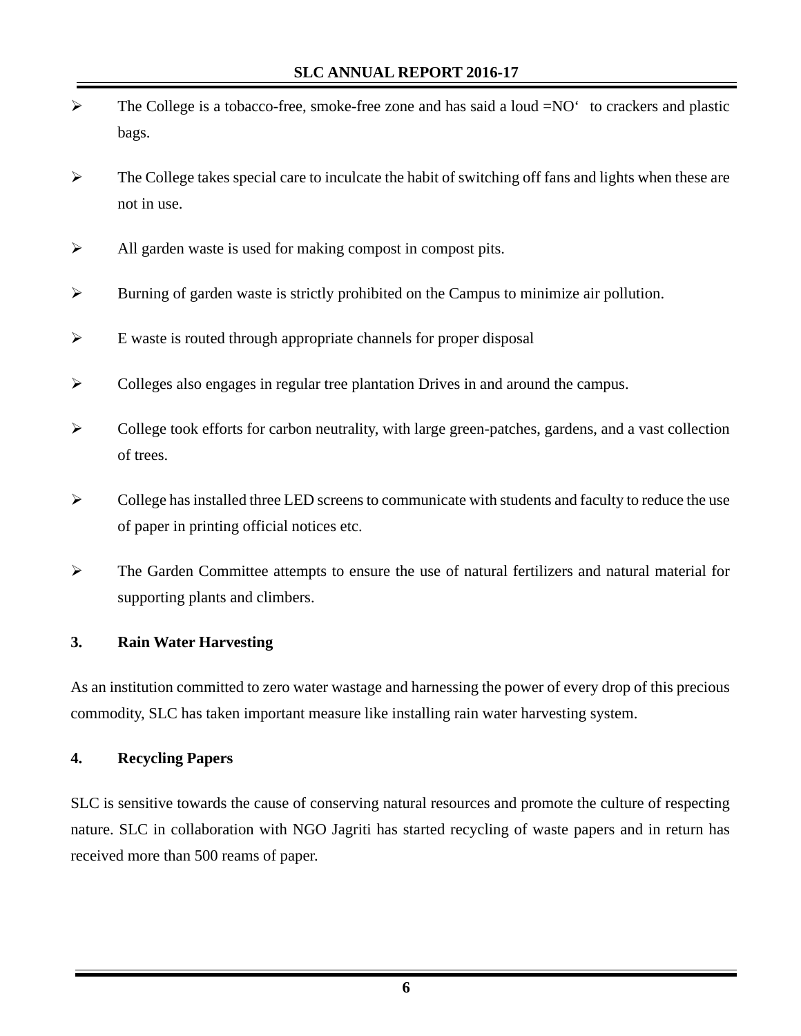- The College is a tobacco-free, smoke-free zone and has said a loud =NO' to crackers and plastic bags.

- The College takes special care to inculcate the habit of switching off fans and lights when these are not in use.

- All garden waste is used for making compost in compost pits.

- Burning of garden waste is strictly prohibited on the Campus to minimize air pollution.

- E waste is routed through appropriate channels for proper disposal

- Colleges also engages in regular tree plantation Drives in and around the campus.

- College took efforts for carbon neutrality, with large green-patches, gardens, and a vast collection of trees.

- College has installed three LED screens to communicate with students and faculty to reduce the use of paper in printing official notices etc.

- The Garden Committee attempts to ensure the use of natural fertilizers and natural material for supporting plants and climbers.

### 3. Rain Water Harvesting

As an institution committed to zero water wastage and harnessing the power of every drop of this precious commodity, SLC has taken important measure like installing rain water harvesting system.

### 4. Recycling Papers

SLC is sensitive towards the cause of conserving natural resources and promote the culture of respecting nature. SLC in collaboration with NGO Jagriti has started recycling of waste papers and in return has received more than 500 reams of paper.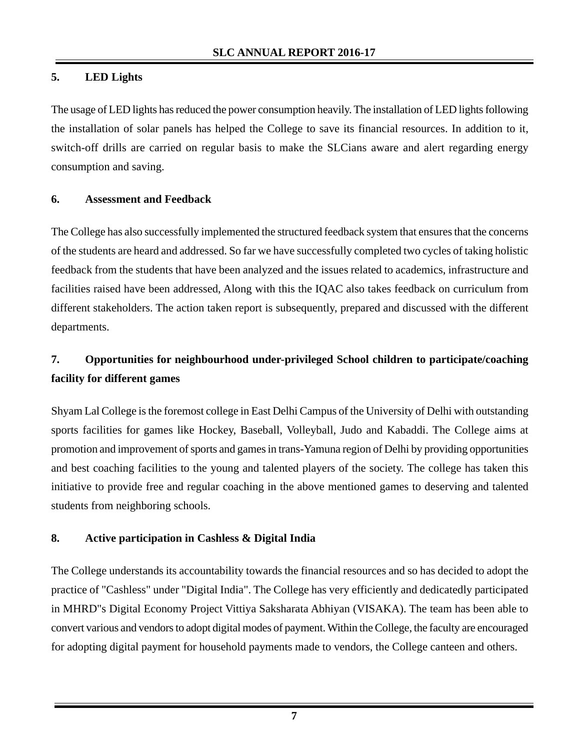### 5. LED Lights

The usage of LED lights has reduced the power consumption heavily. The installation of LED lights following the installation of solar panels has helped the College to save its financial resources. In addition to it, switch-off drills are carried on regular basis to make the SLCians aware and alert regarding energy consumption and saving.

### 6. Assessment and Feedback

The College has also successfully implemented the structured feedback system that ensures that the concerns of the students are heard and addressed. So far we have successfully completed two cycles of taking holistic feedback from the students that have been analyzed and the issues related to academics, infrastructure and facilities raised have been addressed, Along with this the IQAC also takes feedback on curriculum from different stakeholders. The action taken report is subsequently, prepared and discussed with the different departments.

### 7. Opportunities for neighbourhood under-privileged School children to participate/coaching facility for different games

Shyam Lal College is the foremost college in East Delhi Campus of the University of Delhi with outstanding sports facilities for games like Hockey, Baseball, Volleyball, Judo and Kabaddi. The College aims at promotion and improvement of sports and games in trans-Yamuna region of Delhi by providing opportunities and best coaching facilities to the young and talented players of the society. The college has taken this initiative to provide free and regular coaching in the above mentioned games to deserving and talented students from neighboring schools.

### 8. Active participation in Cashless & Digital India

The College understands its accountability towards the financial resources and so has decided to adopt the practice of "Cashless" under "Digital India". The College has very efficiently and dedicatedly participated in MHRD"s Digital Economy Project Vittiya Saksharata Abhiyan (VISAKA). The team has been able to convert various and vendors to adopt digital modes of payment. Within the College, the faculty are encouraged for adopting digital payment for household payments made to vendors, the College canteen and others.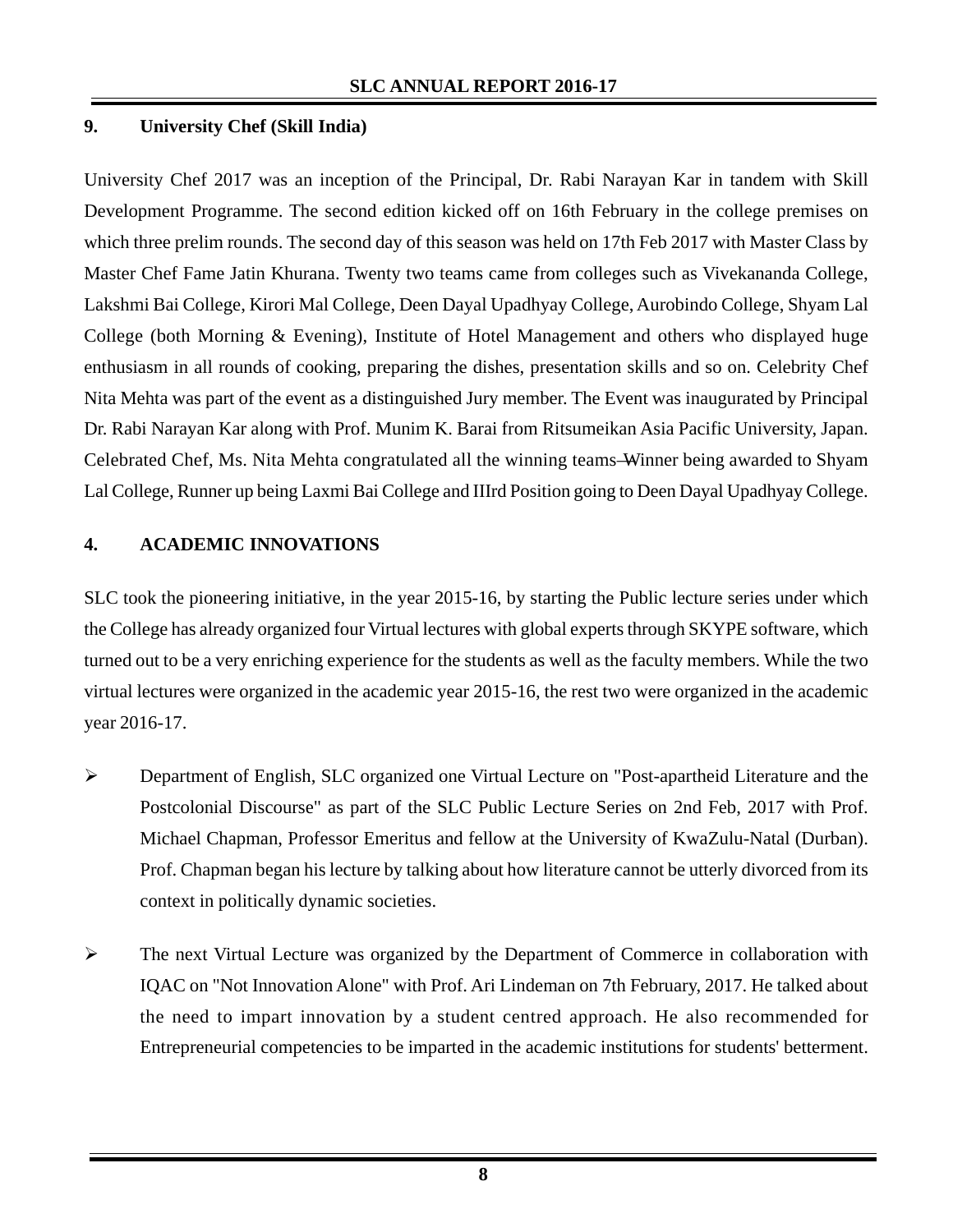## 9. University Chef (Skill India)

University Chef 2017 was an inception of the Principal, Dr. Rabi Narayan Kar in tandem with Skill Development Programme. The second edition kicked off on 16th February in the college premises on which three prelim rounds. The second day of this season was held on 17th Feb 2017 with Master Class by Master Chef Fame Jatin Khurana. Twenty two teams came from colleges such as Vivekananda College, Lakshmi Bai College, Kirori Mal College, Deen Dayal Upadhyay College, Aurobindo College, Shyam Lal College (both Morning & Evening), Institute of Hotel Management and others who displayed huge enthusiasm in all rounds of cooking, preparing the dishes, presentation skills and so on. Celebrity Chef Nita Mehta was part of the event as a distinguished Jury member. The Event was inaugurated by Principal Dr. Rabi Narayan Kar along with Prof. Munim K. Barai from Ritsumeikan Asia Pacific University, Japan. Celebrated Chef, Ms. Nita Mehta congratulated all the winning teams–Winner being awarded to Shyam Lal College, Runner up being Laxmi Bai College and IIIrd Position going to Deen Dayal Upadhyay College.

## 4. ACADEMIC INNOVATIONS

SLC took the pioneering initiative, in the year 2015-16, by starting the Public lecture series under which the College has already organized four Virtual lectures with global experts through SKYPE software, which turned out to be a very enriching experience for the students as well as the faculty members. While the two virtual lectures were organized in the academic year 2015-16, the rest two were organized in the academic year 2016-17.

- Department of English, SLC organized one Virtual Lecture on "Post-apartheid Literature and the Postcolonial Discourse" as part of the SLC Public Lecture Series on 2nd Feb, 2017 with Prof. Michael Chapman, Professor Emeritus and fellow at the University of KwaZulu-Natal (Durban). Prof. Chapman began his lecture by talking about how literature cannot be utterly divorced from its context in politically dynamic societies.

- The next Virtual Lecture was organized by the Department of Commerce in collaboration with IQAC on "Not Innovation Alone" with Prof. Ari Lindeman on 7th February, 2017. He talked about the need to impart innovation by a student centred approach. He also recommended for Entrepreneurial competencies to be imparted in the academic institutions for students' betterment.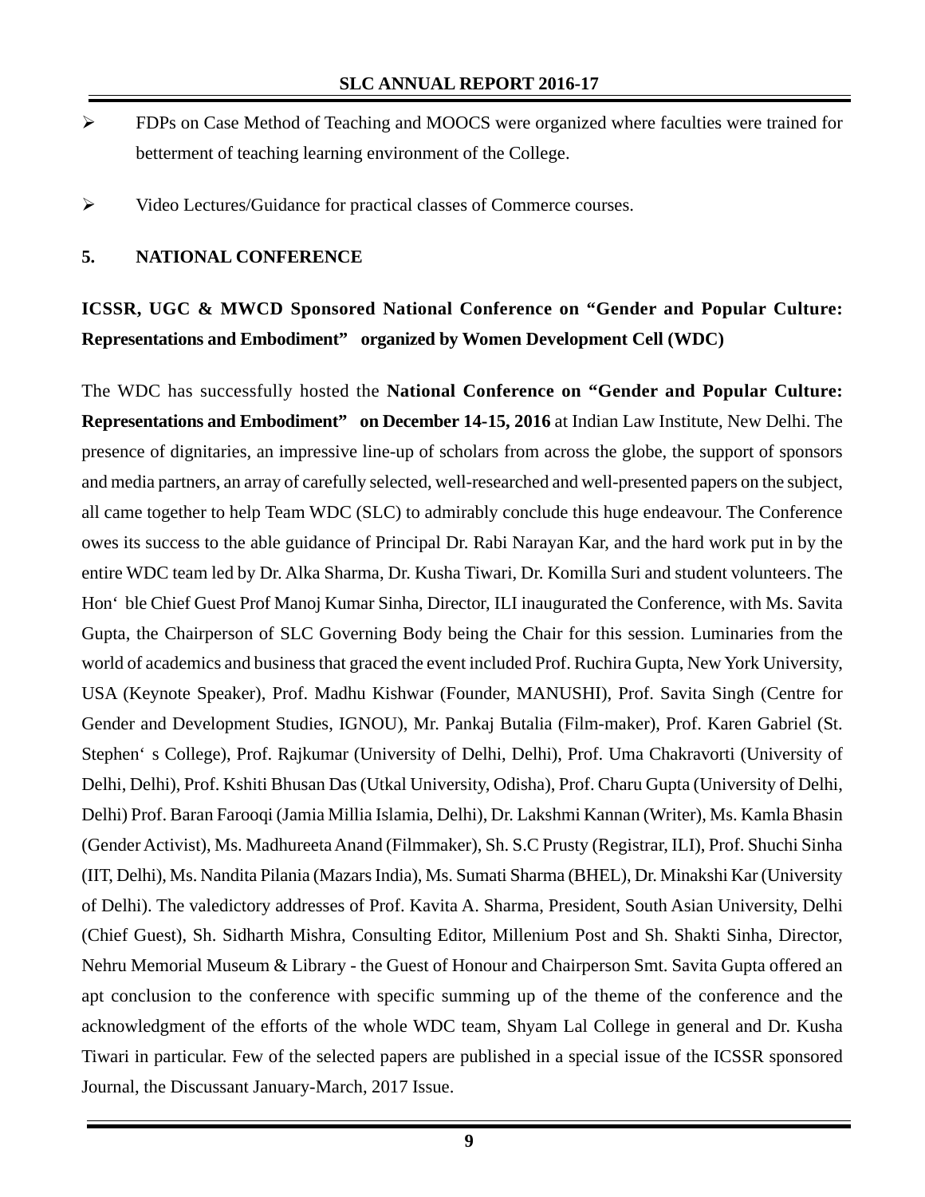- FDPs on Case Method of Teaching and MOOCS were organized where faculties were trained for betterment of teaching learning environment of the College.
- Video Lectures/Guidance for practical classes of Commerce courses.

## 5. NATIONAL CONFERENCE

**ICSSR, UGC & MWCD Sponsored National Conference on "Gender and Popular Culture: Representations and Embodiment" organized by Women Development Cell (WDC)**

The WDC has successfully hosted the **National Conference on "Gender and Popular Culture: Representations and Embodiment" on December 14-15, 2016** at Indian Law Institute, New Delhi. The presence of dignitaries, an impressive line-up of scholars from across the globe, the support of sponsors and media partners, an array of carefully selected, well-researched and well-presented papers on the subject, all came together to help Team WDC (SLC) to admirably conclude this huge endeavour. The Conference owes its success to the able guidance of Principal Dr. Rabi Narayan Kar, and the hard work put in by the entire WDC team led by Dr. Alka Sharma, Dr. Kusha Tiwari, Dr. Komilla Suri and student volunteers. The Hon' ble Chief Guest Prof Manoj Kumar Sinha, Director, ILI inaugurated the Conference, with Ms. Savita Gupta, the Chairperson of SLC Governing Body being the Chair for this session. Luminaries from the world of academics and business that graced the event included Prof. Ruchira Gupta, New York University, USA (Keynote Speaker), Prof. Madhu Kishwar (Founder, MANUSHI), Prof. Savita Singh (Centre for Gender and Development Studies, IGNOU), Mr. Pankaj Butalia (Film-maker), Prof. Karen Gabriel (St. Stephen' s College), Prof. Rajkumar (University of Delhi, Delhi), Prof. Uma Chakravorti (University of Delhi, Delhi), Prof. Kshiti Bhusan Das (Utkal University, Odisha), Prof. Charu Gupta (University of Delhi, Delhi) Prof. Baran Farooqi (Jamia Millia Islamia, Delhi), Dr. Lakshmi Kannan (Writer), Ms. Kamla Bhasin (Gender Activist), Ms. Madhureeta Anand (Filmmaker), Sh. S.C Prusty (Registrar, ILI), Prof. Shuchi Sinha (IIT, Delhi), Ms. Nandita Pilania (Mazars India), Ms. Sumati Sharma (BHEL), Dr. Minakshi Kar (University of Delhi). The valedictory addresses of Prof. Kavita A. Sharma, President, South Asian University, Delhi (Chief Guest), Sh. Sidharth Mishra, Consulting Editor, Millenium Post and Sh. Shakti Sinha, Director, Nehru Memorial Museum & Library - the Guest of Honour and Chairperson Smt. Savita Gupta offered an apt conclusion to the conference with specific summing up of the theme of the conference and the acknowledgment of the efforts of the whole WDC team, Shyam Lal College in general and Dr. Kusha Tiwari in particular. Few of the selected papers are published in a special issue of the ICSSR sponsored Journal, the Discussant January-March, 2017 Issue.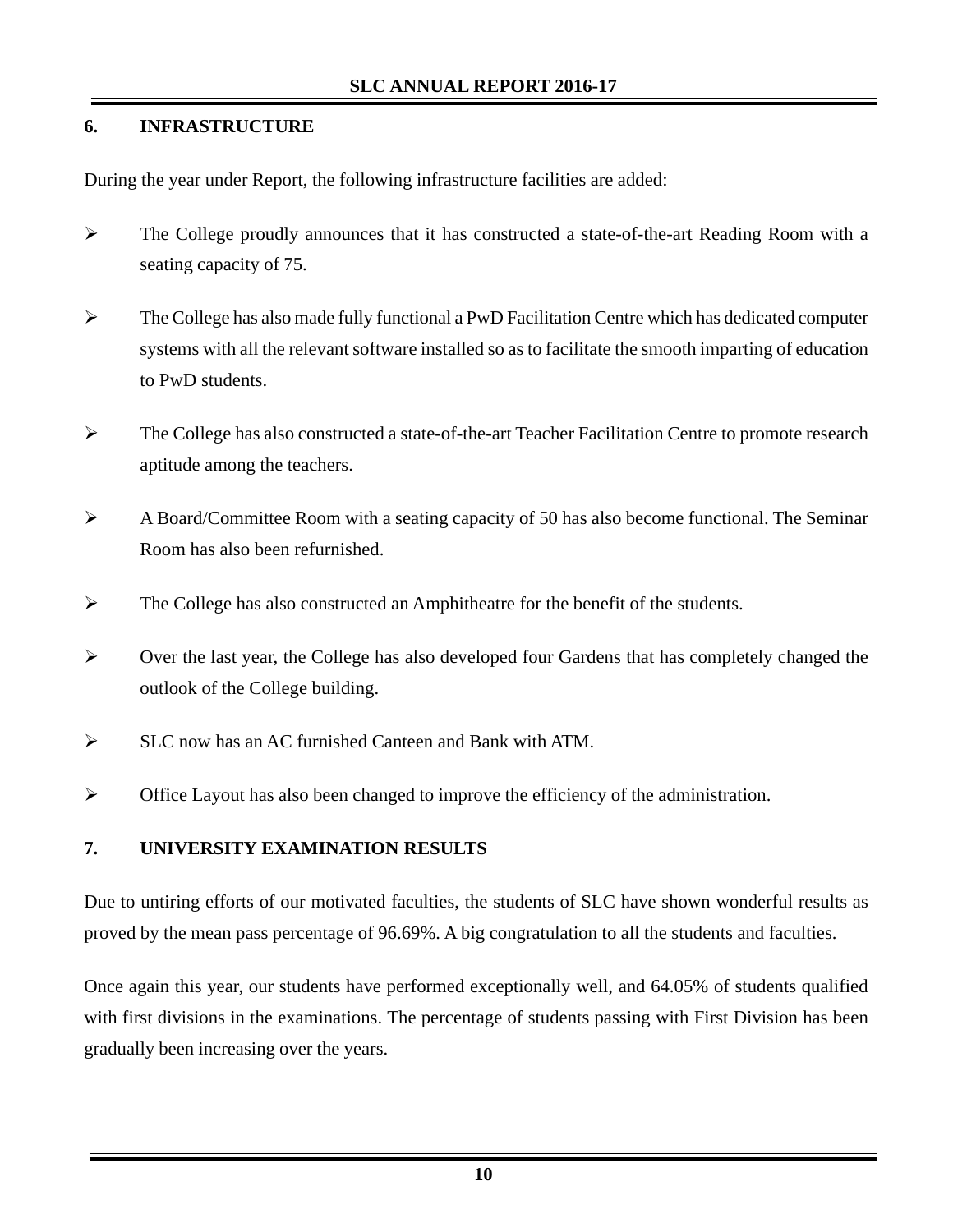## 6. INFRASTRUCTURE

During the year under Report, the following infrastructure facilities are added:

- The College proudly announces that it has constructed a state-of-the-art Reading Room with a seating capacity of 75.
- The College has also made fully functional a PwD Facilitation Centre which has dedicated computer systems with all the relevant software installed so as to facilitate the smooth imparting of education to PwD students.
- The College has also constructed a state-of-the-art Teacher Facilitation Centre to promote research aptitude among the teachers.
- A Board/Committee Room with a seating capacity of 50 has also become functional. The Seminar Room has also been refurnished.
- The College has also constructed an Amphitheatre for the benefit of the students.
- Over the last year, the College has also developed four Gardens that has completely changed the outlook of the College building.
- SLC now has an AC furnished Canteen and Bank with ATM.
- Office Layout has also been changed to improve the efficiency of the administration.

## 7. UNIVERSITY EXAMINATION RESULTS

Due to untiring efforts of our motivated faculties, the students of SLC have shown wonderful results as proved by the mean pass percentage of 96.69%. A big congratulation to all the students and faculties.

Once again this year, our students have performed exceptionally well, and 64.05% of students qualified with first divisions in the examinations. The percentage of students passing with First Division has been gradually been increasing over the years.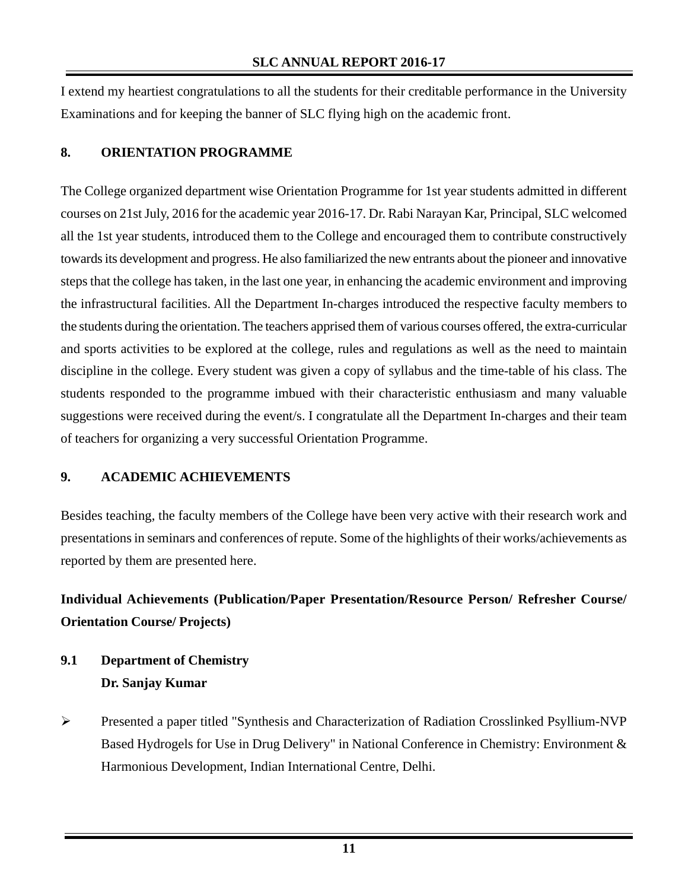I extend my heartiest congratulations to all the students for their creditable performance in the University Examinations and for keeping the banner of SLC flying high on the academic front.

## 8. ORIENTATION PROGRAMME

The College organized department wise Orientation Programme for 1st year students admitted in different courses on 21st July, 2016 for the academic year 2016-17. Dr. Rabi Narayan Kar, Principal, SLC welcomed all the 1st year students, introduced them to the College and encouraged them to contribute constructively towards its development and progress. He also familiarized the new entrants about the pioneer and innovative steps that the college has taken, in the last one year, in enhancing the academic environment and improving the infrastructural facilities. All the Department In-charges introduced the respective faculty members to the students during the orientation. The teachers apprised them of various courses offered, the extra-curricular and sports activities to be explored at the college, rules and regulations as well as the need to maintain discipline in the college. Every student was given a copy of syllabus and the time-table of his class. The students responded to the programme imbued with their characteristic enthusiasm and many valuable suggestions were received during the event/s. I congratulate all the Department In-charges and their team of teachers for organizing a very successful Orientation Programme.

## 9. ACADEMIC ACHIEVEMENTS

Besides teaching, the faculty members of the College have been very active with their research work and presentations in seminars and conferences of repute. Some of the highlights of their works/achievements as reported by them are presented here.

**Individual Achievements (Publication/Paper Presentation/Resource Person/ Refresher Course/ Orientation Course/ Projects)**

### 9.1 Department of Chemistry

**Dr. Sanjay Kumar**

- Presented a paper titled "Synthesis and Characterization of Radiation Crosslinked Psyllium-NVP Based Hydrogels for Use in Drug Delivery" in National Conference in Chemistry: Environment & Harmonious Development, Indian International Centre, Delhi.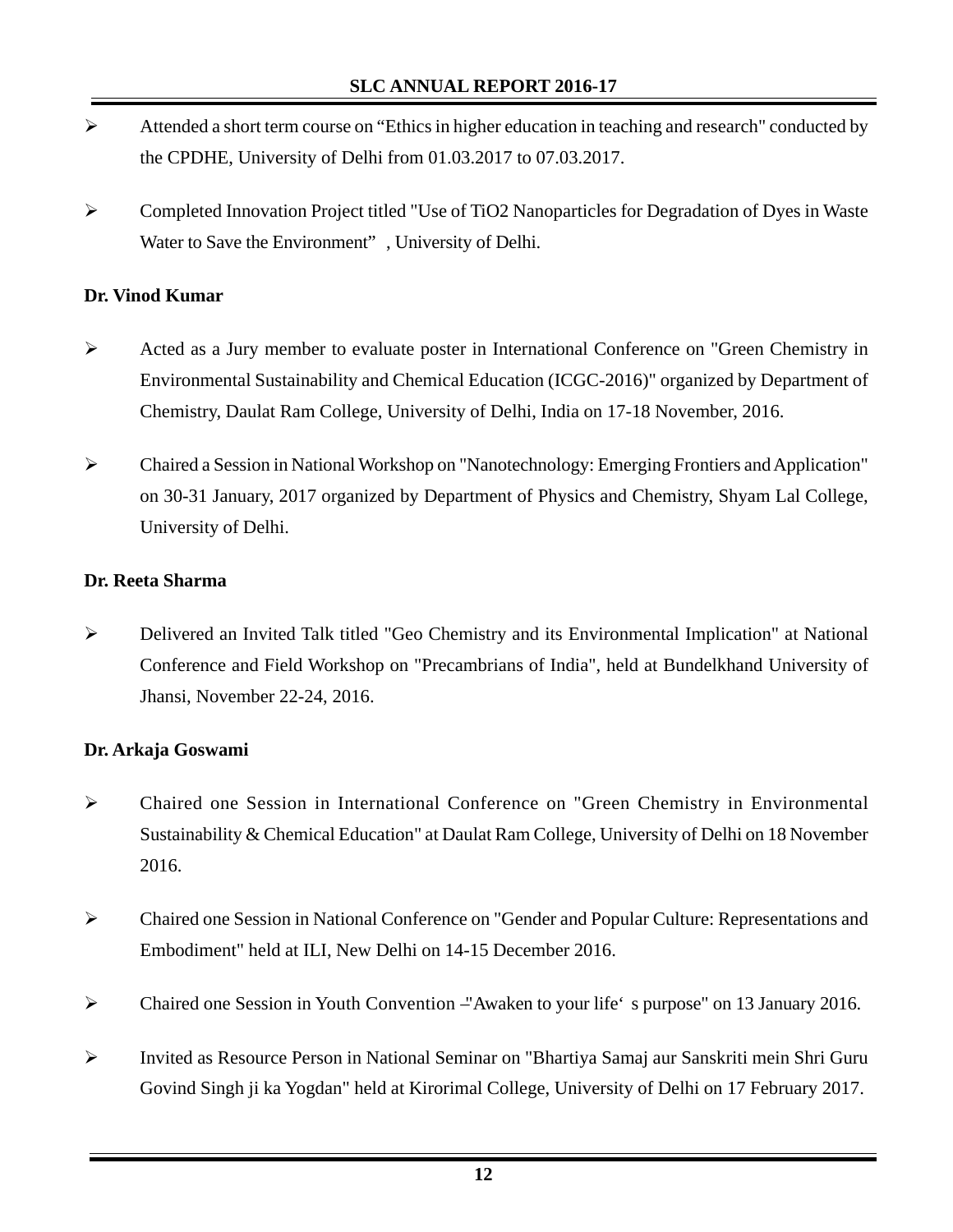- Attended a short term course on "Ethics in higher education in teaching and research" conducted by the CPDHE, University of Delhi from 01.03.2017 to 07.03.2017.

- Completed Innovation Project titled "Use of $TiO_2$ Nanoparticles for Degradation of Dyes in Waste Water to Save the Environment" , University of Delhi.

**Dr. Vinod Kumar**

- Acted as a Jury member to evaluate poster in International Conference on "Green Chemistry in Environmental Sustainability and Chemical Education (ICGC-2016)" organized by Department of Chemistry, Daulat Ram College, University of Delhi, India on 17-18 November, 2016.

- Chaired a Session in National Workshop on "Nanotechnology: Emerging Frontiers and Application" on 30-31 January, 2017 organized by Department of Physics and Chemistry, Shyam Lal College, University of Delhi.

**Dr. Reeta Sharma**

- Delivered an Invited Talk titled "Geo Chemistry and its Environmental Implication" at National Conference and Field Workshop on "Precambrians of India", held at Bundelkhand University of Jhansi, November 22-24, 2016.

**Dr. Arkaja Goswami**

- Chaired one Session in International Conference on "Green Chemistry in Environmental Sustainability & Chemical Education" at Daulat Ram College, University of Delhi on 18 November 2016.

- Chaired one Session in National Conference on "Gender and Popular Culture: Representations and Embodiment" held at ILI, New Delhi on 14-15 December 2016.

- Chaired one Session in Youth Convention –"Awaken to your life's purpose" on 13 January 2016.

- Invited as Resource Person in National Seminar on "Bhartiya Samaj aur Sanskriti mein Shri Guru Govind Singh ji ka Yogdan" held at Kirorimal College, University of Delhi on 17 February 2017.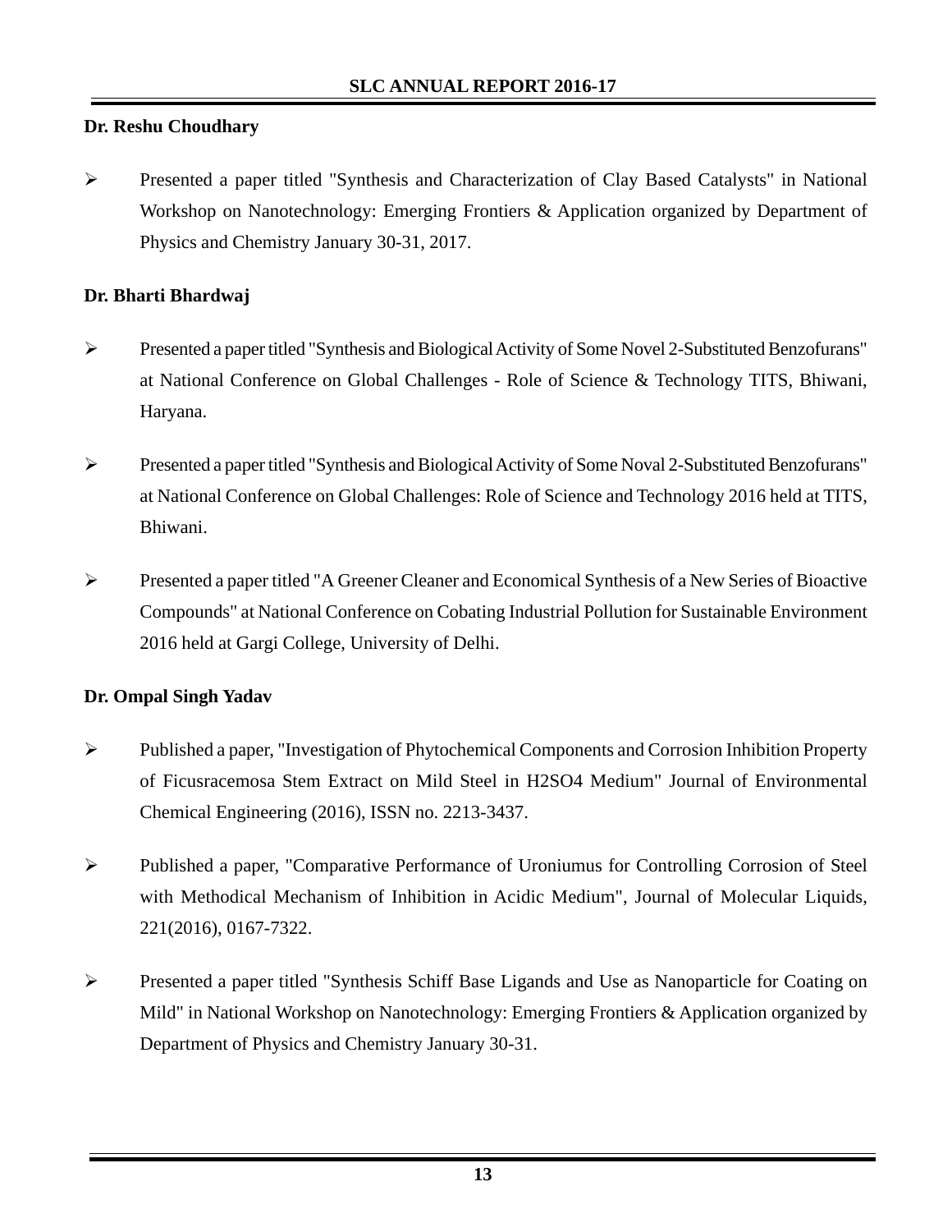**Dr. Reshu Choudhary**

- Presented a paper titled "Synthesis and Characterization of Clay Based Catalysts" in National Workshop on Nanotechnology: Emerging Frontiers & Application organized by Department of Physics and Chemistry January 30-31, 2017.

**Dr. Bharti Bhardwaj**

- Presented a paper titled "Synthesis and Biological Activity of Some Novel 2-Substituted Benzofurans" at National Conference on Global Challenges - Role of Science & Technology TITS, Bhiwani, Haryana.
- Presented a paper titled "Synthesis and Biological Activity of Some Noval 2-Substituted Benzofurans" at National Conference on Global Challenges: Role of Science and Technology 2016 held at TITS, Bhiwani.
- Presented a paper titled "A Greener Cleaner and Economical Synthesis of a New Series of Bioactive Compounds" at National Conference on Cobating Industrial Pollution for Sustainable Environment 2016 held at Gargi College, University of Delhi.

**Dr. Ompal Singh Yadav**

- Published a paper, "Investigation of Phytochemical Components and Corrosion Inhibition Property of Ficusracemosa Stem Extract on Mild Steel in $H_2SO_4$ Medium" Journal of Environmental Chemical Engineering (2016), ISSN no. 2213-3437.
- Published a paper, "Comparative Performance of Uroniumus for Controlling Corrosion of Steel with Methodical Mechanism of Inhibition in Acidic Medium", Journal of Molecular Liquids, 221(2016), 0167-7322.
- Presented a paper titled "Synthesis Schiff Base Ligands and Use as Nanoparticle for Coating on Mild" in National Workshop on Nanotechnology: Emerging Frontiers & Application organized by Department of Physics and Chemistry January 30-31.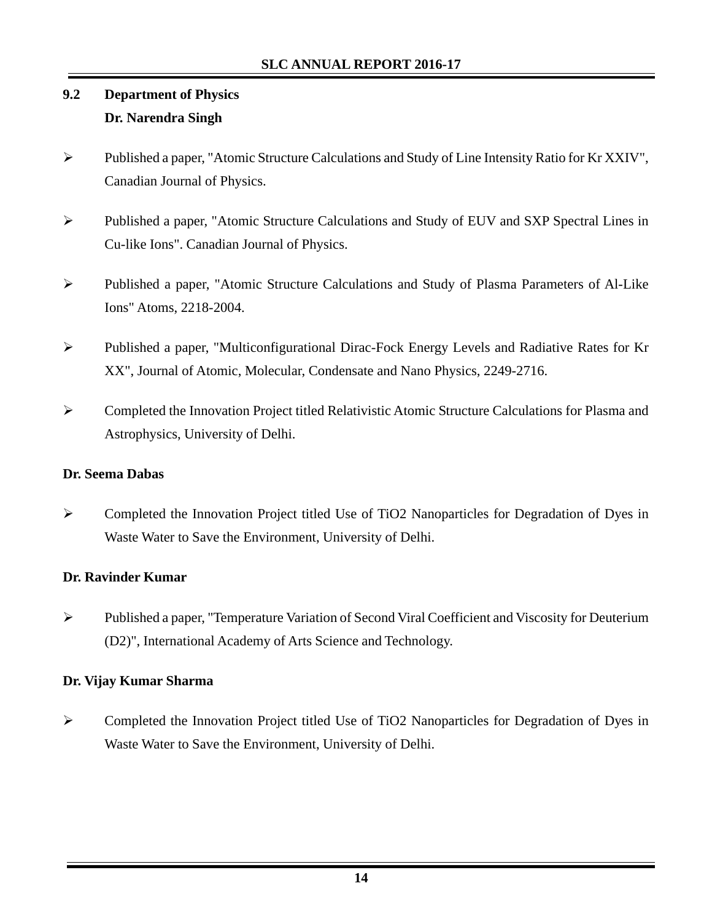## 9.2 Department of Physics

**Dr. Narendra Singh**

- Published a paper, "Atomic Structure Calculations and Study of Line Intensity Ratio for Kr XXIV", Canadian Journal of Physics.
- Published a paper, "Atomic Structure Calculations and Study of EUV and SXP Spectral Lines in Cu-like Ions". Canadian Journal of Physics.
- Published a paper, "Atomic Structure Calculations and Study of Plasma Parameters of Al-Like Ions" Atoms, 2218-2004.
- Published a paper, "Multiconfigurational Dirac-Fock Energy Levels and Radiative Rates for Kr XX", Journal of Atomic, Molecular, Condensate and Nano Physics, 2249-2716.
- Completed the Innovation Project titled Relativistic Atomic Structure Calculations for Plasma and Astrophysics, University of Delhi.

**Dr. Seema Dabas**

- Completed the Innovation Project titled Use of $TiO_2$ Nanoparticles for Degradation of Dyes in Waste Water to Save the Environment, University of Delhi.

**Dr. Ravinder Kumar**

- Published a paper, "Temperature Variation of Second Viral Coefficient and Viscosity for Deuterium ($D_2$)", International Academy of Arts Science and Technology.

**Dr. Vijay Kumar Sharma**

- Completed the Innovation Project titled Use of $TiO_2$ Nanoparticles for Degradation of Dyes in Waste Water to Save the Environment, University of Delhi.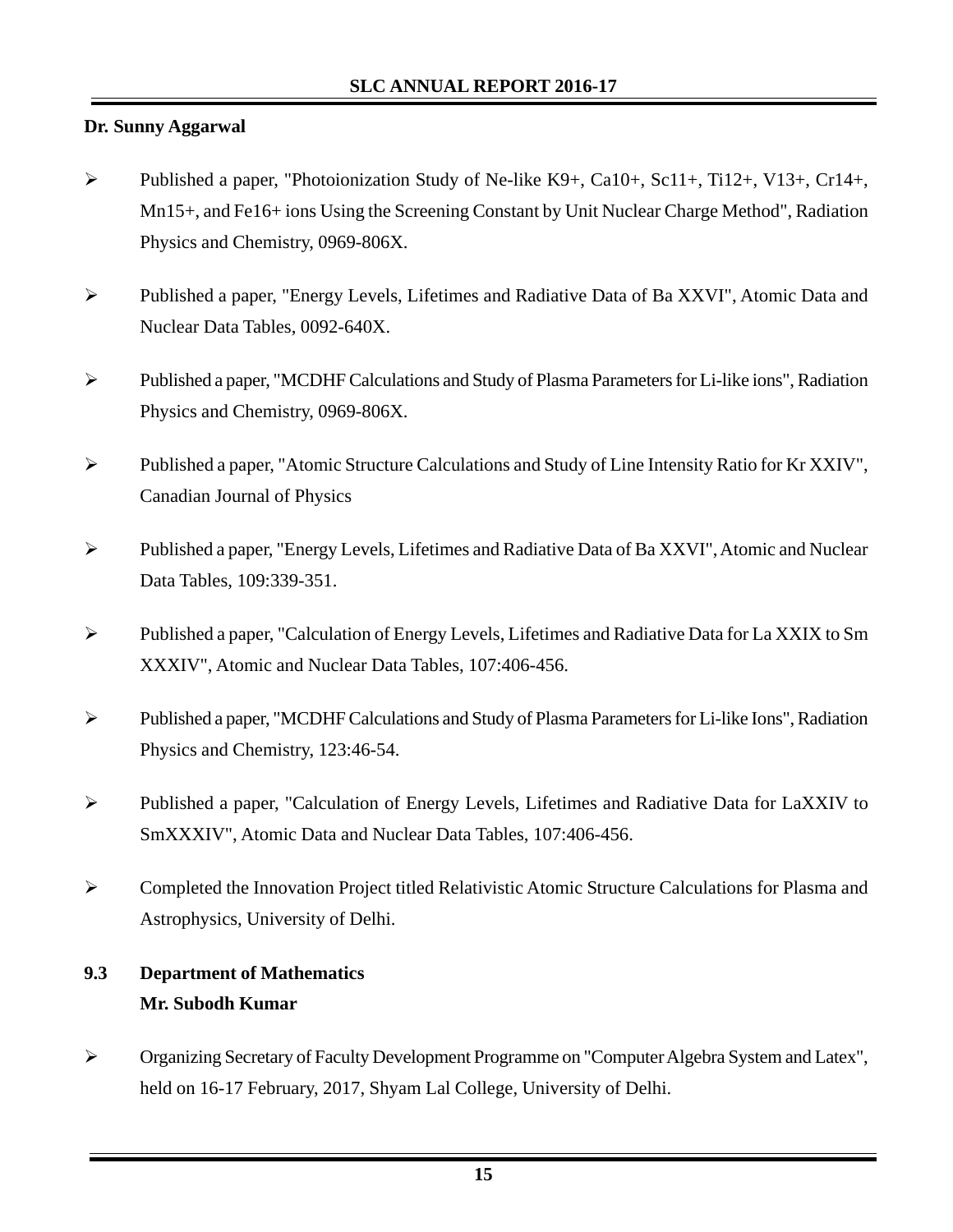**Dr. Sunny Aggarwal**

- Published a paper, "Photoionization Study of Ne-like $K^{9+}$, $Ca^{10+}$, $Sc^{11+}$, $Ti^{12+}$, $V^{13+}$, $Cr^{14+}$, $Mn^{15+}$, and $Fe^{16+}$ ions Using the Screening Constant by Unit Nuclear Charge Method", Radiation Physics and Chemistry, 0969-806X.
- Published a paper, "Energy Levels, Lifetimes and Radiative Data of Ba XXVI", Atomic Data and Nuclear Data Tables, 0092-640X.
- Published a paper, "MCDHF Calculations and Study of Plasma Parameters for Li-like ions", Radiation Physics and Chemistry, 0969-806X.
- Published a paper, "Atomic Structure Calculations and Study of Line Intensity Ratio for Kr XXIV", Canadian Journal of Physics
- Published a paper, "Energy Levels, Lifetimes and Radiative Data of Ba XXVI", Atomic and Nuclear Data Tables, 109:339-351.
- Published a paper, "Calculation of Energy Levels, Lifetimes and Radiative Data for La XXIX to Sm XXXIV", Atomic and Nuclear Data Tables, 107:406-456.
- Published a paper, "MCDHF Calculations and Study of Plasma Parameters for Li-like Ions", Radiation Physics and Chemistry, 123:46-54.
- Published a paper, "Calculation of Energy Levels, Lifetimes and Radiative Data for LaXXIV to SmXXXIV", Atomic Data and Nuclear Data Tables, 107:406-456.
- Completed the Innovation Project titled Relativistic Atomic Structure Calculations for Plasma and Astrophysics, University of Delhi.

## 9.3 Department of Mathematics

**Mr. Subodh Kumar**

- Organizing Secretary of Faculty Development Programme on "Computer Algebra System and Latex", held on 16-17 February, 2017, Shyam Lal College, University of Delhi.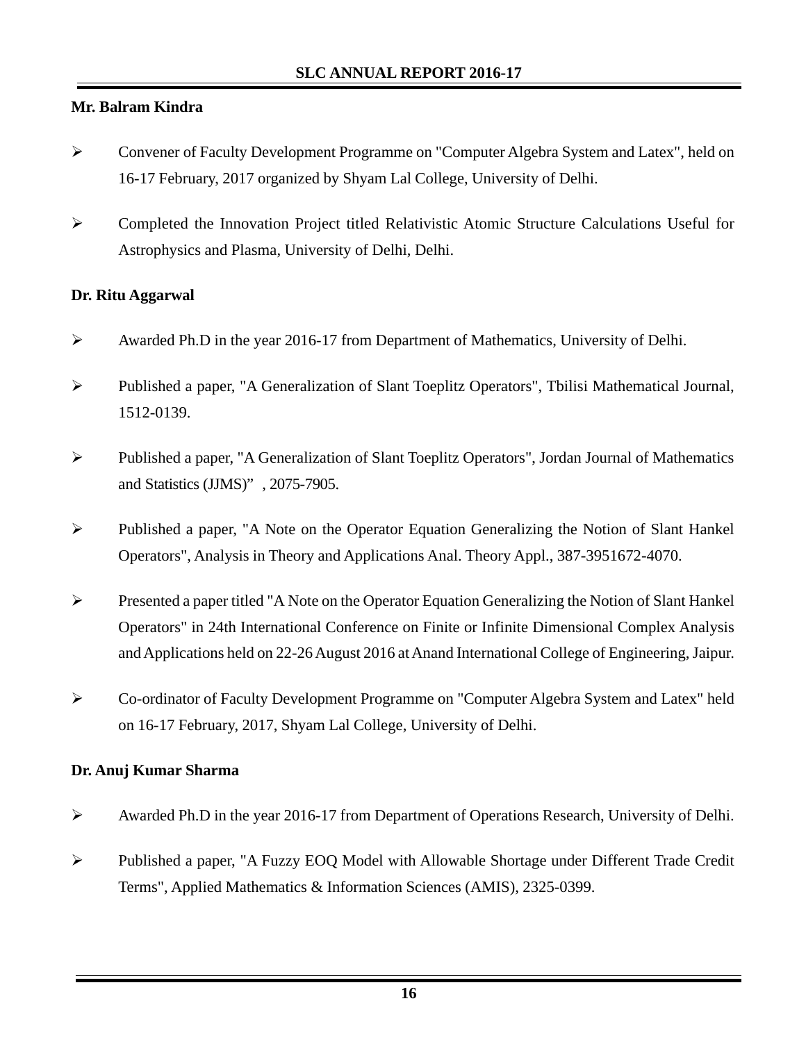**Mr. Balram Kindra**

- Convener of Faculty Development Programme on "Computer Algebra System and Latex", held on 16-17 February, 2017 organized by Shyam Lal College, University of Delhi.
- Completed the Innovation Project titled Relativistic Atomic Structure Calculations Useful for Astrophysics and Plasma, University of Delhi, Delhi.

**Dr. Ritu Aggarwal**

- Awarded Ph.D in the year 2016-17 from Department of Mathematics, University of Delhi.
- Published a paper, "A Generalization of Slant Toeplitz Operators", Tbilisi Mathematical Journal, 1512-0139.
- Published a paper, "A Generalization of Slant Toeplitz Operators", Jordan Journal of Mathematics and Statistics (JJMS)" , 2075-7905.
- Published a paper, "A Note on the Operator Equation Generalizing the Notion of Slant Hankel Operators", Analysis in Theory and Applications Anal. Theory Appl., 387-3951672-4070.
- Presented a paper titled "A Note on the Operator Equation Generalizing the Notion of Slant Hankel Operators" in 24th International Conference on Finite or Infinite Dimensional Complex Analysis and Applications held on 22-26 August 2016 at Anand International College of Engineering, Jaipur.
- Co-ordinator of Faculty Development Programme on "Computer Algebra System and Latex" held on 16-17 February, 2017, Shyam Lal College, University of Delhi.

**Dr. Anuj Kumar Sharma**

- Awarded Ph.D in the year 2016-17 from Department of Operations Research, University of Delhi.
- Published a paper, "A Fuzzy EOQ Model with Allowable Shortage under Different Trade Credit Terms", Applied Mathematics & Information Sciences (AMIS), 2325-0399.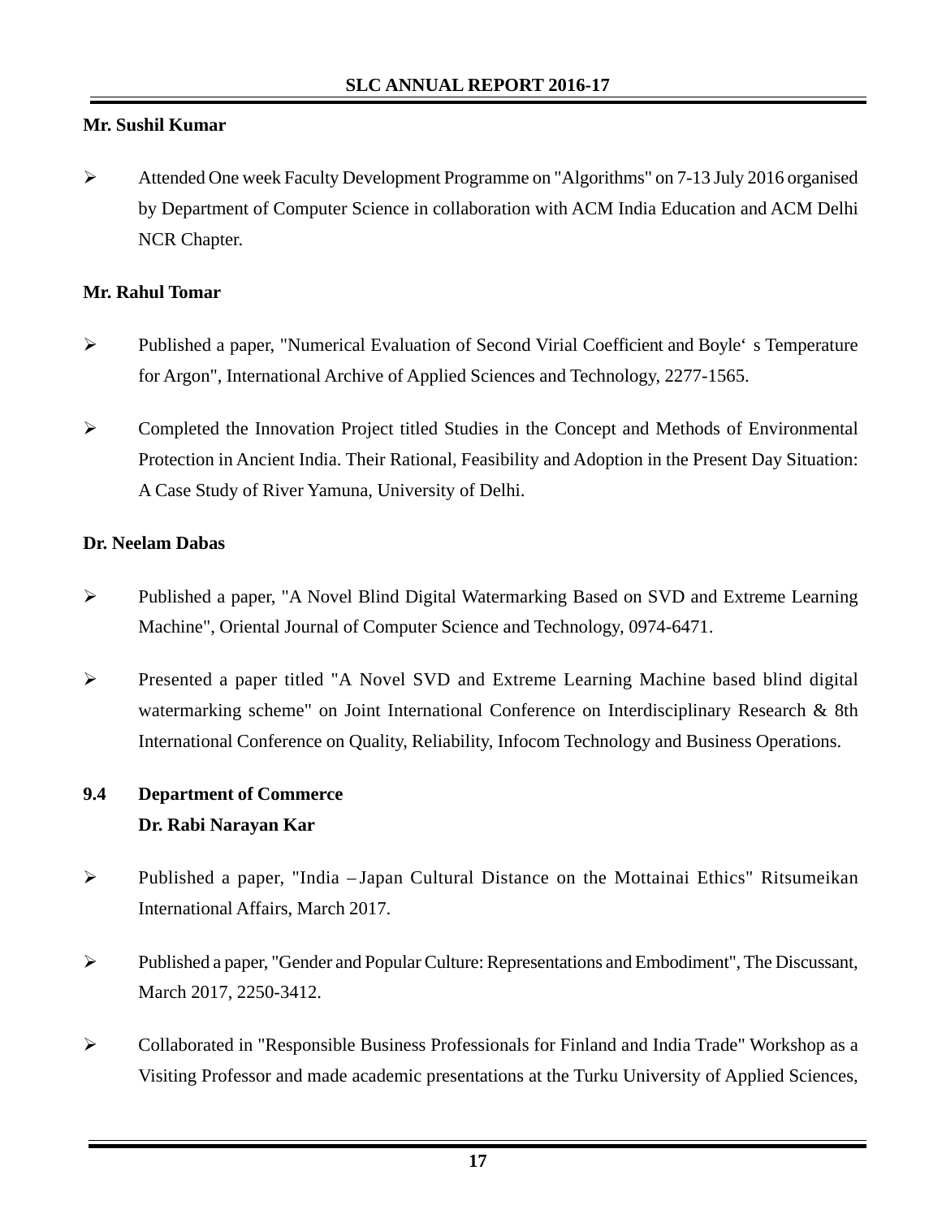**Mr. Sushil Kumar**

- Attended One week Faculty Development Programme on "Algorithms" on 7-13 July 2016 organised by Department of Computer Science in collaboration with ACM India Education and ACM Delhi NCR Chapter.

**Mr. Rahul Tomar**

- Published a paper, "Numerical Evaluation of Second Virial Coefficient and Boyle' s Temperature for Argon", International Archive of Applied Sciences and Technology, 2277-1565.
- Completed the Innovation Project titled Studies in the Concept and Methods of Environmental Protection in Ancient India. Their Rational, Feasibility and Adoption in the Present Day Situation: A Case Study of River Yamuna, University of Delhi.

**Dr. Neelam Dabas**

- Published a paper, "A Novel Blind Digital Watermarking Based on SVD and Extreme Learning Machine", Oriental Journal of Computer Science and Technology, 0974-6471.
- Presented a paper titled "A Novel SVD and Extreme Learning Machine based blind digital watermarking scheme" on Joint International Conference on Interdisciplinary Research & 8th International Conference on Quality, Reliability, Infocom Technology and Business Operations.

## 9.4 Department of Commerce

**Dr. Rabi Narayan Kar**

- Published a paper, "India – Japan Cultural Distance on the Mottainai Ethics" Ritsumeikan International Affairs, March 2017.
- Published a paper, "Gender and Popular Culture: Representations and Embodiment", The Discussant, March 2017, 2250-3412.
- Collaborated in "Responsible Business Professionals for Finland and India Trade" Workshop as a Visiting Professor and made academic presentations at the Turku University of Applied Sciences,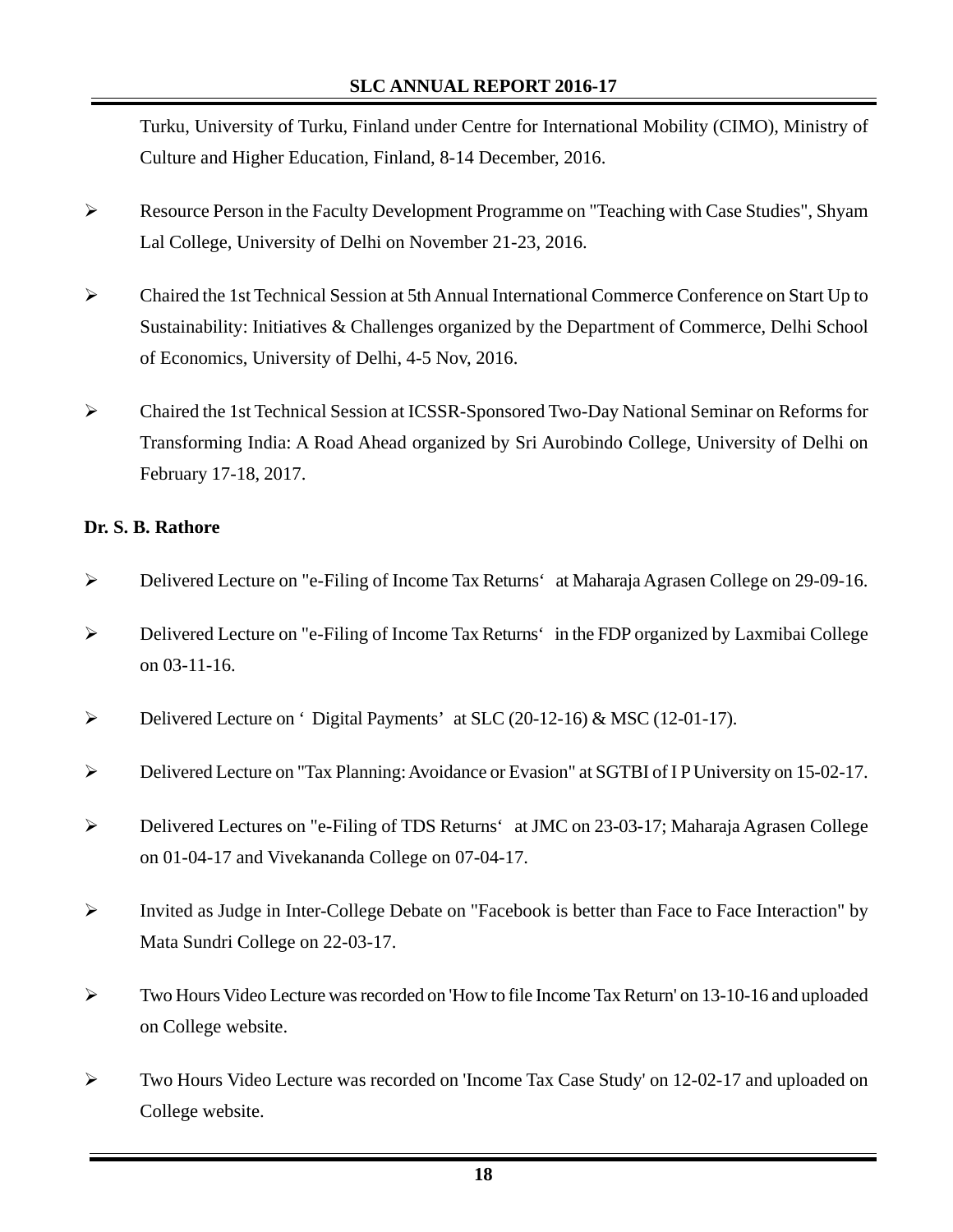Turku, University of Turku, Finland under Centre for International Mobility (CIMO), Ministry of Culture and Higher Education, Finland, 8-14 December, 2016.

- Resource Person in the Faculty Development Programme on "Teaching with Case Studies", Shyam Lal College, University of Delhi on November 21-23, 2016.
- Chaired the 1st Technical Session at 5th Annual International Commerce Conference on Start Up to Sustainability: Initiatives & Challenges organized by the Department of Commerce, Delhi School of Economics, University of Delhi, 4-5 Nov, 2016.
- Chaired the 1st Technical Session at ICSSR-Sponsored Two-Day National Seminar on Reforms for Transforming India: A Road Ahead organized by Sri Aurobindo College, University of Delhi on February 17-18, 2017.

**Dr. S. B. Rathore**

- Delivered Lecture on "e-Filing of Income Tax Returns' at Maharaja Agrasen College on 29-09-16.
- Delivered Lecture on "e-Filing of Income Tax Returns' in the FDP organized by Laxmibai College on 03-11-16.
- Delivered Lecture on ' Digital Payments' at SLC (20-12-16) & MSC (12-01-17).
- Delivered Lecture on "Tax Planning: Avoidance or Evasion" at SGTBI of I P University on 15-02-17.
- Delivered Lectures on "e-Filing of TDS Returns' at JMC on 23-03-17; Maharaja Agrasen College on 01-04-17 and Vivekananda College on 07-04-17.
- Invited as Judge in Inter-College Debate on "Facebook is better than Face to Face Interaction" by Mata Sundri College on 22-03-17.
- Two Hours Video Lecture was recorded on 'How to file Income Tax Return' on 13-10-16 and uploaded on College website.
- Two Hours Video Lecture was recorded on 'Income Tax Case Study' on 12-02-17 and uploaded on College website.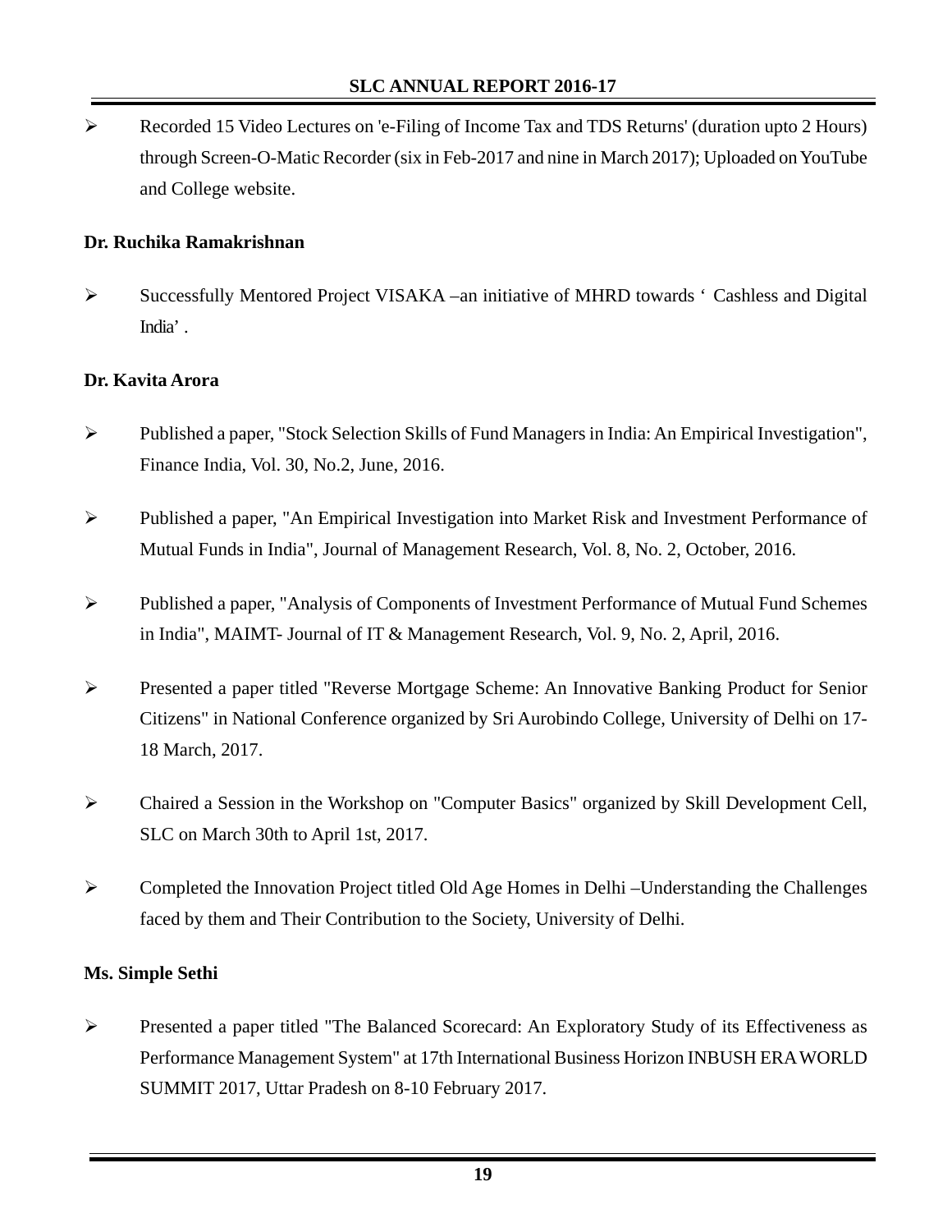- Recorded 15 Video Lectures on 'e-Filing of Income Tax and TDS Returns' (duration upto 2 Hours) through Screen-O-Matic Recorder (six in Feb-2017 and nine in March 2017); Uploaded on YouTube and College website.

**Dr. Ruchika Ramakrishnan**

- Successfully Mentored Project VISAKA –an initiative of MHRD towards ' Cashless and Digital India' .

**Dr. Kavita Arora**

- Published a paper, "Stock Selection Skills of Fund Managers in India: An Empirical Investigation", Finance India, Vol. 30, No.2, June, 2016.
- Published a paper, "An Empirical Investigation into Market Risk and Investment Performance of Mutual Funds in India", Journal of Management Research, Vol. 8, No. 2, October, 2016.
- Published a paper, "Analysis of Components of Investment Performance of Mutual Fund Schemes in India", MAIMT- Journal of IT & Management Research, Vol. 9, No. 2, April, 2016.
- Presented a paper titled "Reverse Mortgage Scheme: An Innovative Banking Product for Senior Citizens" in National Conference organized by Sri Aurobindo College, University of Delhi on 17-18 March, 2017.
- Chaired a Session in the Workshop on "Computer Basics" organized by Skill Development Cell, SLC on March 30th to April 1st, 2017.
- Completed the Innovation Project titled Old Age Homes in Delhi –Understanding the Challenges faced by them and Their Contribution to the Society, University of Delhi.

**Ms. Simple Sethi**

- Presented a paper titled "The Balanced Scorecard: An Exploratory Study of its Effectiveness as Performance Management System" at 17th International Business Horizon INBUSH ERA WORLD SUMMIT 2017, Uttar Pradesh on 8-10 February 2017.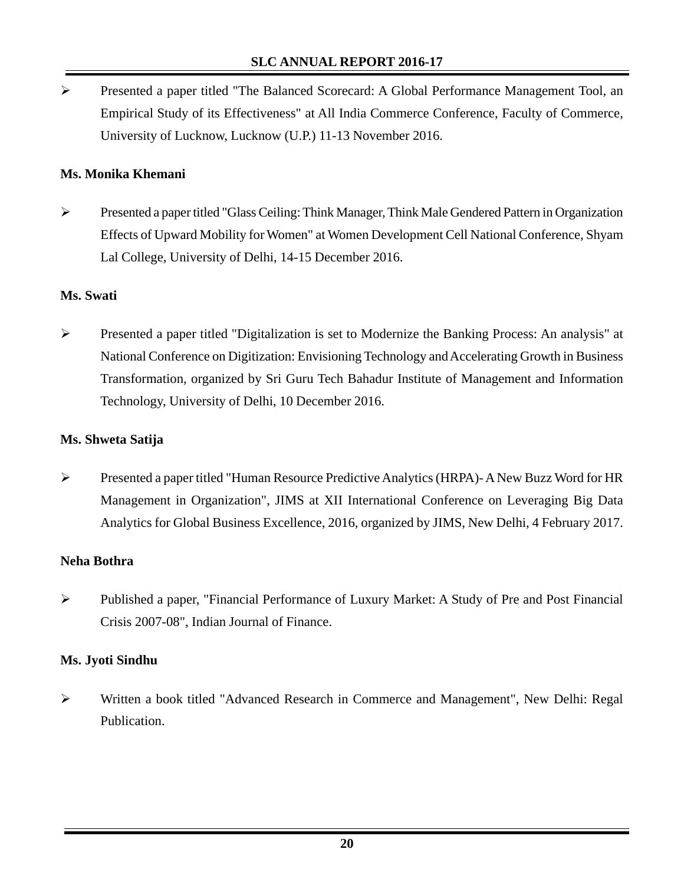- Presented a paper titled "The Balanced Scorecard: A Global Performance Management Tool, an Empirical Study of its Effectiveness" at All India Commerce Conference, Faculty of Commerce, University of Lucknow, Lucknow (U.P.) 11-13 November 2016.

**Ms. Monika Khemani**

- Presented a paper titled "Glass Ceiling: Think Manager, Think Male Gendered Pattern in Organization Effects of Upward Mobility for Women" at Women Development Cell National Conference, Shyam Lal College, University of Delhi, 14-15 December 2016.

**Ms. Swati**

- Presented a paper titled "Digitalization is set to Modernize the Banking Process: An analysis" at National Conference on Digitization: Envisioning Technology and Accelerating Growth in Business Transformation, organized by Sri Guru Tech Bahadur Institute of Management and Information Technology, University of Delhi, 10 December 2016.

**Ms. Shweta Satija**

- Presented a paper titled "Human Resource Predictive Analytics (HRPA)- A New Buzz Word for HR Management in Organization", JIMS at XII International Conference on Leveraging Big Data Analytics for Global Business Excellence, 2016, organized by JIMS, New Delhi, 4 February 2017.

**Neha Bothra**

- Published a paper, "Financial Performance of Luxury Market: A Study of Pre and Post Financial Crisis 2007-08", Indian Journal of Finance.

**Ms. Jyoti Sindhu**

- Written a book titled "Advanced Research in Commerce and Management", New Delhi: Regal Publication.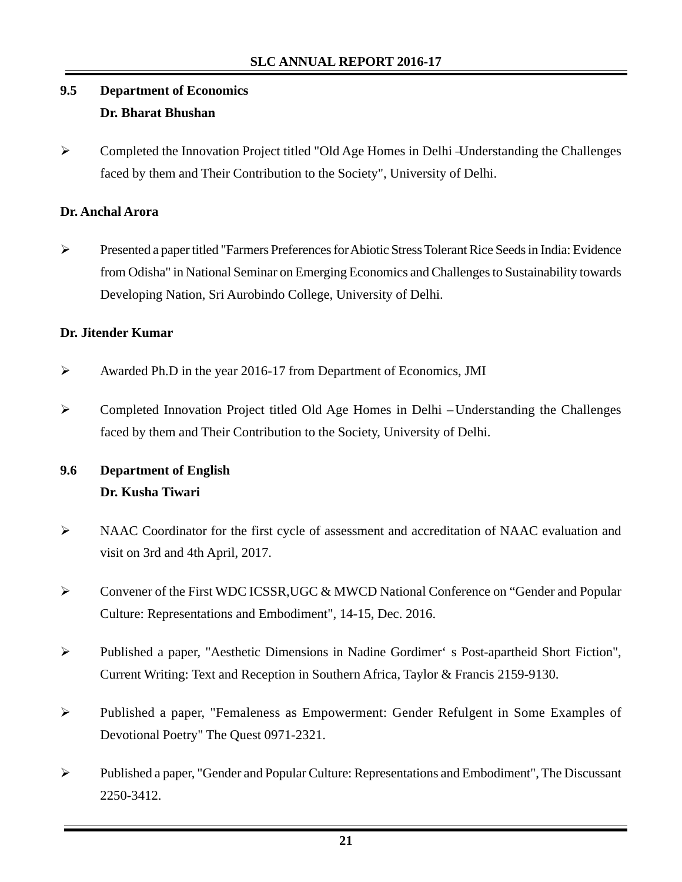## 9.5 Department of Economics

**Dr. Bharat Bhushan**

- Completed the Innovation Project titled "Old Age Homes in Delhi –Understanding the Challenges faced by them and Their Contribution to the Society", University of Delhi.

**Dr. Anchal Arora**

- Presented a paper titled "Farmers Preferences for Abiotic Stress Tolerant Rice Seeds in India: Evidence from Odisha" in National Seminar on Emerging Economics and Challenges to Sustainability towards Developing Nation, Sri Aurobindo College, University of Delhi.

**Dr. Jitender Kumar**

- Awarded Ph.D in the year 2016-17 from Department of Economics, JMI
- Completed Innovation Project titled Old Age Homes in Delhi – Understanding the Challenges faced by them and Their Contribution to the Society, University of Delhi.

## 9.6 Department of English

**Dr. Kusha Tiwari**

- NAAC Coordinator for the first cycle of assessment and accreditation of NAAC evaluation and visit on 3rd and 4th April, 2017.
- Convener of the First WDC ICSSR,UGC & MWCD National Conference on "Gender and Popular Culture: Representations and Embodiment", 14-15, Dec. 2016.
- Published a paper, "Aesthetic Dimensions in Nadine Gordimer' s Post-apartheid Short Fiction", Current Writing: Text and Reception in Southern Africa, Taylor & Francis 2159-9130.
- Published a paper, "Femaleness as Empowerment: Gender Refulgent in Some Examples of Devotional Poetry" The Quest 0971-2321.
- Published a paper, "Gender and Popular Culture: Representations and Embodiment", The Discussant 2250-3412.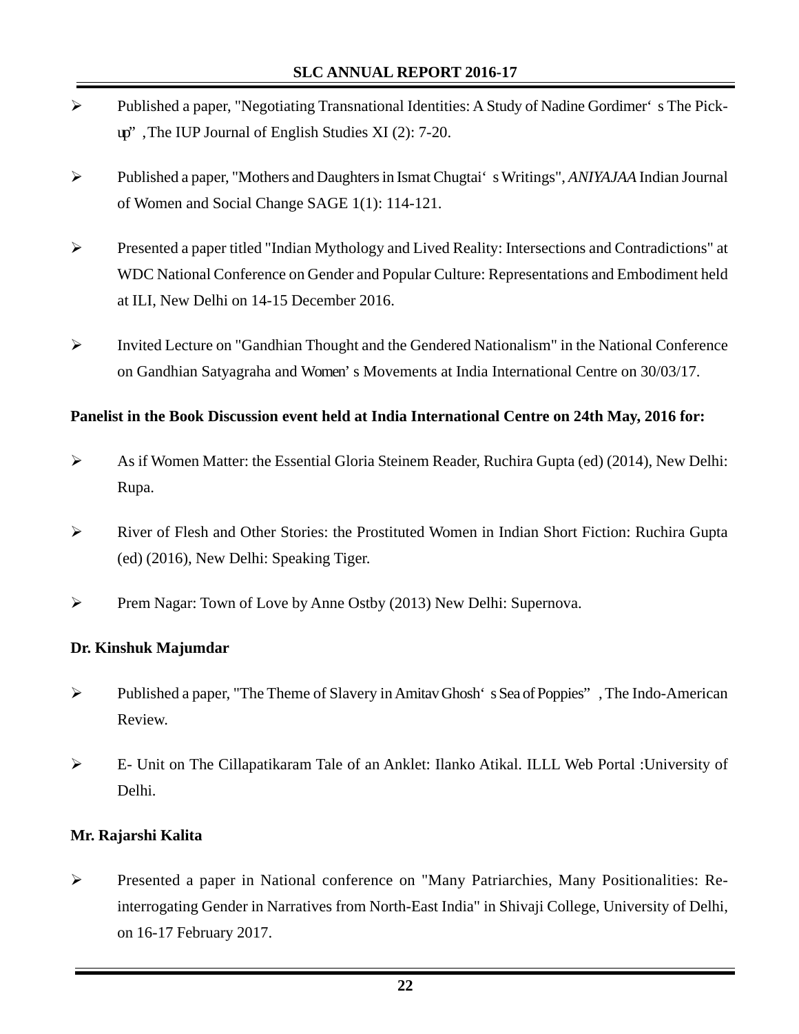- Published a paper, "Negotiating Transnational Identities: A Study of Nadine Gordimer's The Pick-up", The IUP Journal of English Studies XI (2): 7-20.
- Published a paper, "Mothers and Daughters in Ismat Chugtai's Writings", *ANIYAJAA* Indian Journal of Women and Social Change SAGE 1(1): 114-121.
- Presented a paper titled "Indian Mythology and Lived Reality: Intersections and Contradictions" at WDC National Conference on Gender and Popular Culture: Representations and Embodiment held at ILI, New Delhi on 14-15 December 2016.
- Invited Lecture on "Gandhian Thought and the Gendered Nationalism" in the National Conference on Gandhian Satyagraha and Women's Movements at India International Centre on 30/03/17.

**Panelist in the Book Discussion event held at India International Centre on 24th May, 2016 for:**

- As if Women Matter: the Essential Gloria Steinem Reader, Ruchira Gupta (ed) (2014), New Delhi: Rupa.
- River of Flesh and Other Stories: the Prostituted Women in Indian Short Fiction: Ruchira Gupta (ed) (2016), New Delhi: Speaking Tiger.
- Prem Nagar: Town of Love by Anne Ostby (2013) New Delhi: Supernova.

**Dr. Kinshuk Majumdar**

- Published a paper, "The Theme of Slavery in Amitav Ghosh's Sea of Poppies", The Indo-American Review.
- E- Unit on The Cillapatikaram Tale of an Anklet: Ilanko Atikal. ILLL Web Portal :University of Delhi.

**Mr. Rajarshi Kalita**

- Presented a paper in National conference on "Many Patriarchies, Many Positionalities: Re-interrogating Gender in Narratives from North-East India" in Shivaji College, University of Delhi, on 16-17 February 2017.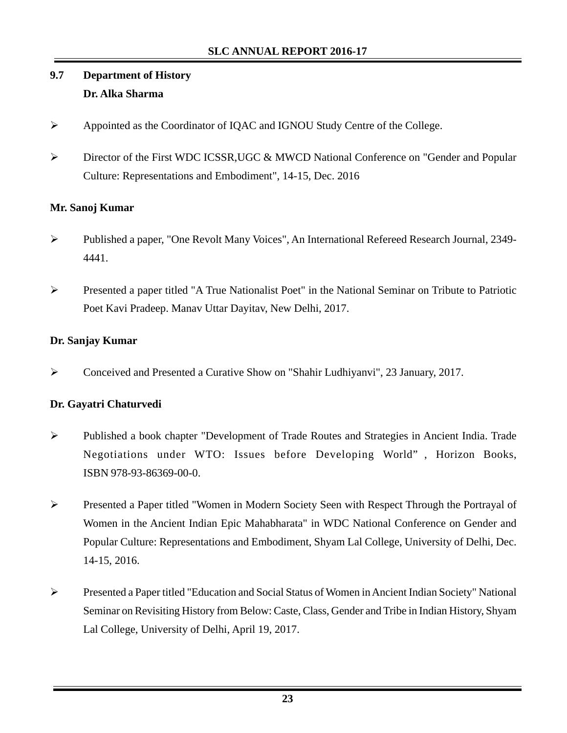## 9.7 Department of History

**Dr. Alka Sharma**

- Appointed as the Coordinator of IQAC and IGNOU Study Centre of the College.
- Director of the First WDC ICSSR,UGC & MWCD National Conference on "Gender and Popular Culture: Representations and Embodiment", 14-15, Dec. 2016

**Mr. Sanoj Kumar**

- Published a paper, "One Revolt Many Voices", An International Refereed Research Journal, 2349-4441.
- Presented a paper titled "A True Nationalist Poet" in the National Seminar on Tribute to Patriotic Poet Kavi Pradeep. Manav Uttar Dayitav, New Delhi, 2017.

**Dr. Sanjay Kumar**

- Conceived and Presented a Curative Show on "Shahir Ludhiyanvi", 23 January, 2017.

**Dr. Gayatri Chaturvedi**

- Published a book chapter "Development of Trade Routes and Strategies in Ancient India. Trade Negotiations under WTO: Issues before Developing World" , Horizon Books, ISBN 978-93-86369-00-0.
- Presented a Paper titled "Women in Modern Society Seen with Respect Through the Portrayal of Women in the Ancient Indian Epic Mahabharata" in WDC National Conference on Gender and Popular Culture: Representations and Embodiment, Shyam Lal College, University of Delhi, Dec. 14-15, 2016.
- Presented a Paper titled "Education and Social Status of Women in Ancient Indian Society" National Seminar on Revisiting History from Below: Caste, Class, Gender and Tribe in Indian History, Shyam Lal College, University of Delhi, April 19, 2017.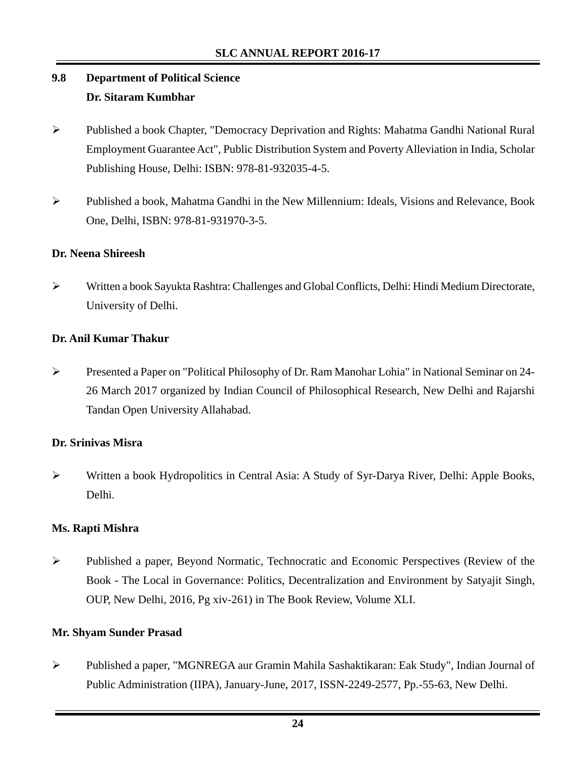## 9.8 Department of Political Science

**Dr. Sitaram Kumbhar**

- Published a book Chapter, "Democracy Deprivation and Rights: Mahatma Gandhi National Rural Employment Guarantee Act", Public Distribution System and Poverty Alleviation in India, Scholar Publishing House, Delhi: ISBN: 978-81-932035-4-5.
- Published a book, Mahatma Gandhi in the New Millennium: Ideals, Visions and Relevance, Book One, Delhi, ISBN: 978-81-931970-3-5.

**Dr. Neena Shireesh**

- Written a book Sayukta Rashtra: Challenges and Global Conflicts, Delhi: Hindi Medium Directorate, University of Delhi.

**Dr. Anil Kumar Thakur**

- Presented a Paper on "Political Philosophy of Dr. Ram Manohar Lohia" in National Seminar on 24-26 March 2017 organized by Indian Council of Philosophical Research, New Delhi and Rajarshi Tandan Open University Allahabad.

**Dr. Srinivas Misra**

- Written a book Hydropolitics in Central Asia: A Study of Syr-Darya River, Delhi: Apple Books, Delhi.

**Ms. Rapti Mishra**

- Published a paper, Beyond Normatic, Technocratic and Economic Perspectives (Review of the Book - The Local in Governance: Politics, Decentralization and Environment by Satyajit Singh, OUP, New Delhi, 2016, Pg xiv-261) in The Book Review, Volume XLI.

**Mr. Shyam Sunder Prasad**

- Published a paper, "MGNREGA aur Gramin Mahila Sashaktikaran: Eak Study", Indian Journal of Public Administration (IIPA), January-June, 2017, ISSN-2249-2577, Pp.-55-63, New Delhi.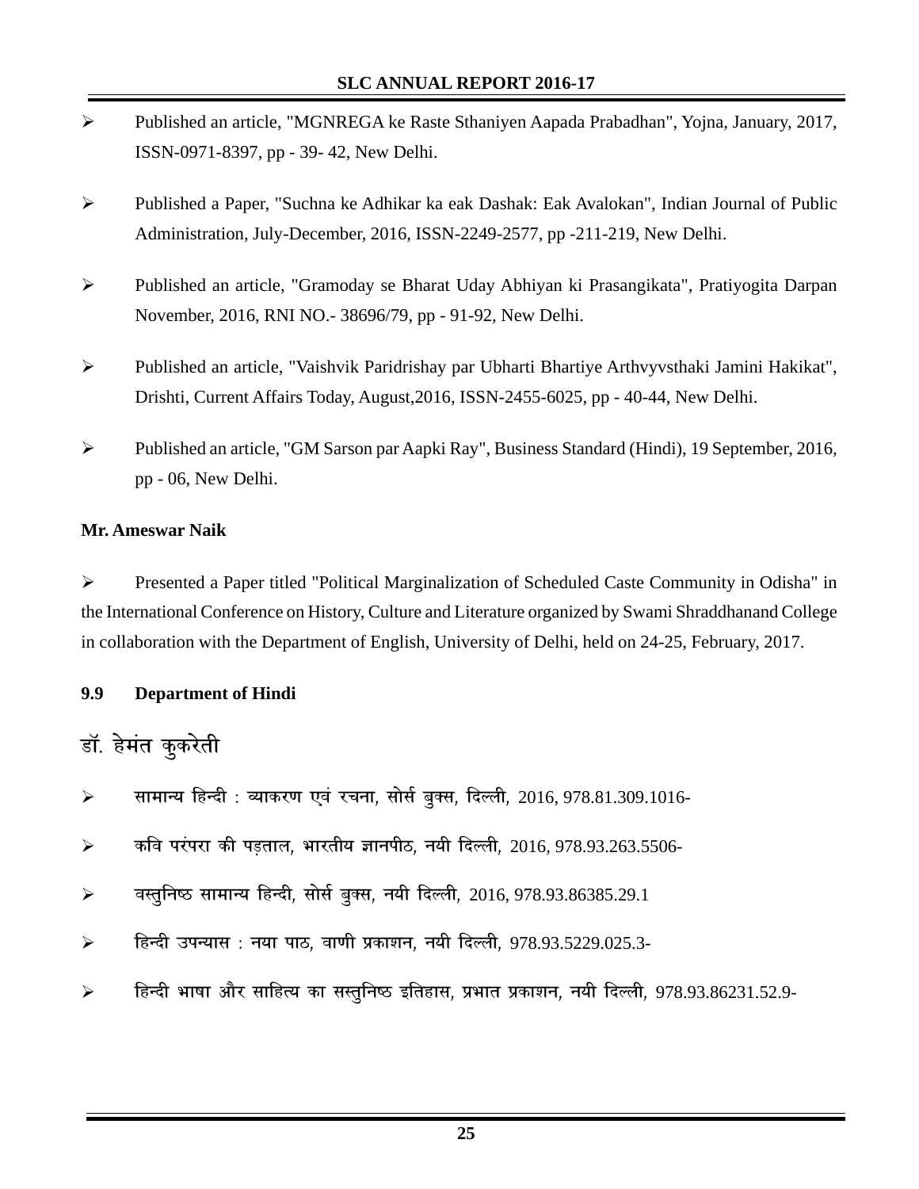- Published an article, "MGNREGA ke Raste Sthaniyen Aapada Prabadhan", Yojna, January, 2017, ISSN-0971-8397, pp - 39- 42, New Delhi.
- Published a Paper, "Suchna ke Adhikar ka eak Dashak: Eak Avalokan", Indian Journal of Public Administration, July-December, 2016, ISSN-2249-2577, pp -211-219, New Delhi.
- Published an article, "Gramoday se Bharat Uday Abhiyan ki Prasangikata", Pratiyogita Darpan November, 2016, RNI NO.- 38696/79, pp - 91-92, New Delhi.
- Published an article, "Vaishvik Paridrishay par Ubharti Bhartiye Arthvyvsthaki Jamini Hakikat", Drishti, Current Affairs Today, August,2016, ISSN-2455-6025, pp - 40-44, New Delhi.
- Published an article, "GM Sarson par Aapki Ray", Business Standard (Hindi), 19 September, 2016, pp - 06, New Delhi.

**Mr. Ameswar Naik**

- Presented a Paper titled "Political Marginalization of Scheduled Caste Community in Odisha" in the International Conference on History, Culture and Literature organized by Swami Shraddhanand College in collaboration with the Department of English, University of Delhi, held on 24-25, February, 2017.

### 9.9 Department of Hindi

**डॉ. हेमंत कुकरेती**

- सामान्य हिन्दी : व्याकरण एवं रचना, सोर्स बुक्स, दिल्ली, 2016, 978.81.309.1016-
- कवि परंपरा की पड़ताल, भारतीय ज्ञानपीठ, नयी दिल्ली, 2016, 978.93.263.5506-
- वस्तुनिष्ठ सामान्य हिन्दी, सोर्स बुक्स, नयी दिल्ली, 2016, 978.93.86385.29.1
- हिन्दी उपन्यास : नया पाठ, वाणी प्रकाशन, नयी दिल्ली, 978.93.5229.025.3-
- हिन्दी भाषा और साहित्य का सस्तुनिष्ठ इतिहास, प्रभात प्रकाशन, नयी दिल्ली, 978.93.86231.52.9-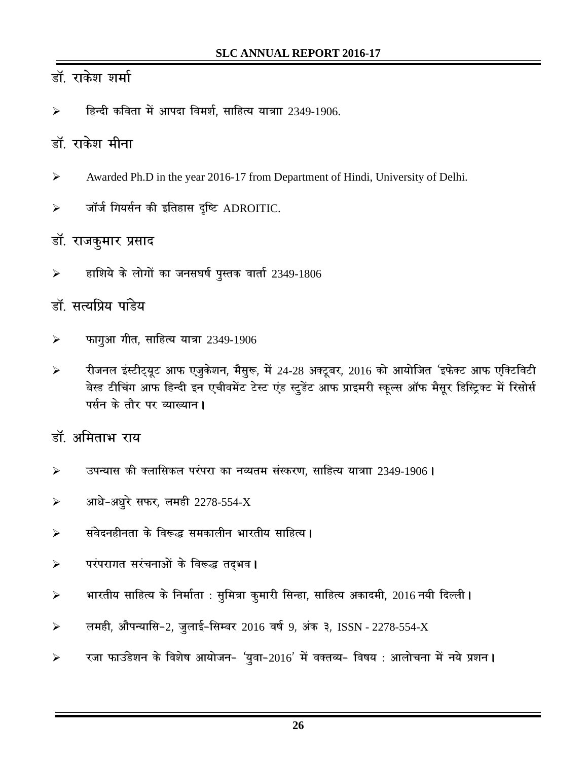## डॉ. राकेश शर्मा

- हिन्दी कविता में आपदा विमर्श, साहित्य यात्राा 2349-1906.

## डॉ. राकेश मीना

- Awarded Ph.D in the year 2016-17 from Department of Hindi, University of Delhi.
- जॉर्ज गियर्सन की इतिहास दृष्टि ADROITIC.

## डॉ. राजकुमार प्रसाद

- हाशिये के लोगों का जनसघर्ष पुस्तक वार्ता 2349-1806

## डॉ. सत्यप्रिय पांडेय

- फागुआ गीत, साहित्य यात्रा 2349-1906
- रीजनल इंस्टीट्यूट आफ एजुकेशन, मैसुरू, में 24-28 अक्टूबर, 2016 को आयोजित 'इफेक्ट आफ एक्टिविटी बेस्ड टीचिंग आफ हिन्दी इन एचीवमेंट टेस्ट एंड स्टुडेंट आफ प्राइमरी स्कूल्स ऑफ मैसूर डिस्ट्रिक्ट में रिसोर्स पर्सन के तौर पर व्याख्यान।

## डॉ. अमिताभ राय

- उपन्यास की क्लासिकल परंपरा का नव्यतम संस्करण, साहित्य यात्राा 2349-1906।
- आधे-अधुरे सफर, लमही 2278-554-X
- संवेदनहीनता के विरूद्ध समकालीन भारतीय साहित्य।
- परंपरागत सरंचनाओं के विरूद्ध तद्भव।
- भारतीय साहित्य के निर्माता : सुमित्रा कुमारी सिन्हा, साहित्य अकादमी, 2016 नयी दिल्ली।
- लमही, औपन्यासि-2, जुलाई-सिम्बर 2016 वर्ष 9, अंक ३, ISSN - 2278-554-X
- रजा फाउंडेशन के विशेष आयोजन- 'युवा-2016' में वक्तव्य- विषय : आलोचना में नये प्रशन।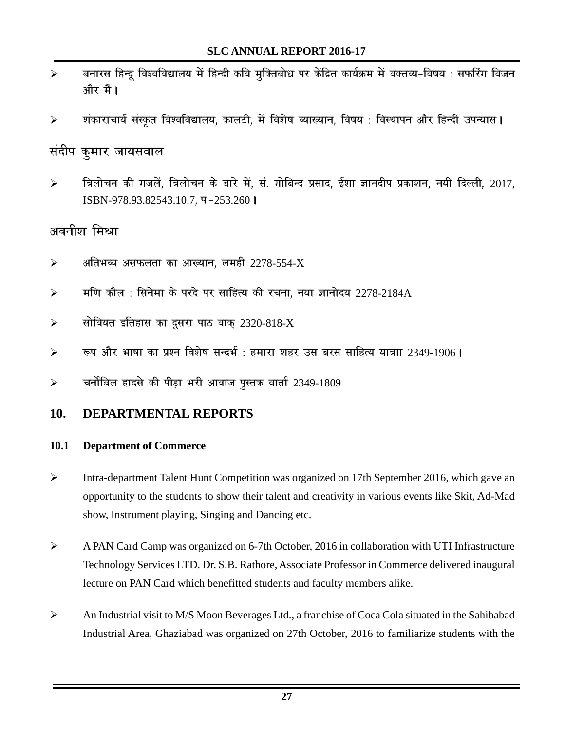- बनारस हिन्दू विश्वविद्यालय में हिन्दी कवि मुक्तिबोध पर केंद्रित कार्यक्रम में वक्तव्य-विषय : सफरिंग विजन और मैं।
- शंकाराचार्य संस्कृत विश्वविद्यालय, कालटी, में विशेष व्याख्यान, विषय : विस्थापन और हिन्दी उपन्यास।

## संदीप कुमार जायसवाल

- त्रिलोचन की गजलें, त्रिलोचन के बारे में, सं. गोबिन्द प्रसाद, ईशा ज्ञानदीप प्रकाशन, नयी दिल्ली, 2017, ISBN-978.93.82543.10.7, प-253.260।

## अवनीश मिश्रा

- अतिभव्य असफलता का आख्यान, लमही 2278-554-X
- मणि कौल : सिनेमा के परदे पर साहित्य की रचना, नया ज्ञानोदय 2278-2184A
- सोवियत इतिहास का दूसरा पाठ वाक् 2320-818-X
- रूप और भाषा का प्रश्न विशेष सन्दर्भ : हमारा शहर उस बरस साहित्य यात्राा 2349-1906।
- चर्नोबिल हादसे की पीड़ा भरी आवाज पुस्तक वार्ता 2349-1809

## 10. DEPARTMENTAL REPORTS

### 10.1 Department of Commerce

- Intra-department Talent Hunt Competition was organized on 17th September 2016, which gave an opportunity to the students to show their talent and creativity in various events like Skit, Ad-Mad show, Instrument playing, Singing and Dancing etc.
- A PAN Card Camp was organized on 6-7th October, 2016 in collaboration with UTI Infrastructure Technology Services LTD. Dr. S.B. Rathore, Associate Professor in Commerce delivered inaugural lecture on PAN Card which benefitted students and faculty members alike.
- An Industrial visit to M/S Moon Beverages Ltd., a franchise of Coca Cola situated in the Sahibabad Industrial Area, Ghaziabad was organized on 27th October, 2016 to familiarize students with the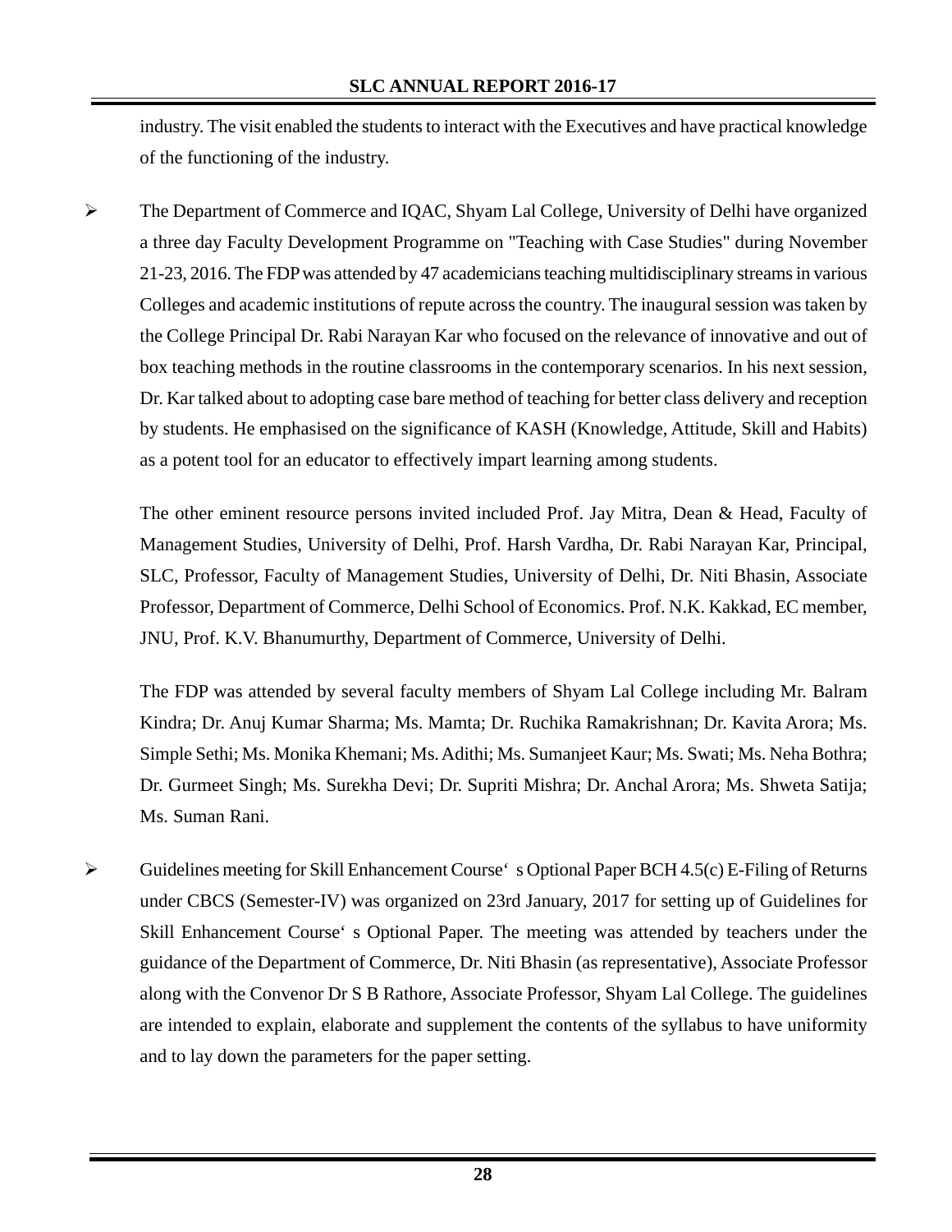industry. The visit enabled the students to interact with the Executives and have practical knowledge of the functioning of the industry.

- The Department of Commerce and IQAC, Shyam Lal College, University of Delhi have organized a three day Faculty Development Programme on "Teaching with Case Studies" during November 21-23, 2016. The FDP was attended by 47 academicians teaching multidisciplinary streams in various Colleges and academic institutions of repute across the country. The inaugural session was taken by the College Principal Dr. Rabi Narayan Kar who focused on the relevance of innovative and out of box teaching methods in the routine classrooms in the contemporary scenarios. In his next session, Dr. Kar talked about to adopting case bare method of teaching for better class delivery and reception by students. He emphasised on the significance of KASH (Knowledge, Attitude, Skill and Habits) as a potent tool for an educator to effectively impart learning among students.

  The other eminent resource persons invited included Prof. Jay Mitra, Dean & Head, Faculty of Management Studies, University of Delhi, Prof. Harsh Vardha, Dr. Rabi Narayan Kar, Principal, SLC, Professor, Faculty of Management Studies, University of Delhi, Dr. Niti Bhasin, Associate Professor, Department of Commerce, Delhi School of Economics. Prof. N.K. Kakkad, EC member, JNU, Prof. K.V. Bhanumurthy, Department of Commerce, University of Delhi.

  The FDP was attended by several faculty members of Shyam Lal College including Mr. Balram Kindra; Dr. Anuj Kumar Sharma; Ms. Mamta; Dr. Ruchika Ramakrishnan; Dr. Kavita Arora; Ms. Simple Sethi; Ms. Monika Khemani; Ms. Adithi; Ms. Sumanjeet Kaur; Ms. Swati; Ms. Neha Bothra; Dr. Gurmeet Singh; Ms. Surekha Devi; Dr. Supriti Mishra; Dr. Anchal Arora; Ms. Shweta Satija; Ms. Suman Rani.

- Guidelines meeting for Skill Enhancement Course' s Optional Paper BCH 4.5(c) E-Filing of Returns under CBCS (Semester-IV) was organized on 23rd January, 2017 for setting up of Guidelines for Skill Enhancement Course' s Optional Paper. The meeting was attended by teachers under the guidance of the Department of Commerce, Dr. Niti Bhasin (as representative), Associate Professor along with the Convenor Dr S B Rathore, Associate Professor, Shyam Lal College. The guidelines are intended to explain, elaborate and supplement the contents of the syllabus to have uniformity and to lay down the parameters for the paper setting.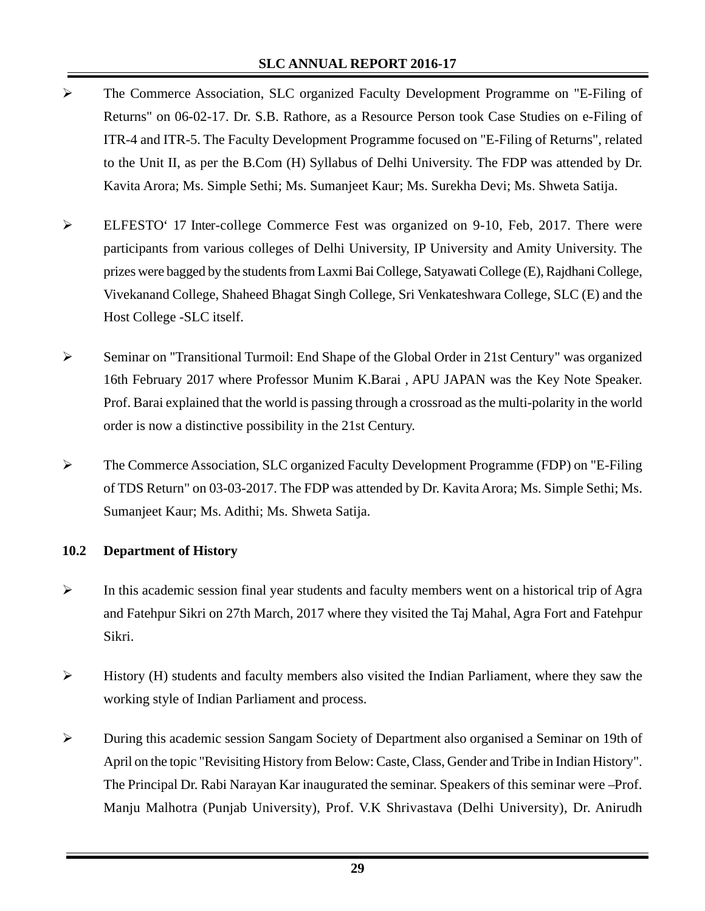- The Commerce Association, SLC organized Faculty Development Programme on "E-Filing of Returns" on 06-02-17. Dr. S.B. Rathore, as a Resource Person took Case Studies on e-Filing of ITR-4 and ITR-5. The Faculty Development Programme focused on "E-Filing of Returns", related to the Unit II, as per the B.Com (H) Syllabus of Delhi University. The FDP was attended by Dr. Kavita Arora; Ms. Simple Sethi; Ms. Sumanjeet Kaur; Ms. Surekha Devi; Ms. Shweta Satija.

- ELFESTO' 17 Inter-college Commerce Fest was organized on 9-10, Feb, 2017. There were participants from various colleges of Delhi University, IP University and Amity University. The prizes were bagged by the students from Laxmi Bai College, Satyawati College (E), Rajdhani College, Vivekanand College, Shaheed Bhagat Singh College, Sri Venkateshwara College, SLC (E) and the Host College -SLC itself.

- Seminar on "Transitional Turmoil: End Shape of the Global Order in 21st Century" was organized 16th February 2017 where Professor Munim K.Barai , APU JAPAN was the Key Note Speaker. Prof. Barai explained that the world is passing through a crossroad as the multi-polarity in the world order is now a distinctive possibility in the 21st Century.

- The Commerce Association, SLC organized Faculty Development Programme (FDP) on "E-Filing of TDS Return" on 03-03-2017. The FDP was attended by Dr. Kavita Arora; Ms. Simple Sethi; Ms. Sumanjeet Kaur; Ms. Adithi; Ms. Shweta Satija.

### 10.2 Department of History

- In this academic session final year students and faculty members went on a historical trip of Agra and Fatehpur Sikri on 27th March, 2017 where they visited the Taj Mahal, Agra Fort and Fatehpur Sikri.

- History (H) students and faculty members also visited the Indian Parliament, where they saw the working style of Indian Parliament and process.

- During this academic session Sangam Society of Department also organised a Seminar on 19th of April on the topic "Revisiting History from Below: Caste, Class, Gender and Tribe in Indian History". The Principal Dr. Rabi Narayan Kar inaugurated the seminar. Speakers of this seminar were –Prof. Manju Malhotra (Punjab University), Prof. V.K Shrivastava (Delhi University), Dr. Anirudh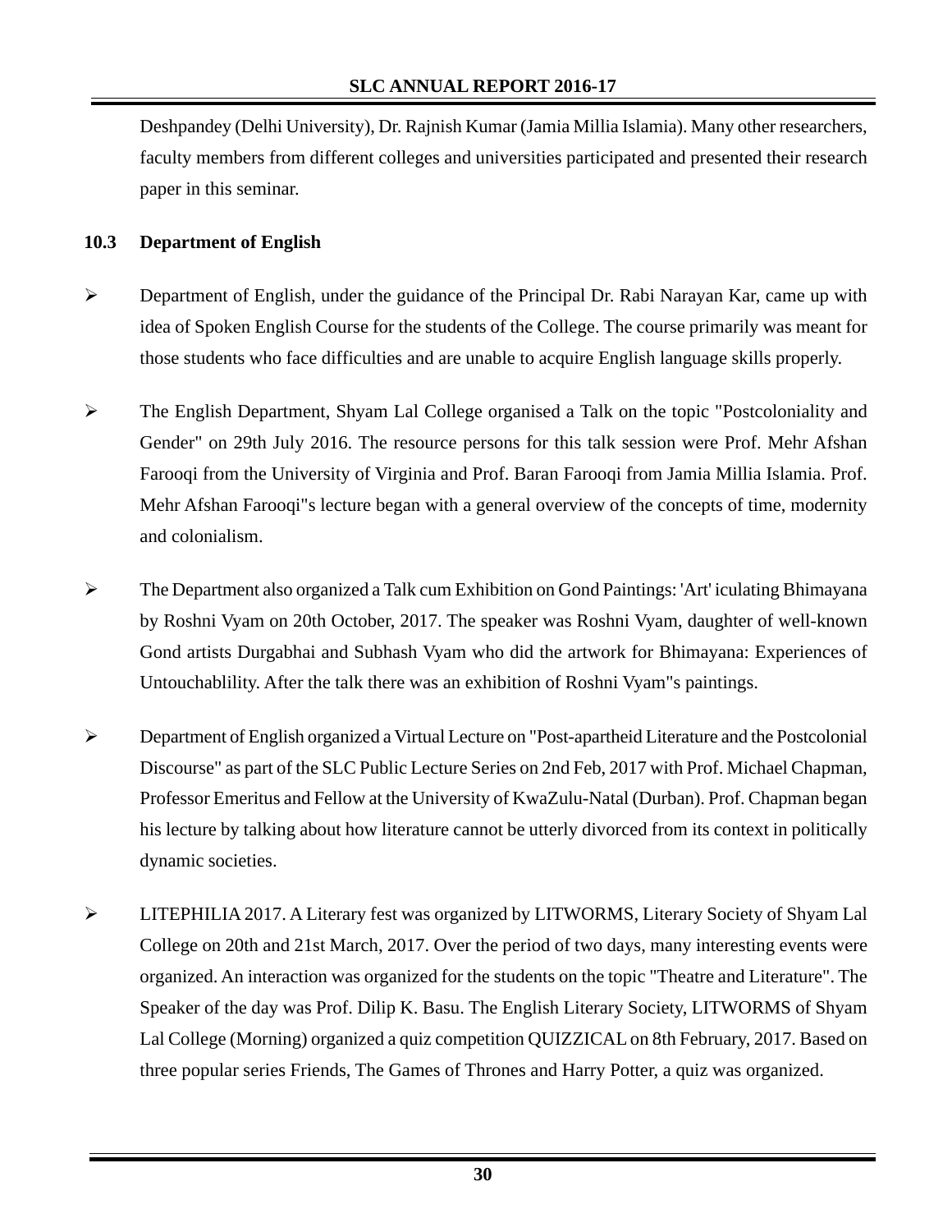Deshpandey (Delhi University), Dr. Rajnish Kumar (Jamia Millia Islamia). Many other researchers, faculty members from different colleges and universities participated and presented their research paper in this seminar.

## 10.3 Department of English

- Department of English, under the guidance of the Principal Dr. Rabi Narayan Kar, came up with idea of Spoken English Course for the students of the College. The course primarily was meant for those students who face difficulties and are unable to acquire English language skills properly.

- The English Department, Shyam Lal College organised a Talk on the topic "Postcoloniality and Gender" on 29th July 2016. The resource persons for this talk session were Prof. Mehr Afshan Farooqi from the University of Virginia and Prof. Baran Farooqi from Jamia Millia Islamia. Prof. Mehr Afshan Farooqi"s lecture began with a general overview of the concepts of time, modernity and colonialism.

- The Department also organized a Talk cum Exhibition on Gond Paintings: 'Art' iculating Bhimayana by Roshni Vyam on 20th October, 2017. The speaker was Roshni Vyam, daughter of well-known Gond artists Durgabhai and Subhash Vyam who did the artwork for Bhimayana: Experiences of Untouchablility. After the talk there was an exhibition of Roshni Vyam"s paintings.

- Department of English organized a Virtual Lecture on "Post-apartheid Literature and the Postcolonial Discourse" as part of the SLC Public Lecture Series on 2nd Feb, 2017 with Prof. Michael Chapman, Professor Emeritus and Fellow at the University of KwaZulu-Natal (Durban). Prof. Chapman began his lecture by talking about how literature cannot be utterly divorced from its context in politically dynamic societies.

- LITEPHILIA 2017. A Literary fest was organized by LITWORMS, Literary Society of Shyam Lal College on 20th and 21st March, 2017. Over the period of two days, many interesting events were organized. An interaction was organized for the students on the topic "Theatre and Literature". The Speaker of the day was Prof. Dilip K. Basu. The English Literary Society, LITWORMS of Shyam Lal College (Morning) organized a quiz competition QUIZZICAL on 8th February, 2017. Based on three popular series Friends, The Games of Thrones and Harry Potter, a quiz was organized.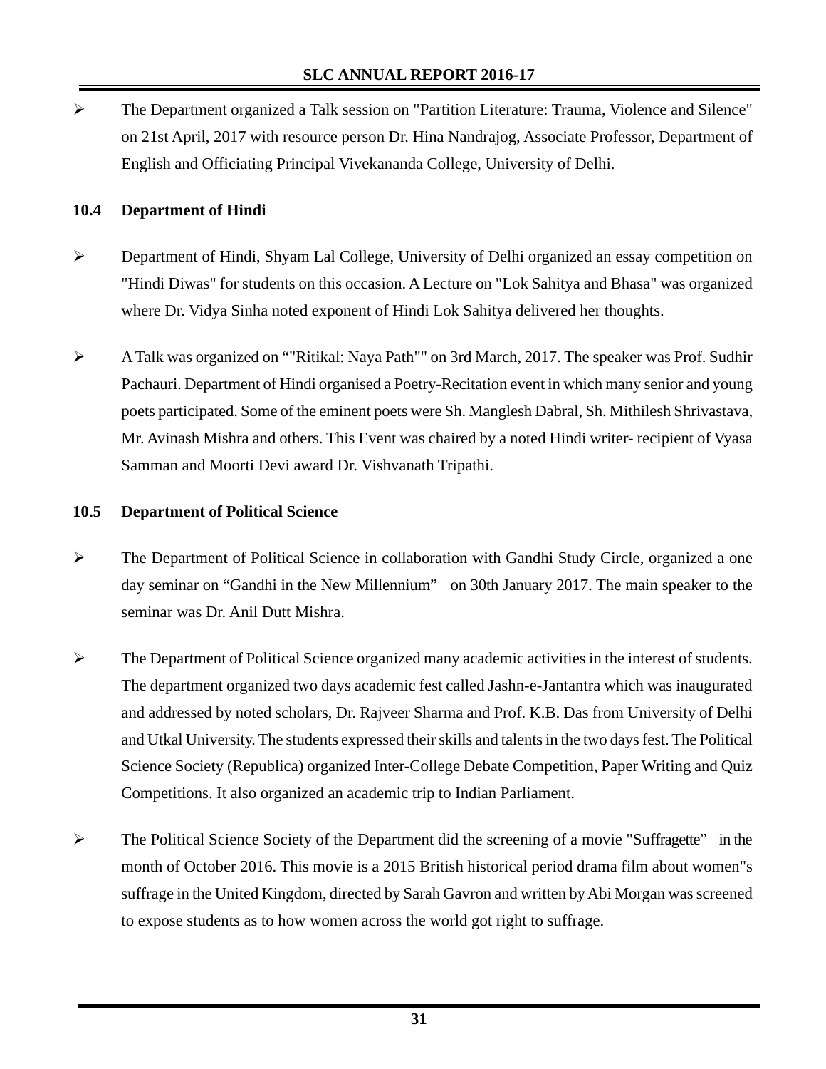- The Department organized a Talk session on "Partition Literature: Trauma, Violence and Silence" on 21st April, 2017 with resource person Dr. Hina Nandrajog, Associate Professor, Department of English and Officiating Principal Vivekananda College, University of Delhi.

## 10.4 Department of Hindi

- Department of Hindi, Shyam Lal College, University of Delhi organized an essay competition on "Hindi Diwas" for students on this occasion. A Lecture on "Lok Sahitya and Bhasa" was organized where Dr. Vidya Sinha noted exponent of Hindi Lok Sahitya delivered her thoughts.

- A Talk was organized on “"Ritikal: Naya Path"" on 3rd March, 2017. The speaker was Prof. Sudhir Pachauri. Department of Hindi organised a Poetry-Recitation event in which many senior and young poets participated. Some of the eminent poets were Sh. Manglesh Dabral, Sh. Mithilesh Shrivastava, Mr. Avinash Mishra and others. This Event was chaired by a noted Hindi writer- recipient of Vyasa Samman and Moorti Devi award Dr. Vishvanath Tripathi.

## 10.5 Department of Political Science

- The Department of Political Science in collaboration with Gandhi Study Circle, organized a one day seminar on “Gandhi in the New Millennium” on 30th January 2017. The main speaker to the seminar was Dr. Anil Dutt Mishra.

- The Department of Political Science organized many academic activities in the interest of students. The department organized two days academic fest called Jashn-e-Jantantra which was inaugurated and addressed by noted scholars, Dr. Rajveer Sharma and Prof. K.B. Das from University of Delhi and Utkal University. The students expressed their skills and talents in the two days fest. The Political Science Society (Republica) organized Inter-College Debate Competition, Paper Writing and Quiz Competitions. It also organized an academic trip to Indian Parliament.

- The Political Science Society of the Department did the screening of a movie "Suffragette” in the month of October 2016. This movie is a 2015 British historical period drama film about women"s suffrage in the United Kingdom, directed by Sarah Gavron and written by Abi Morgan was screened to expose students as to how women across the world got right to suffrage.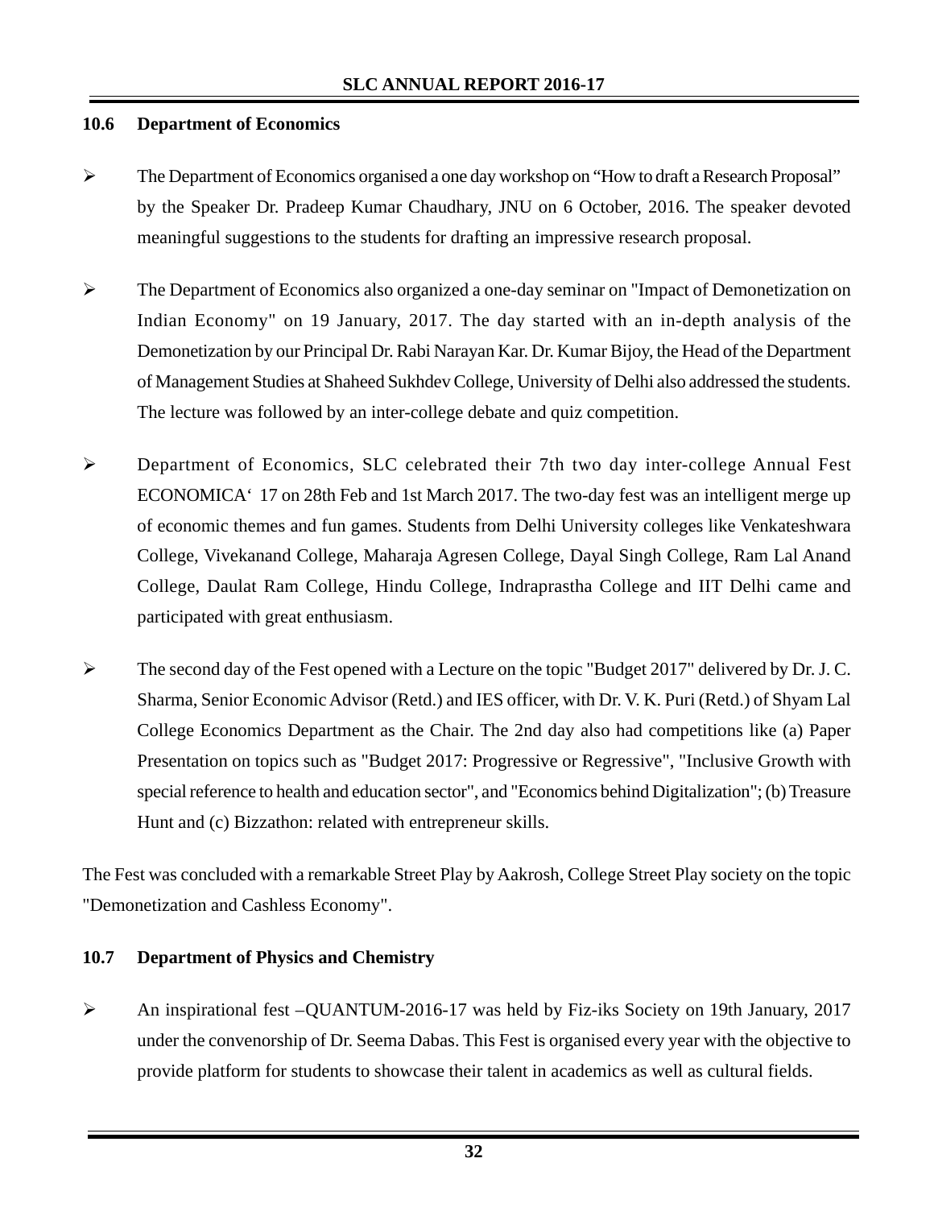## 10.6 Department of Economics

- The Department of Economics organised a one day workshop on "How to draft a Research Proposal" by the Speaker Dr. Pradeep Kumar Chaudhary, JNU on 6 October, 2016. The speaker devoted meaningful suggestions to the students for drafting an impressive research proposal.
- The Department of Economics also organized a one-day seminar on "Impact of Demonetization on Indian Economy" on 19 January, 2017. The day started with an in-depth analysis of the Demonetization by our Principal Dr. Rabi Narayan Kar. Dr. Kumar Bijoy, the Head of the Department of Management Studies at Shaheed Sukhdev College, University of Delhi also addressed the students. The lecture was followed by an inter-college debate and quiz competition.
- Department of Economics, SLC celebrated their 7th two day inter-college Annual Fest ECONOMICA' 17 on 28th Feb and 1st March 2017. The two-day fest was an intelligent merge up of economic themes and fun games. Students from Delhi University colleges like Venkateshwara College, Vivekanand College, Maharaja Agresen College, Dayal Singh College, Ram Lal Anand College, Daulat Ram College, Hindu College, Indraprastha College and IIT Delhi came and participated with great enthusiasm.
- The second day of the Fest opened with a Lecture on the topic "Budget 2017" delivered by Dr. J. C. Sharma, Senior Economic Advisor (Retd.) and IES officer, with Dr. V. K. Puri (Retd.) of Shyam Lal College Economics Department as the Chair. The 2nd day also had competitions like (a) Paper Presentation on topics such as "Budget 2017: Progressive or Regressive", "Inclusive Growth with special reference to health and education sector", and "Economics behind Digitalization"; (b) Treasure Hunt and (c) Bizzathon: related with entrepreneur skills.

The Fest was concluded with a remarkable Street Play by Aakrosh, College Street Play society on the topic "Demonetization and Cashless Economy".

## 10.7 Department of Physics and Chemistry

- An inspirational fest –QUANTUM-2016-17 was held by Fiz-iks Society on 19th January, 2017 under the convenorship of Dr. Seema Dabas. This Fest is organised every year with the objective to provide platform for students to showcase their talent in academics as well as cultural fields.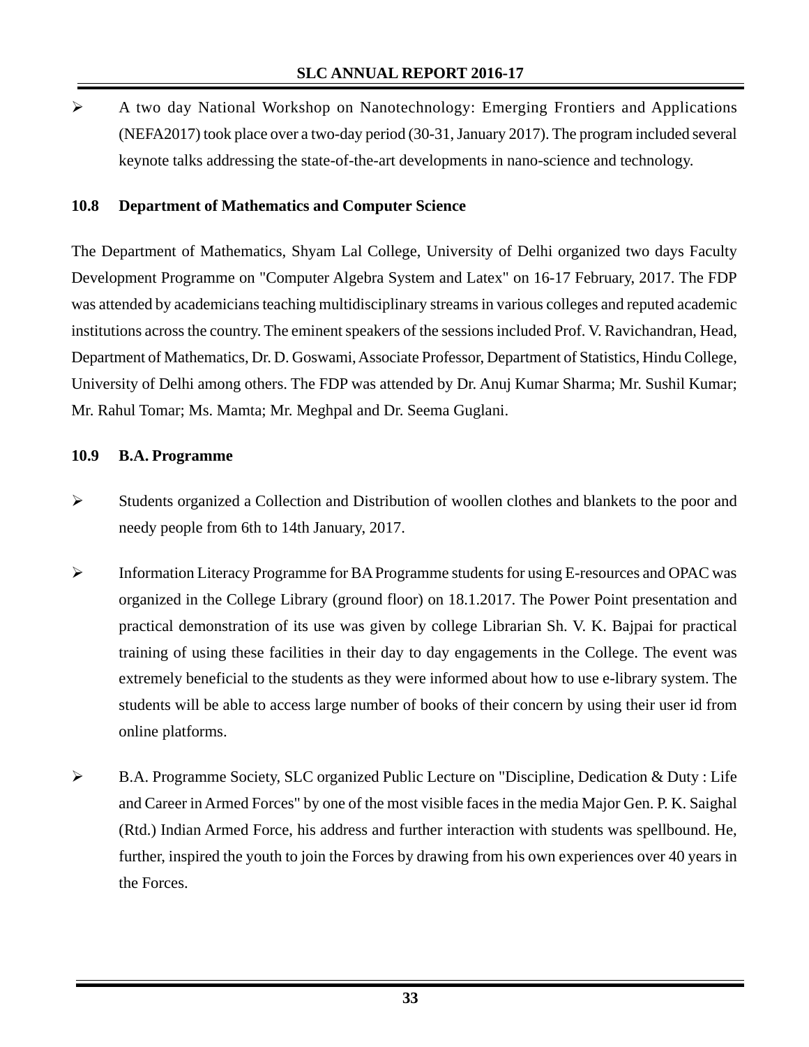- A two day National Workshop on Nanotechnology: Emerging Frontiers and Applications (NEFA2017) took place over a two-day period (30-31, January 2017). The program included several keynote talks addressing the state-of-the-art developments in nano-science and technology.

### 10.8 Department of Mathematics and Computer Science

The Department of Mathematics, Shyam Lal College, University of Delhi organized two days Faculty Development Programme on "Computer Algebra System and Latex" on 16-17 February, 2017. The FDP was attended by academicians teaching multidisciplinary streams in various colleges and reputed academic institutions across the country. The eminent speakers of the sessions included Prof. V. Ravichandran, Head, Department of Mathematics, Dr. D. Goswami, Associate Professor, Department of Statistics, Hindu College, University of Delhi among others. The FDP was attended by Dr. Anuj Kumar Sharma; Mr. Sushil Kumar; Mr. Rahul Tomar; Ms. Mamta; Mr. Meghpal and Dr. Seema Guglani.

### 10.9 B.A. Programme

- Students organized a Collection and Distribution of woollen clothes and blankets to the poor and needy people from 6th to 14th January, 2017.
- Information Literacy Programme for BA Programme students for using E-resources and OPAC was organized in the College Library (ground floor) on 18.1.2017. The Power Point presentation and practical demonstration of its use was given by college Librarian Sh. V. K. Bajpai for practical training of using these facilities in their day to day engagements in the College. The event was extremely beneficial to the students as they were informed about how to use e-library system. The students will be able to access large number of books of their concern by using their user id from online platforms.
- B.A. Programme Society, SLC organized Public Lecture on "Discipline, Dedication & Duty : Life and Career in Armed Forces" by one of the most visible faces in the media Major Gen. P. K. Saighal (Rtd.) Indian Armed Force, his address and further interaction with students was spellbound. He, further, inspired the youth to join the Forces by drawing from his own experiences over 40 years in the Forces.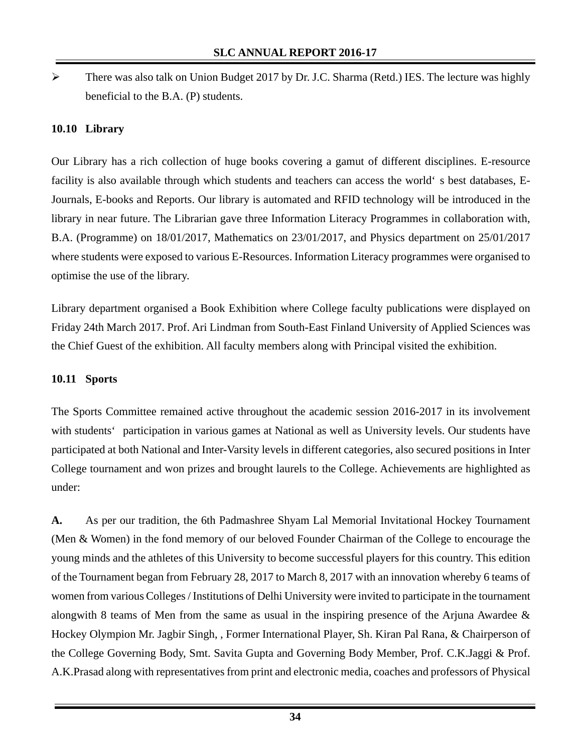- There was also talk on Union Budget 2017 by Dr. J.C. Sharma (Retd.) IES. The lecture was highly beneficial to the B.A. (P) students.

### 10.10 Library

Our Library has a rich collection of huge books covering a gamut of different disciplines. E-resource facility is also available through which students and teachers can access the world‘ s best databases, E-Journals, E-books and Reports. Our library is automated and RFID technology will be introduced in the library in near future. The Librarian gave three Information Literacy Programmes in collaboration with, B.A. (Programme) on 18/01/2017, Mathematics on 23/01/2017, and Physics department on 25/01/2017 where students were exposed to various E-Resources. Information Literacy programmes were organised to optimise the use of the library.

Library department organised a Book Exhibition where College faculty publications were displayed on Friday 24th March 2017. Prof. Ari Lindman from South-East Finland University of Applied Sciences was the Chief Guest of the exhibition. All faculty members along with Principal visited the exhibition.

### 10.11 Sports

The Sports Committee remained active throughout the academic session 2016-2017 in its involvement with students‘ participation in various games at National as well as University levels. Our students have participated at both National and Inter-Varsity levels in different categories, also secured positions in Inter College tournament and won prizes and brought laurels to the College. Achievements are highlighted as under:

**A.** As per our tradition, the 6th Padmashree Shyam Lal Memorial Invitational Hockey Tournament (Men & Women) in the fond memory of our beloved Founder Chairman of the College to encourage the young minds and the athletes of this University to become successful players for this country. This edition of the Tournament began from February 28, 2017 to March 8, 2017 with an innovation whereby 6 teams of women from various Colleges / Institutions of Delhi University were invited to participate in the tournament alongwith 8 teams of Men from the same as usual in the inspiring presence of the Arjuna Awardee & Hockey Olympion Mr. Jagbir Singh, , Former International Player, Sh. Kiran Pal Rana, & Chairperson of the College Governing Body, Smt. Savita Gupta and Governing Body Member, Prof. C.K.Jaggi & Prof. A.K.Prasad along with representatives from print and electronic media, coaches and professors of Physical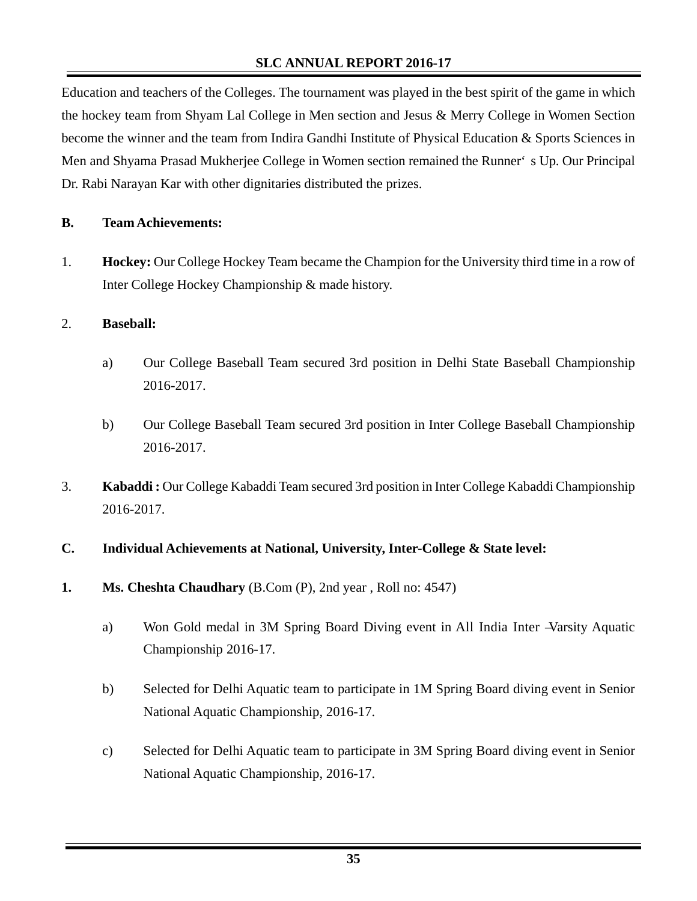Education and teachers of the Colleges. The tournament was played in the best spirit of the game in which the hockey team from Shyam Lal College in Men section and Jesus & Merry College in Women Section become the winner and the team from Indira Gandhi Institute of Physical Education & Sports Sciences in Men and Shyama Prasad Mukherjee College in Women section remained the Runner' s Up. Our Principal Dr. Rabi Narayan Kar with other dignitaries distributed the prizes.

**B. Team Achievements:**

1. **Hockey:** Our College Hockey Team became the Champion for the University third time in a row of Inter College Hockey Championship & made history.

2. **Baseball:**

   a) Our College Baseball Team secured 3rd position in Delhi State Baseball Championship 2016-2017.

   b) Our College Baseball Team secured 3rd position in Inter College Baseball Championship 2016-2017.

3. **Kabaddi :** Our College Kabaddi Team secured 3rd position in Inter College Kabaddi Championship 2016-2017.

**C. Individual Achievements at National, University, Inter-College & State level:**

**1. Ms. Cheshta Chaudhary** (B.Com (P), 2nd year , Roll no: 4547)

   a) Won Gold medal in 3M Spring Board Diving event in All India Inter –Varsity Aquatic Championship 2016-17.

   b) Selected for Delhi Aquatic team to participate in 1M Spring Board diving event in Senior National Aquatic Championship, 2016-17.

   c) Selected for Delhi Aquatic team to participate in 3M Spring Board diving event in Senior National Aquatic Championship, 2016-17.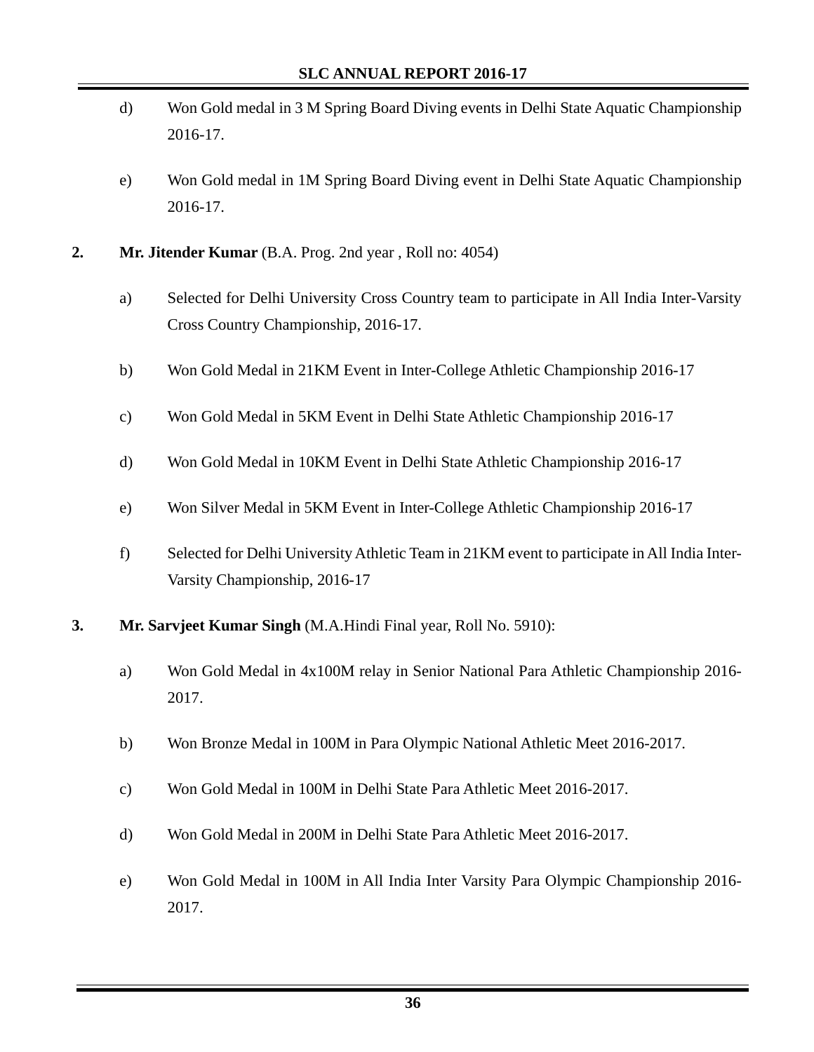d) Won Gold medal in 3 M Spring Board Diving events in Delhi State Aquatic Championship 2016-17.

e) Won Gold medal in 1M Spring Board Diving event in Delhi State Aquatic Championship 2016-17.

**2. Mr. Jitender Kumar** (B.A. Prog. 2nd year , Roll no: 4054)

a) Selected for Delhi University Cross Country team to participate in All India Inter-Varsity Cross Country Championship, 2016-17.

b) Won Gold Medal in 21KM Event in Inter-College Athletic Championship 2016-17

c) Won Gold Medal in 5KM Event in Delhi State Athletic Championship 2016-17

d) Won Gold Medal in 10KM Event in Delhi State Athletic Championship 2016-17

e) Won Silver Medal in 5KM Event in Inter-College Athletic Championship 2016-17

f) Selected for Delhi University Athletic Team in 21KM event to participate in All India Inter-Varsity Championship, 2016-17

**3. Mr. Sarvjeet Kumar Singh** (M.A.Hindi Final year, Roll No. 5910):

a) Won Gold Medal in 4x100M relay in Senior National Para Athletic Championship 2016-2017.

b) Won Bronze Medal in 100M in Para Olympic National Athletic Meet 2016-2017.

c) Won Gold Medal in 100M in Delhi State Para Athletic Meet 2016-2017.

d) Won Gold Medal in 200M in Delhi State Para Athletic Meet 2016-2017.

e) Won Gold Medal in 100M in All India Inter Varsity Para Olympic Championship 2016-2017.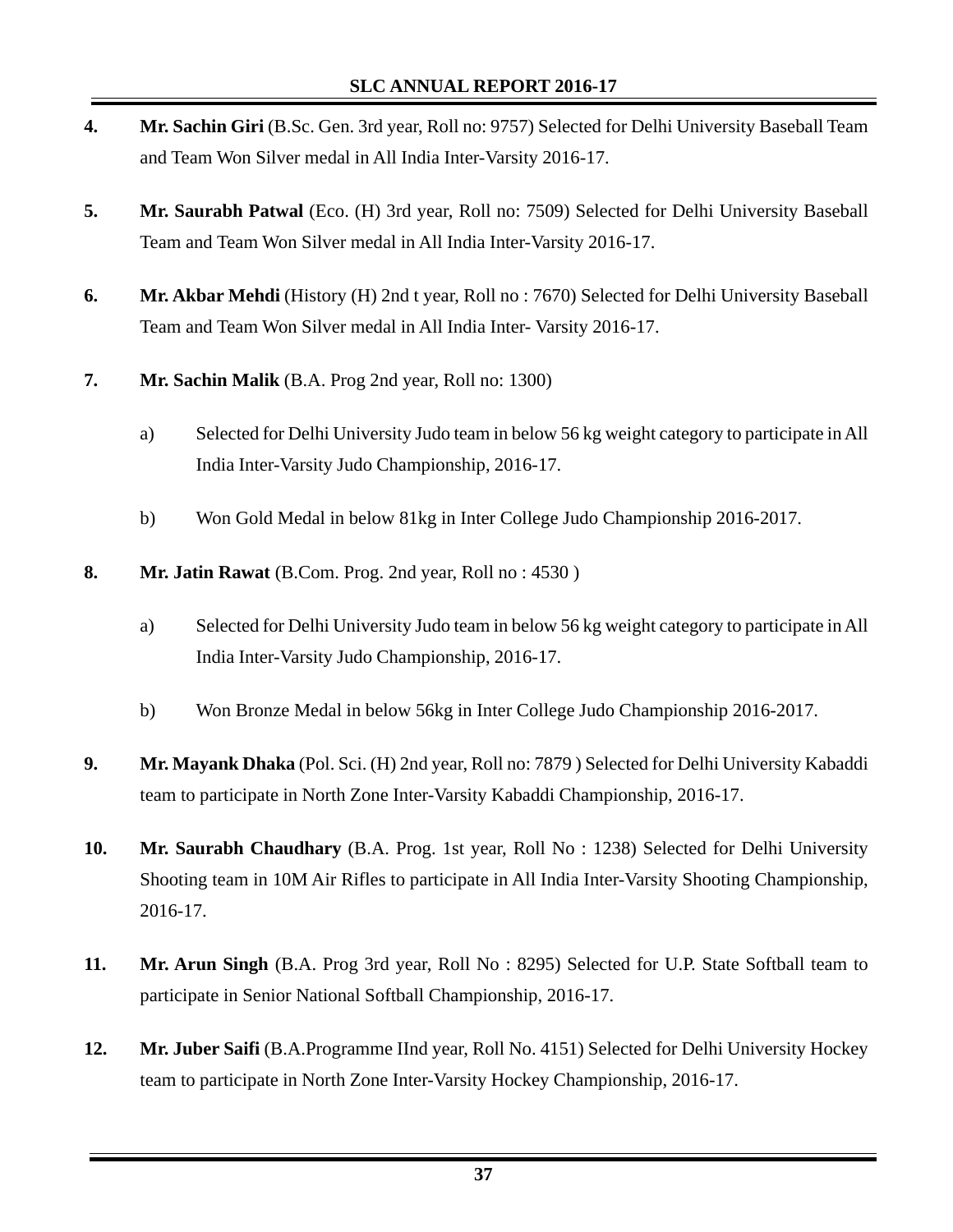4. **Mr. Sachin Giri** (B.Sc. Gen. 3rd year, Roll no: 9757) Selected for Delhi University Baseball Team and Team Won Silver medal in All India Inter-Varsity 2016-17.

5. **Mr. Saurabh Patwal** (Eco. (H) 3rd year, Roll no: 7509) Selected for Delhi University Baseball Team and Team Won Silver medal in All India Inter-Varsity 2016-17.

6. **Mr. Akbar Mehdi** (History (H) 2nd t year, Roll no : 7670) Selected for Delhi University Baseball Team and Team Won Silver medal in All India Inter- Varsity 2016-17.

7. **Mr. Sachin Malik** (B.A. Prog 2nd year, Roll no: 1300)

   a) Selected for Delhi University Judo team in below 56 kg weight category to participate in All India Inter-Varsity Judo Championship, 2016-17.

   b) Won Gold Medal in below 81kg in Inter College Judo Championship 2016-2017.

8. **Mr. Jatin Rawat** (B.Com. Prog. 2nd year, Roll no : 4530 )

   a) Selected for Delhi University Judo team in below 56 kg weight category to participate in All India Inter-Varsity Judo Championship, 2016-17.

   b) Won Bronze Medal in below 56kg in Inter College Judo Championship 2016-2017.

9. **Mr. Mayank Dhaka** (Pol. Sci. (H) 2nd year, Roll no: 7879 ) Selected for Delhi University Kabaddi team to participate in North Zone Inter-Varsity Kabaddi Championship, 2016-17.

10. **Mr. Saurabh Chaudhary** (B.A. Prog. 1st year, Roll No : 1238) Selected for Delhi University Shooting team in 10M Air Rifles to participate in All India Inter-Varsity Shooting Championship, 2016-17.

11. **Mr. Arun Singh** (B.A. Prog 3rd year, Roll No : 8295) Selected for U.P. State Softball team to participate in Senior National Softball Championship, 2016-17.

12. **Mr. Juber Saifi** (B.A.Programme IInd year, Roll No. 4151) Selected for Delhi University Hockey team to participate in North Zone Inter-Varsity Hockey Championship, 2016-17.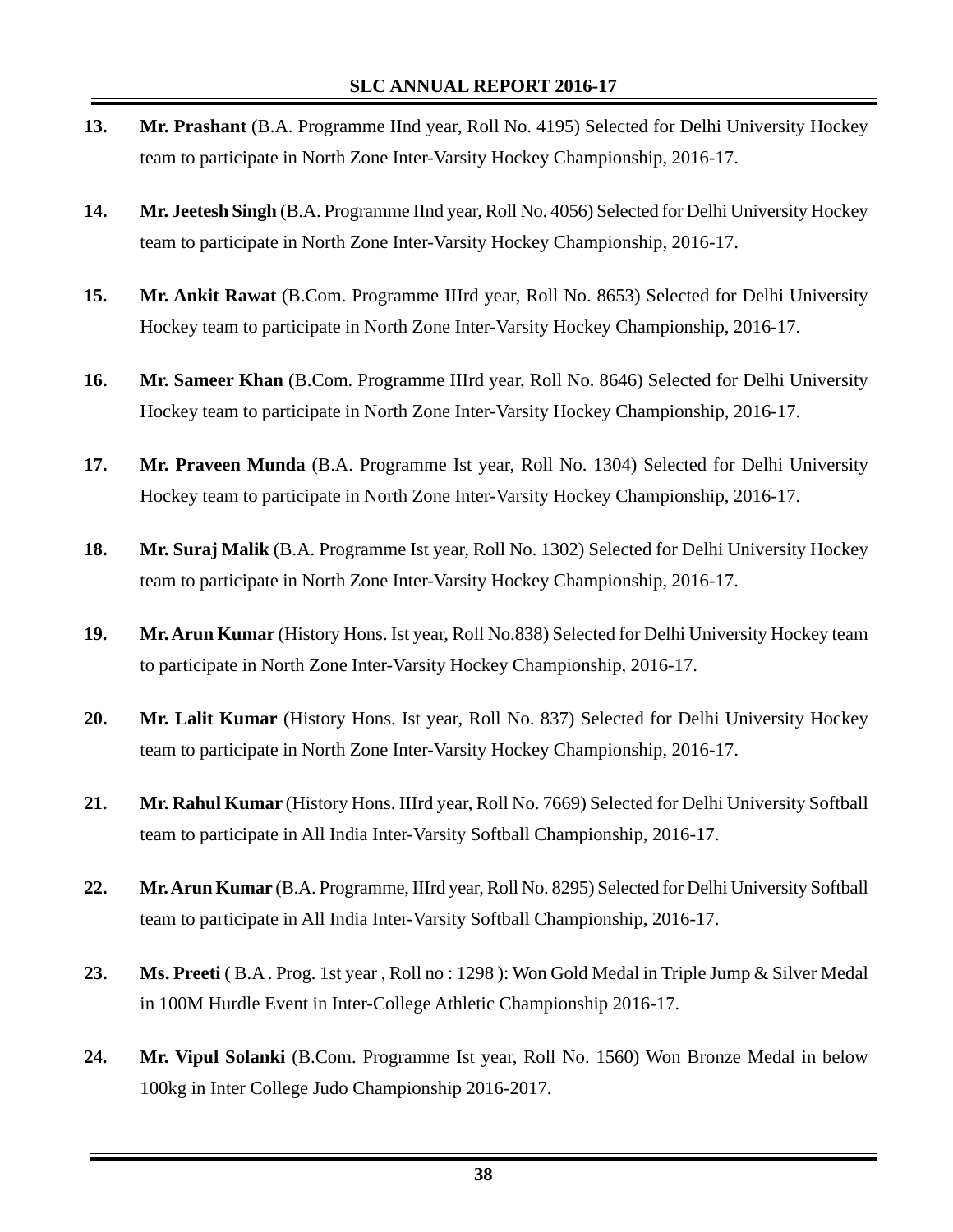13. **Mr. Prashant** (B.A. Programme IInd year, Roll No. 4195) Selected for Delhi University Hockey team to participate in North Zone Inter-Varsity Hockey Championship, 2016-17.

14. **Mr. Jeetesh Singh** (B.A. Programme IInd year, Roll No. 4056) Selected for Delhi University Hockey team to participate in North Zone Inter-Varsity Hockey Championship, 2016-17.

15. **Mr. Ankit Rawat** (B.Com. Programme IIIrd year, Roll No. 8653) Selected for Delhi University Hockey team to participate in North Zone Inter-Varsity Hockey Championship, 2016-17.

16. **Mr. Sameer Khan** (B.Com. Programme IIIrd year, Roll No. 8646) Selected for Delhi University Hockey team to participate in North Zone Inter-Varsity Hockey Championship, 2016-17.

17. **Mr. Praveen Munda** (B.A. Programme Ist year, Roll No. 1304) Selected for Delhi University Hockey team to participate in North Zone Inter-Varsity Hockey Championship, 2016-17.

18. **Mr. Suraj Malik** (B.A. Programme Ist year, Roll No. 1302) Selected for Delhi University Hockey team to participate in North Zone Inter-Varsity Hockey Championship, 2016-17.

19. **Mr. Arun Kumar** (History Hons. Ist year, Roll No.838) Selected for Delhi University Hockey team to participate in North Zone Inter-Varsity Hockey Championship, 2016-17.

20. **Mr. Lalit Kumar** (History Hons. Ist year, Roll No. 837) Selected for Delhi University Hockey team to participate in North Zone Inter-Varsity Hockey Championship, 2016-17.

21. **Mr. Rahul Kumar** (History Hons. IIIrd year, Roll No. 7669) Selected for Delhi University Softball team to participate in All India Inter-Varsity Softball Championship, 2016-17.

22. **Mr. Arun Kumar** (B.A. Programme, IIIrd year, Roll No. 8295) Selected for Delhi University Softball team to participate in All India Inter-Varsity Softball Championship, 2016-17.

23. **Ms. Preeti** ( B.A . Prog. 1st year , Roll no : 1298 ): Won Gold Medal in Triple Jump & Silver Medal in 100M Hurdle Event in Inter-College Athletic Championship 2016-17.

24. **Mr. Vipul Solanki** (B.Com. Programme Ist year, Roll No. 1560) Won Bronze Medal in below 100kg in Inter College Judo Championship 2016-2017.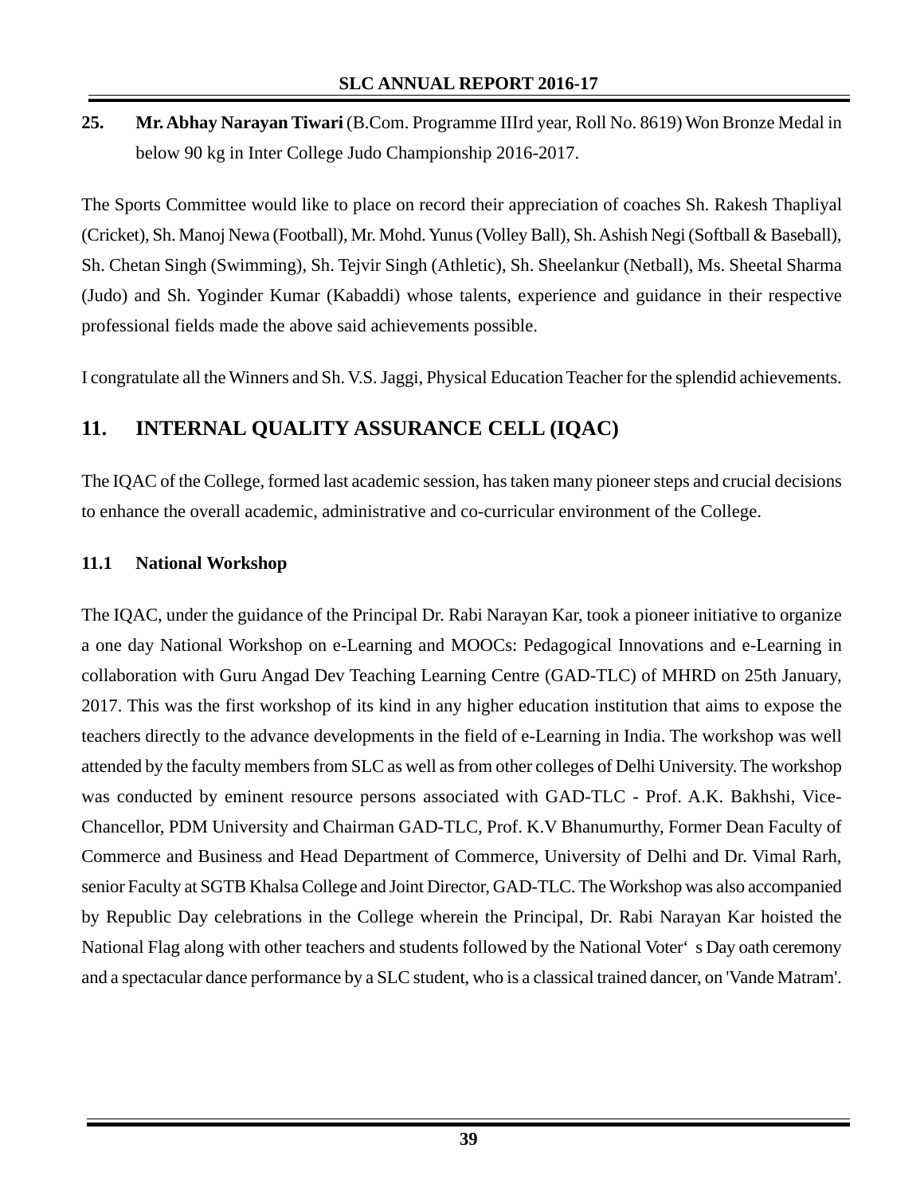25. **Mr. Abhay Narayan Tiwari** (B.Com. Programme IIIrd year, Roll No. 8619) Won Bronze Medal in below 90 kg in Inter College Judo Championship 2016-2017.

The Sports Committee would like to place on record their appreciation of coaches Sh. Rakesh Thapliyal (Cricket), Sh. Manoj Newa (Football), Mr. Mohd. Yunus (Volley Ball), Sh. Ashish Negi (Softball & Baseball), Sh. Chetan Singh (Swimming), Sh. Tejvir Singh (Athletic), Sh. Sheelankur (Netball), Ms. Sheetal Sharma (Judo) and Sh. Yoginder Kumar (Kabaddi) whose talents, experience and guidance in their respective professional fields made the above said achievements possible.

I congratulate all the Winners and Sh. V.S. Jaggi, Physical Education Teacher for the splendid achievements.

## 11. INTERNAL QUALITY ASSURANCE CELL (IQAC)

The IQAC of the College, formed last academic session, has taken many pioneer steps and crucial decisions to enhance the overall academic, administrative and co-curricular environment of the College.

### 11.1 National Workshop

The IQAC, under the guidance of the Principal Dr. Rabi Narayan Kar, took a pioneer initiative to organize a one day National Workshop on e-Learning and MOOCs: Pedagogical Innovations and e-Learning in collaboration with Guru Angad Dev Teaching Learning Centre (GAD-TLC) of MHRD on 25th January, 2017. This was the first workshop of its kind in any higher education institution that aims to expose the teachers directly to the advance developments in the field of e-Learning in India. The workshop was well attended by the faculty members from SLC as well as from other colleges of Delhi University. The workshop was conducted by eminent resource persons associated with GAD-TLC - Prof. A.K. Bakhshi, Vice-Chancellor, PDM University and Chairman GAD-TLC, Prof. K.V Bhanumurthy, Former Dean Faculty of Commerce and Business and Head Department of Commerce, University of Delhi and Dr. Vimal Rarh, senior Faculty at SGTB Khalsa College and Joint Director, GAD-TLC. The Workshop was also accompanied by Republic Day celebrations in the College wherein the Principal, Dr. Rabi Narayan Kar hoisted the National Flag along with other teachers and students followed by the National Voter' s Day oath ceremony and a spectacular dance performance by a SLC student, who is a classical trained dancer, on 'Vande Matram'.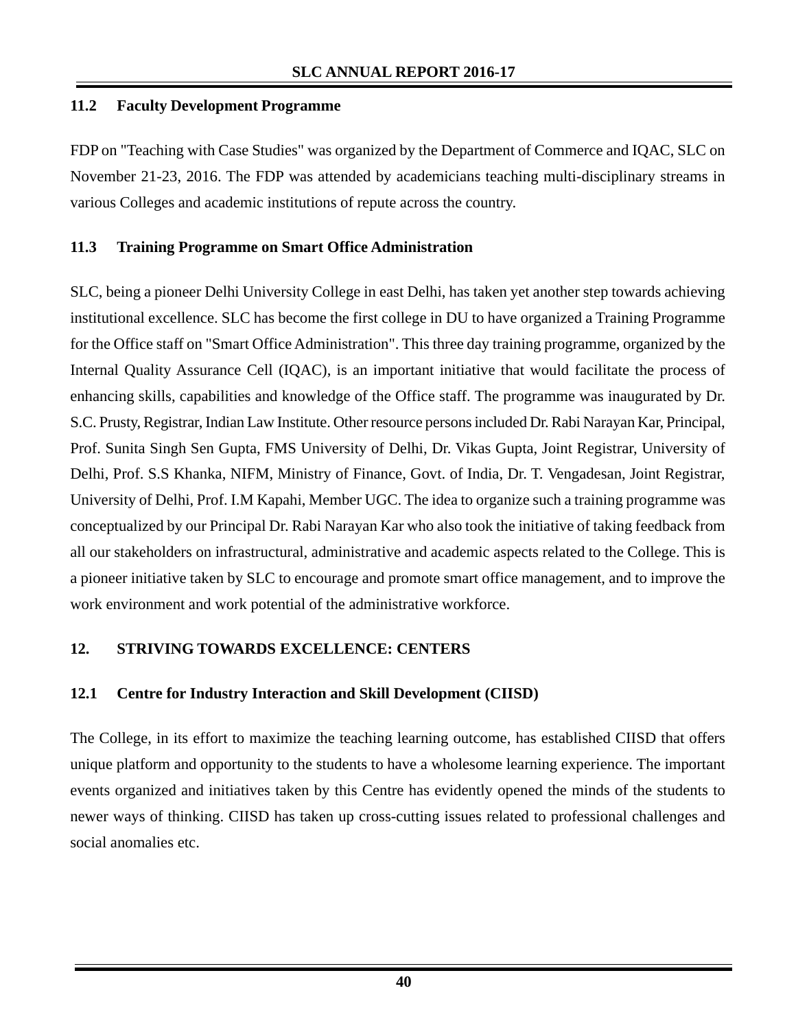### 11.2 Faculty Development Programme

FDP on "Teaching with Case Studies" was organized by the Department of Commerce and IQAC, SLC on November 21-23, 2016. The FDP was attended by academicians teaching multi-disciplinary streams in various Colleges and academic institutions of repute across the country.

### 11.3 Training Programme on Smart Office Administration

SLC, being a pioneer Delhi University College in east Delhi, has taken yet another step towards achieving institutional excellence. SLC has become the first college in DU to have organized a Training Programme for the Office staff on "Smart Office Administration". This three day training programme, organized by the Internal Quality Assurance Cell (IQAC), is an important initiative that would facilitate the process of enhancing skills, capabilities and knowledge of the Office staff. The programme was inaugurated by Dr. S.C. Prusty, Registrar, Indian Law Institute. Other resource persons included Dr. Rabi Narayan Kar, Principal, Prof. Sunita Singh Sen Gupta, FMS University of Delhi, Dr. Vikas Gupta, Joint Registrar, University of Delhi, Prof. S.S Khanka, NIFM, Ministry of Finance, Govt. of India, Dr. T. Vengadesan, Joint Registrar, University of Delhi, Prof. I.M Kapahi, Member UGC. The idea to organize such a training programme was conceptualized by our Principal Dr. Rabi Narayan Kar who also took the initiative of taking feedback from all our stakeholders on infrastructural, administrative and academic aspects related to the College. This is a pioneer initiative taken by SLC to encourage and promote smart office management, and to improve the work environment and work potential of the administrative workforce.

## 12. STRIVING TOWARDS EXCELLENCE: CENTERS

### 12.1 Centre for Industry Interaction and Skill Development (CIISD)

The College, in its effort to maximize the teaching learning outcome, has established CIISD that offers unique platform and opportunity to the students to have a wholesome learning experience. The important events organized and initiatives taken by this Centre has evidently opened the minds of the students to newer ways of thinking. CIISD has taken up cross-cutting issues related to professional challenges and social anomalies etc.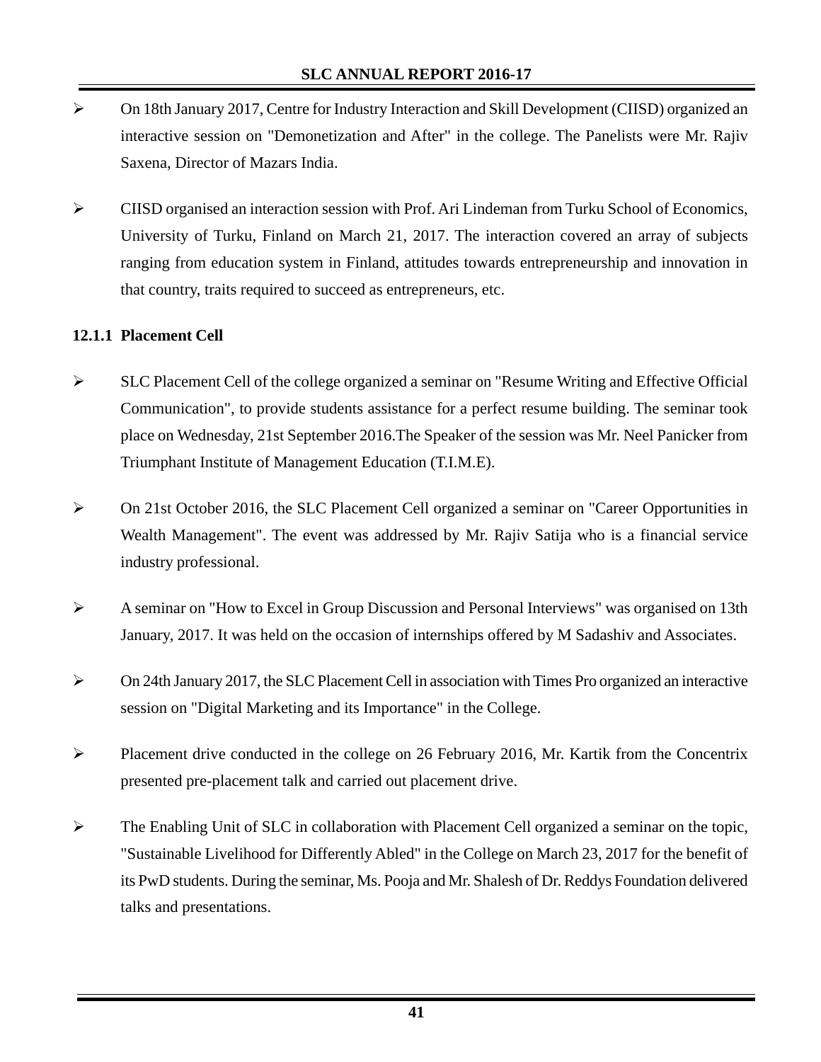- On 18th January 2017, Centre for Industry Interaction and Skill Development (CIISD) organized an interactive session on "Demonetization and After" in the college. The Panelists were Mr. Rajiv Saxena, Director of Mazars India.

- CIISD organised an interaction session with Prof. Ari Lindeman from Turku School of Economics, University of Turku, Finland on March 21, 2017. The interaction covered an array of subjects ranging from education system in Finland, attitudes towards entrepreneurship and innovation in that country, traits required to succeed as entrepreneurs, etc.

### 12.1.1 Placement Cell

- SLC Placement Cell of the college organized a seminar on "Resume Writing and Effective Official Communication", to provide students assistance for a perfect resume building. The seminar took place on Wednesday, 21st September 2016.The Speaker of the session was Mr. Neel Panicker from Triumphant Institute of Management Education (T.I.M.E).

- On 21st October 2016, the SLC Placement Cell organized a seminar on "Career Opportunities in Wealth Management". The event was addressed by Mr. Rajiv Satija who is a financial service industry professional.

- A seminar on "How to Excel in Group Discussion and Personal Interviews" was organised on 13th January, 2017. It was held on the occasion of internships offered by M Sadashiv and Associates.

- On 24th January 2017, the SLC Placement Cell in association with Times Pro organized an interactive session on "Digital Marketing and its Importance" in the College.

- Placement drive conducted in the college on 26 February 2016, Mr. Kartik from the Concentrix presented pre-placement talk and carried out placement drive.

- The Enabling Unit of SLC in collaboration with Placement Cell organized a seminar on the topic, "Sustainable Livelihood for Differently Abled" in the College on March 23, 2017 for the benefit of its PwD students. During the seminar, Ms. Pooja and Mr. Shalesh of Dr. Reddys Foundation delivered talks and presentations.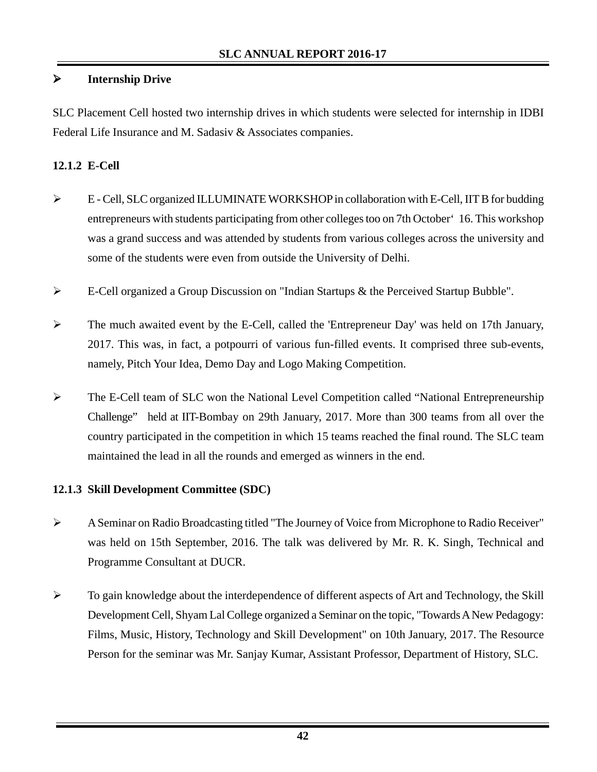- **Internship Drive**

SLC Placement Cell hosted two internship drives in which students were selected for internship in IDBI Federal Life Insurance and M. Sadasiv & Associates companies.

### 12.1.2 E-Cell

- E - Cell, SLC organized ILLUMINATE WORKSHOP in collaboration with E-Cell, IIT B for budding entrepreneurs with students participating from other colleges too on 7th October' 16. This workshop was a grand success and was attended by students from various colleges across the university and some of the students were even from outside the University of Delhi.
- E-Cell organized a Group Discussion on "Indian Startups & the Perceived Startup Bubble".
- The much awaited event by the E-Cell, called the 'Entrepreneur Day' was held on 17th January, 2017. This was, in fact, a potpourri of various fun-filled events. It comprised three sub-events, namely, Pitch Your Idea, Demo Day and Logo Making Competition.
- The E-Cell team of SLC won the National Level Competition called "National Entrepreneurship Challenge" held at IIT-Bombay on 29th January, 2017. More than 300 teams from all over the country participated in the competition in which 15 teams reached the final round. The SLC team maintained the lead in all the rounds and emerged as winners in the end.

### 12.1.3 Skill Development Committee (SDC)

- A Seminar on Radio Broadcasting titled "The Journey of Voice from Microphone to Radio Receiver" was held on 15th September, 2016. The talk was delivered by Mr. R. K. Singh, Technical and Programme Consultant at DUCR.
- To gain knowledge about the interdependence of different aspects of Art and Technology, the Skill Development Cell, Shyam Lal College organized a Seminar on the topic, "Towards A New Pedagogy: Films, Music, History, Technology and Skill Development" on 10th January, 2017. The Resource Person for the seminar was Mr. Sanjay Kumar, Assistant Professor, Department of History, SLC.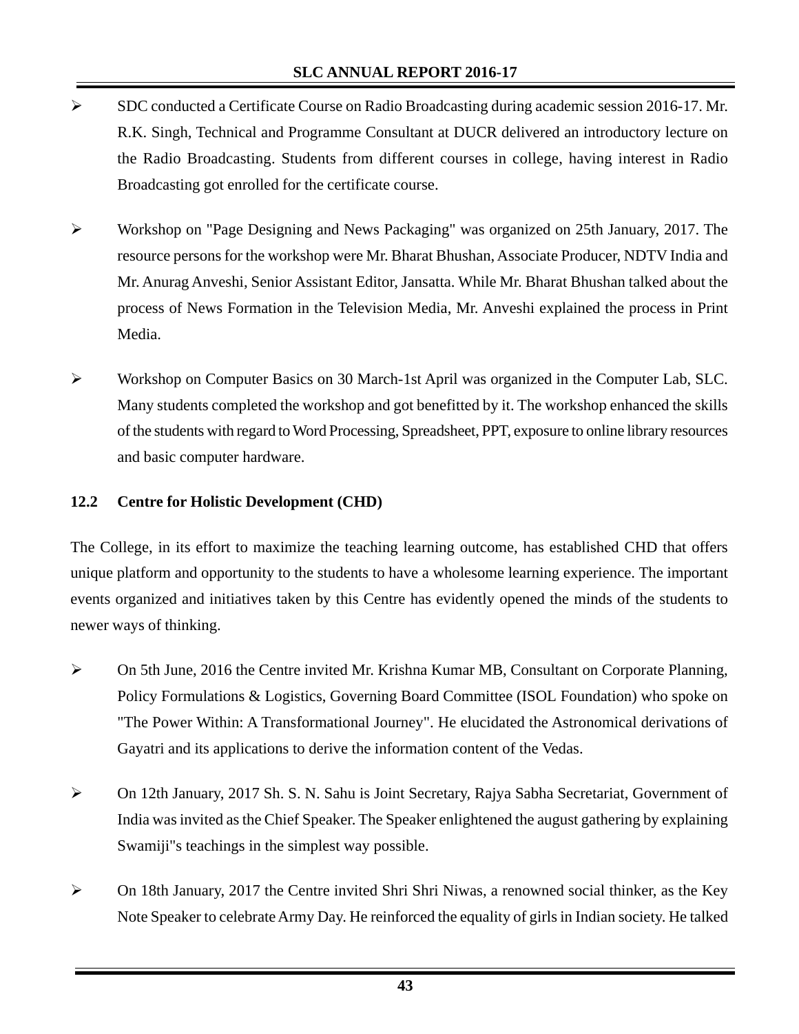- SDC conducted a Certificate Course on Radio Broadcasting during academic session 2016-17. Mr. R.K. Singh, Technical and Programme Consultant at DUCR delivered an introductory lecture on the Radio Broadcasting. Students from different courses in college, having interest in Radio Broadcasting got enrolled for the certificate course.

- Workshop on "Page Designing and News Packaging" was organized on 25th January, 2017. The resource persons for the workshop were Mr. Bharat Bhushan, Associate Producer, NDTV India and Mr. Anurag Anveshi, Senior Assistant Editor, Jansatta. While Mr. Bharat Bhushan talked about the process of News Formation in the Television Media, Mr. Anveshi explained the process in Print Media.

- Workshop on Computer Basics on 30 March-1st April was organized in the Computer Lab, SLC. Many students completed the workshop and got benefitted by it. The workshop enhanced the skills of the students with regard to Word Processing, Spreadsheet, PPT, exposure to online library resources and basic computer hardware.

### 12.2 Centre for Holistic Development (CHD)

The College, in its effort to maximize the teaching learning outcome, has established CHD that offers unique platform and opportunity to the students to have a wholesome learning experience. The important events organized and initiatives taken by this Centre has evidently opened the minds of the students to newer ways of thinking.

- On 5th June, 2016 the Centre invited Mr. Krishna Kumar MB, Consultant on Corporate Planning, Policy Formulations & Logistics, Governing Board Committee (ISOL Foundation) who spoke on "The Power Within: A Transformational Journey". He elucidated the Astronomical derivations of Gayatri and its applications to derive the information content of the Vedas.

- On 12th January, 2017 Sh. S. N. Sahu is Joint Secretary, Rajya Sabha Secretariat, Government of India was invited as the Chief Speaker. The Speaker enlightened the august gathering by explaining Swamiji"s teachings in the simplest way possible.

- On 18th January, 2017 the Centre invited Shri Shri Niwas, a renowned social thinker, as the Key Note Speaker to celebrate Army Day. He reinforced the equality of girls in Indian society. He talked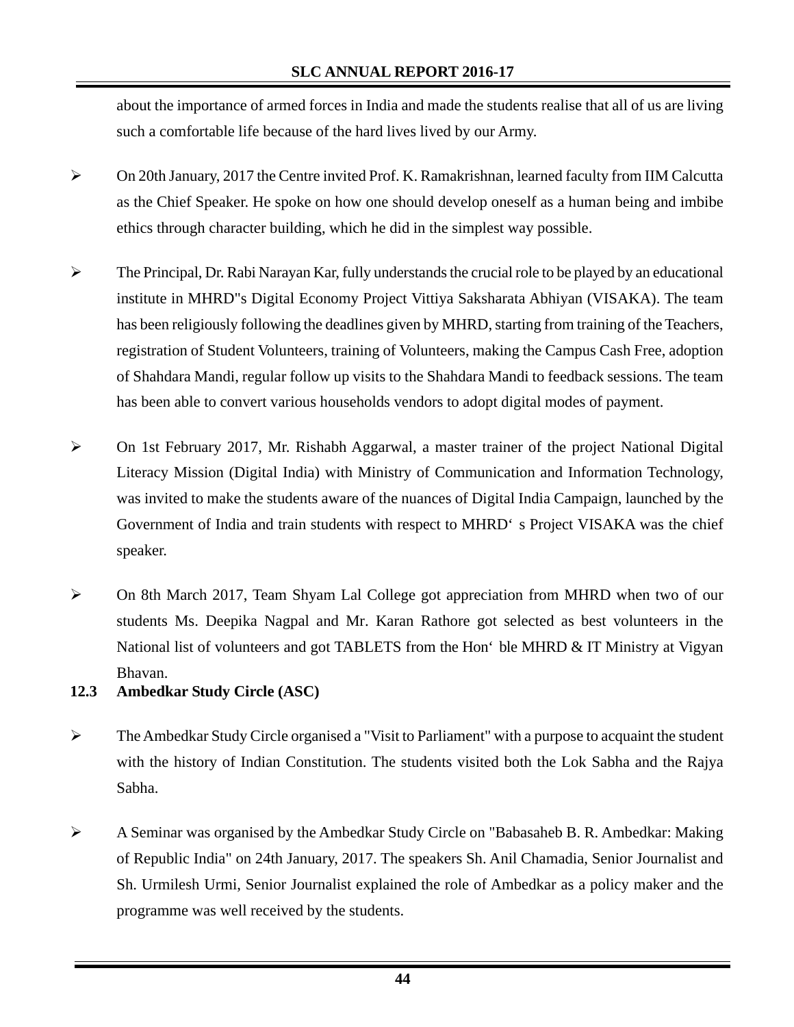about the importance of armed forces in India and made the students realise that all of us are living such a comfortable life because of the hard lives lived by our Army.

- On 20th January, 2017 the Centre invited Prof. K. Ramakrishnan, learned faculty from IIM Calcutta as the Chief Speaker. He spoke on how one should develop oneself as a human being and imbibe ethics through character building, which he did in the simplest way possible.

- The Principal, Dr. Rabi Narayan Kar, fully understands the crucial role to be played by an educational institute in MHRD"s Digital Economy Project Vittiya Saksharata Abhiyan (VISAKA). The team has been religiously following the deadlines given by MHRD, starting from training of the Teachers, registration of Student Volunteers, training of Volunteers, making the Campus Cash Free, adoption of Shahdara Mandi, regular follow up visits to the Shahdara Mandi to feedback sessions. The team has been able to convert various households vendors to adopt digital modes of payment.

- On 1st February 2017, Mr. Rishabh Aggarwal, a master trainer of the project National Digital Literacy Mission (Digital India) with Ministry of Communication and Information Technology, was invited to make the students aware of the nuances of Digital India Campaign, launched by the Government of India and train students with respect to MHRD' s Project VISAKA was the chief speaker.

- On 8th March 2017, Team Shyam Lal College got appreciation from MHRD when two of our students Ms. Deepika Nagpal and Mr. Karan Rathore got selected as best volunteers in the National list of volunteers and got TABLETS from the Hon' ble MHRD & IT Ministry at Vigyan Bhavan.

### 12.3 Ambedkar Study Circle (ASC)

- The Ambedkar Study Circle organised a "Visit to Parliament" with a purpose to acquaint the student with the history of Indian Constitution. The students visited both the Lok Sabha and the Rajya Sabha.

- A Seminar was organised by the Ambedkar Study Circle on "Babasaheb B. R. Ambedkar: Making of Republic India" on 24th January, 2017. The speakers Sh. Anil Chamadia, Senior Journalist and Sh. Urmilesh Urmi, Senior Journalist explained the role of Ambedkar as a policy maker and the programme was well received by the students.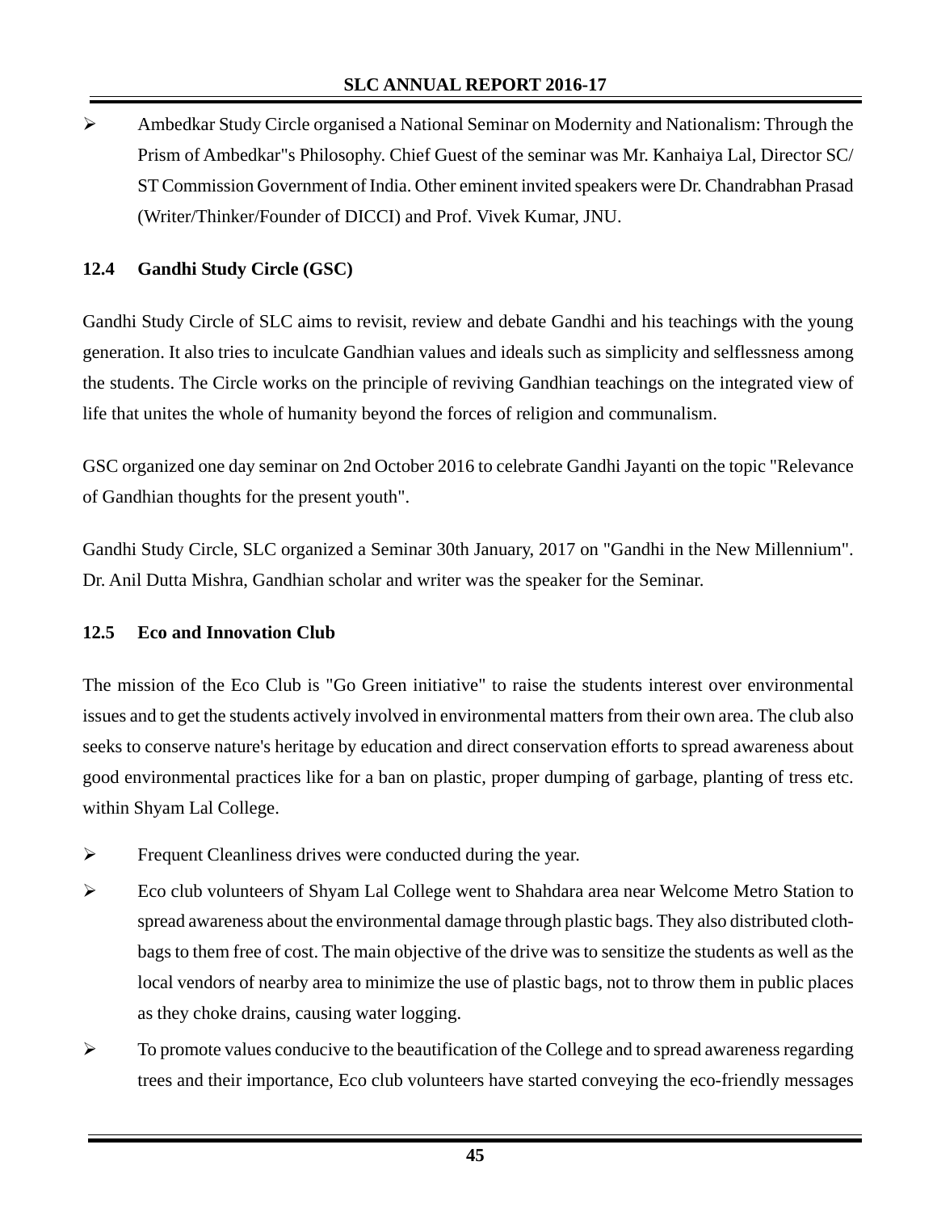- Ambedkar Study Circle organised a National Seminar on Modernity and Nationalism: Through the Prism of Ambedkar"s Philosophy. Chief Guest of the seminar was Mr. Kanhaiya Lal, Director SC/ ST Commission Government of India. Other eminent invited speakers were Dr. Chandrabhan Prasad (Writer/Thinker/Founder of DICCI) and Prof. Vivek Kumar, JNU.

### 12.4 Gandhi Study Circle (GSC)

Gandhi Study Circle of SLC aims to revisit, review and debate Gandhi and his teachings with the young generation. It also tries to inculcate Gandhian values and ideals such as simplicity and selflessness among the students. The Circle works on the principle of reviving Gandhian teachings on the integrated view of life that unites the whole of humanity beyond the forces of religion and communalism.

GSC organized one day seminar on 2nd October 2016 to celebrate Gandhi Jayanti on the topic "Relevance of Gandhian thoughts for the present youth".

Gandhi Study Circle, SLC organized a Seminar 30th January, 2017 on "Gandhi in the New Millennium". Dr. Anil Dutta Mishra, Gandhian scholar and writer was the speaker for the Seminar.

### 12.5 Eco and Innovation Club

The mission of the Eco Club is "Go Green initiative" to raise the students interest over environmental issues and to get the students actively involved in environmental matters from their own area. The club also seeks to conserve nature's heritage by education and direct conservation efforts to spread awareness about good environmental practices like for a ban on plastic, proper dumping of garbage, planting of tress etc. within Shyam Lal College.

- Frequent Cleanliness drives were conducted during the year.
- Eco club volunteers of Shyam Lal College went to Shahdara area near Welcome Metro Station to spread awareness about the environmental damage through plastic bags. They also distributed cloth-bags to them free of cost. The main objective of the drive was to sensitize the students as well as the local vendors of nearby area to minimize the use of plastic bags, not to throw them in public places as they choke drains, causing water logging.
- To promote values conducive to the beautification of the College and to spread awareness regarding trees and their importance, Eco club volunteers have started conveying the eco-friendly messages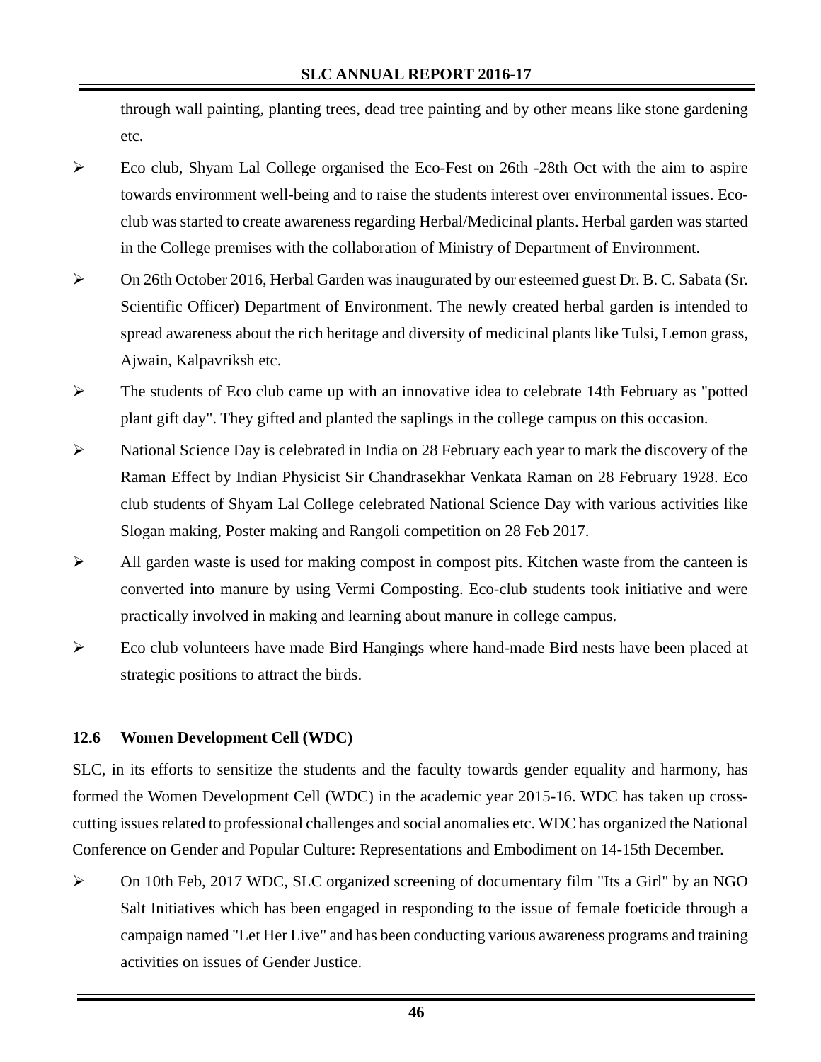through wall painting, planting trees, dead tree painting and by other means like stone gardening etc.

- Eco club, Shyam Lal College organised the Eco-Fest on 26th -28th Oct with the aim to aspire towards environment well-being and to raise the students interest over environmental issues. Eco-club was started to create awareness regarding Herbal/Medicinal plants. Herbal garden was started in the College premises with the collaboration of Ministry of Department of Environment.
- On 26th October 2016, Herbal Garden was inaugurated by our esteemed guest Dr. B. C. Sabata (Sr. Scientific Officer) Department of Environment. The newly created herbal garden is intended to spread awareness about the rich heritage and diversity of medicinal plants like Tulsi, Lemon grass, Ajwain, Kalpavriksh etc.
- The students of Eco club came up with an innovative idea to celebrate 14th February as "potted plant gift day". They gifted and planted the saplings in the college campus on this occasion.
- National Science Day is celebrated in India on 28 February each year to mark the discovery of the Raman Effect by Indian Physicist Sir Chandrasekhar Venkata Raman on 28 February 1928. Eco club students of Shyam Lal College celebrated National Science Day with various activities like Slogan making, Poster making and Rangoli competition on 28 Feb 2017.
- All garden waste is used for making compost in compost pits. Kitchen waste from the canteen is converted into manure by using Vermi Composting. Eco-club students took initiative and were practically involved in making and learning about manure in college campus.
- Eco club volunteers have made Bird Hangings where hand-made Bird nests have been placed at strategic positions to attract the birds.

### 12.6 Women Development Cell (WDC)

SLC, in its efforts to sensitize the students and the faculty towards gender equality and harmony, has formed the Women Development Cell (WDC) in the academic year 2015-16. WDC has taken up cross-cutting issues related to professional challenges and social anomalies etc. WDC has organized the National Conference on Gender and Popular Culture: Representations and Embodiment on 14-15th December.

- On 10th Feb, 2017 WDC, SLC organized screening of documentary film "Its a Girl" by an NGO Salt Initiatives which has been engaged in responding to the issue of female foeticide through a campaign named "Let Her Live" and has been conducting various awareness programs and training activities on issues of Gender Justice.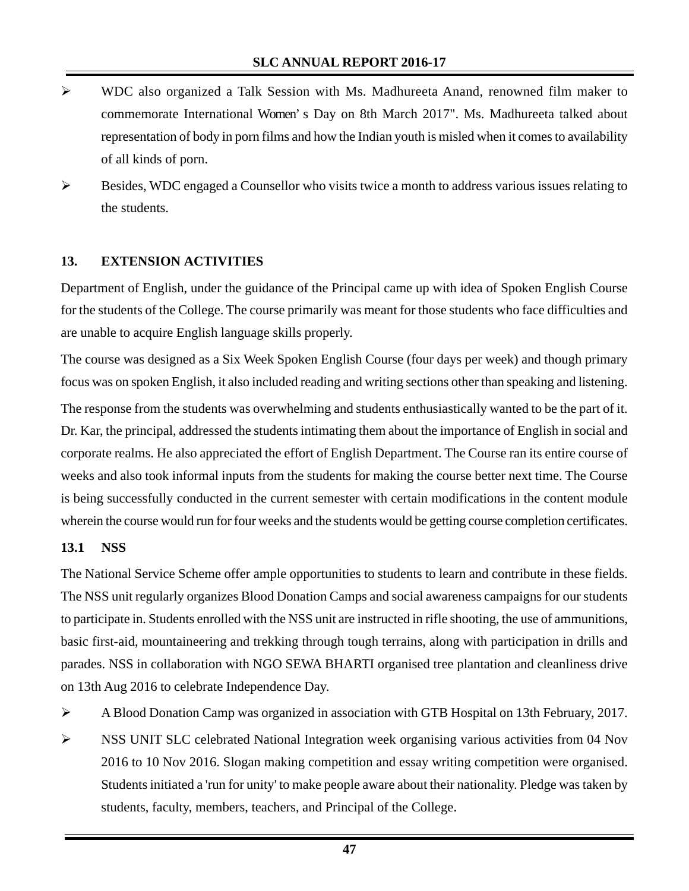- WDC also organized a Talk Session with Ms. Madhureeta Anand, renowned film maker to commemorate International Women' s Day on 8th March 2017". Ms. Madhureeta talked about representation of body in porn films and how the Indian youth is misled when it comes to availability of all kinds of porn.
- Besides, WDC engaged a Counsellor who visits twice a month to address various issues relating to the students.

## 13. EXTENSION ACTIVITIES

Department of English, under the guidance of the Principal came up with idea of Spoken English Course for the students of the College. The course primarily was meant for those students who face difficulties and are unable to acquire English language skills properly.

The course was designed as a Six Week Spoken English Course (four days per week) and though primary focus was on spoken English, it also included reading and writing sections other than speaking and listening.

The response from the students was overwhelming and students enthusiastically wanted to be the part of it. Dr. Kar, the principal, addressed the students intimating them about the importance of English in social and corporate realms. He also appreciated the effort of English Department. The Course ran its entire course of weeks and also took informal inputs from the students for making the course better next time. The Course is being successfully conducted in the current semester with certain modifications in the content module wherein the course would run for four weeks and the students would be getting course completion certificates.

### 13.1 NSS

The National Service Scheme offer ample opportunities to students to learn and contribute in these fields. The NSS unit regularly organizes Blood Donation Camps and social awareness campaigns for our students to participate in. Students enrolled with the NSS unit are instructed in rifle shooting, the use of ammunitions, basic first-aid, mountaineering and trekking through tough terrains, along with participation in drills and parades. NSS in collaboration with NGO SEWA BHARTI organised tree plantation and cleanliness drive on 13th Aug 2016 to celebrate Independence Day.

- A Blood Donation Camp was organized in association with GTB Hospital on 13th February, 2017.
- NSS UNIT SLC celebrated National Integration week organising various activities from 04 Nov 2016 to 10 Nov 2016. Slogan making competition and essay writing competition were organised. Students initiated a 'run for unity' to make people aware about their nationality. Pledge was taken by students, faculty, members, teachers, and Principal of the College.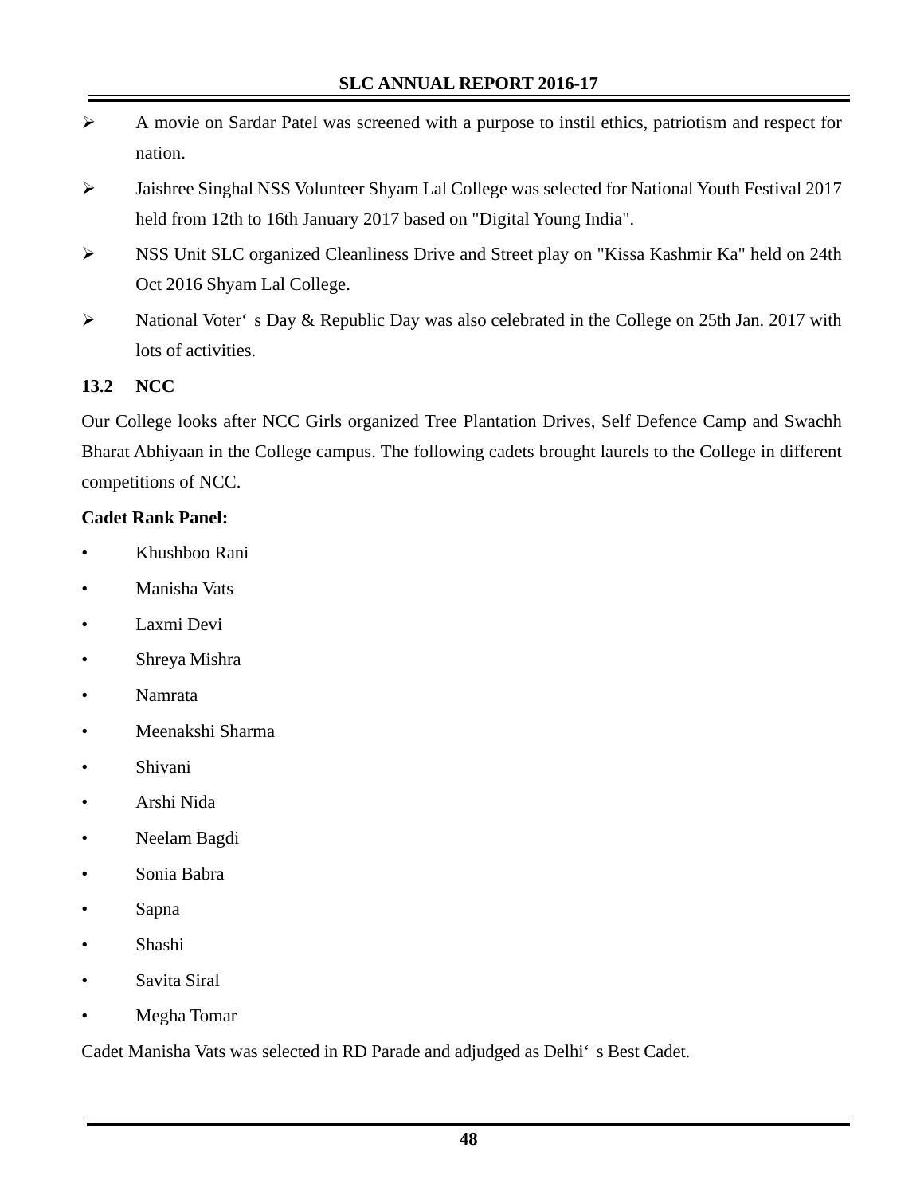- A movie on Sardar Patel was screened with a purpose to instil ethics, patriotism and respect for nation.
- Jaishree Singhal NSS Volunteer Shyam Lal College was selected for National Youth Festival 2017 held from 12th to 16th January 2017 based on "Digital Young India".
- NSS Unit SLC organized Cleanliness Drive and Street play on "Kissa Kashmir Ka" held on 24th Oct 2016 Shyam Lal College.
- National Voter‘ s Day & Republic Day was also celebrated in the College on 25th Jan. 2017 with lots of activities.

### 13.2 NCC

Our College looks after NCC Girls organized Tree Plantation Drives, Self Defence Camp and Swachh Bharat Abhiyaan in the College campus. The following cadets brought laurels to the College in different competitions of NCC.

**Cadet Rank Panel:**

- Khushboo Rani
- Manisha Vats
- Laxmi Devi
- Shreya Mishra
- Namrata
- Meenakshi Sharma
- Shivani
- Arshi Nida
- Neelam Bagdi
- Sonia Babra
- Sapna
- Shashi
- Savita Siral
- Megha Tomar

Cadet Manisha Vats was selected in RD Parade and adjudged as Delhi‘ s Best Cadet.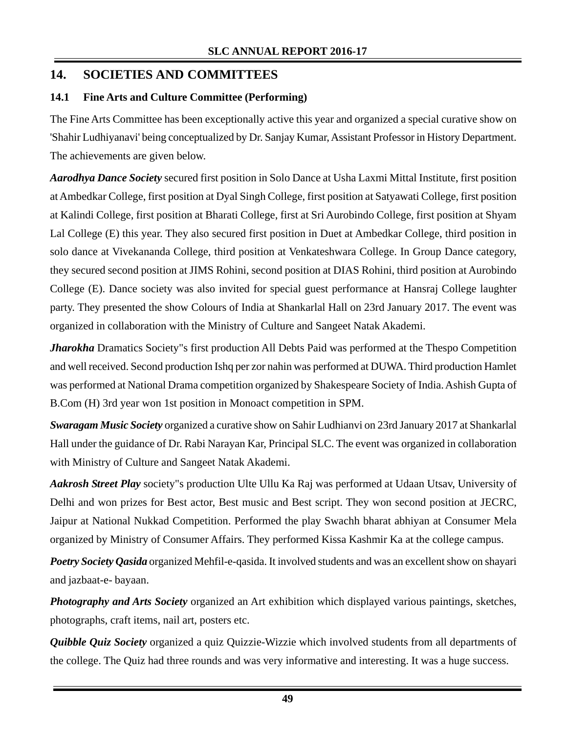## 14. SOCIETIES AND COMMITTEES

### 14.1 Fine Arts and Culture Committee (Performing)

The Fine Arts Committee has been exceptionally active this year and organized a special curative show on 'Shahir Ludhiyanavi' being conceptualized by Dr. Sanjay Kumar, Assistant Professor in History Department. The achievements are given below.

***Aarodhya Dance Society*** secured first position in Solo Dance at Usha Laxmi Mittal Institute, first position at Ambedkar College, first position at Dyal Singh College, first position at Satyawati College, first position at Kalindi College, first position at Bharati College, first at Sri Aurobindo College, first position at Shyam Lal College (E) this year. They also secured first position in Duet at Ambedkar College, third position in solo dance at Vivekananda College, third position at Venkateshwara College. In Group Dance category, they secured second position at JIMS Rohini, second position at DIAS Rohini, third position at Aurobindo College (E). Dance society was also invited for special guest performance at Hansraj College laughter party. They presented the show Colours of India at Shankarlal Hall on 23rd January 2017. The event was organized in collaboration with the Ministry of Culture and Sangeet Natak Akademi.

***Jharokha*** Dramatics Society"s first production All Debts Paid was performed at the Thespo Competition and well received. Second production Ishq per zor nahin was performed at DUWA. Third production Hamlet was performed at National Drama competition organized by Shakespeare Society of India. Ashish Gupta of B.Com (H) 3rd year won 1st position in Monoact competition in SPM.

***Swaragam Music Society*** organized a curative show on Sahir Ludhianvi on 23rd January 2017 at Shankarlal Hall under the guidance of Dr. Rabi Narayan Kar, Principal SLC. The event was organized in collaboration with Ministry of Culture and Sangeet Natak Akademi.

***Aakrosh Street Play*** society"s production Ulte Ullu Ka Raj was performed at Udaan Utsav, University of Delhi and won prizes for Best actor, Best music and Best script. They won second position at JECRC, Jaipur at National Nukkad Competition. Performed the play Swachh bharat abhiyan at Consumer Mela organized by Ministry of Consumer Affairs. They performed Kissa Kashmir Ka at the college campus.

***Poetry Society Qasida*** organized Mehfil-e-qasida. It involved students and was an excellent show on shayari and jazbaat-e- bayaan.

***Photography and Arts Society*** organized an Art exhibition which displayed various paintings, sketches, photographs, craft items, nail art, posters etc.

***Quibble Quiz Society*** organized a quiz Quizzie-Wizzie which involved students from all departments of the college. The Quiz had three rounds and was very informative and interesting. It was a huge success.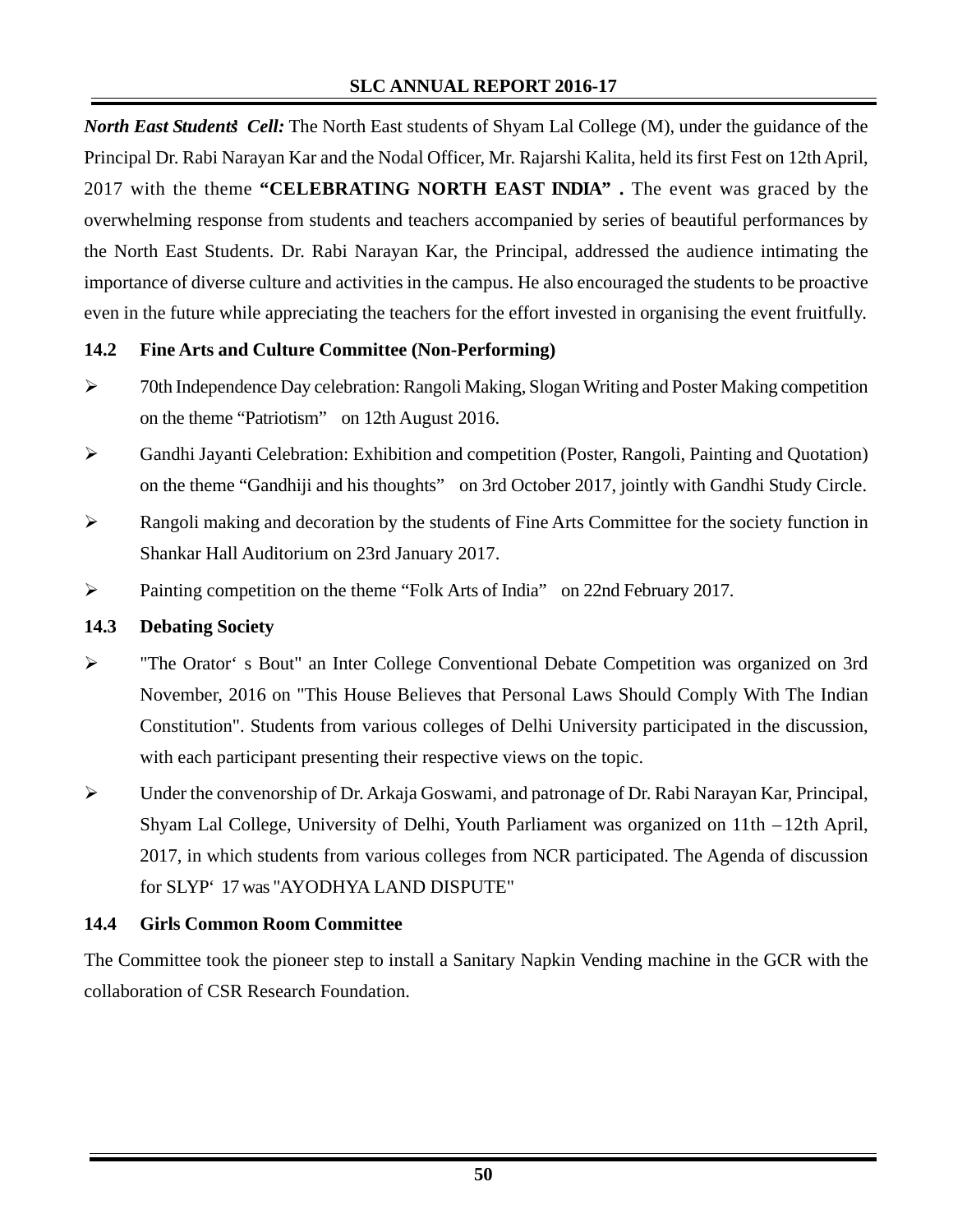***North East Students' Cell:*** The North East students of Shyam Lal College (M), under the guidance of the Principal Dr. Rabi Narayan Kar and the Nodal Officer, Mr. Rajarshi Kalita, held its first Fest on 12th April, 2017 with the theme **"CELEBRATING NORTH EAST INDIA" .** The event was graced by the overwhelming response from students and teachers accompanied by series of beautiful performances by the North East Students. Dr. Rabi Narayan Kar, the Principal, addressed the audience intimating the importance of diverse culture and activities in the campus. He also encouraged the students to be proactive even in the future while appreciating the teachers for the effort invested in organising the event fruitfully.

### 14.2 Fine Arts and Culture Committee (Non-Performing)

- 70th Independence Day celebration: Rangoli Making, Slogan Writing and Poster Making competition on the theme "Patriotism" on 12th August 2016.
- Gandhi Jayanti Celebration: Exhibition and competition (Poster, Rangoli, Painting and Quotation) on the theme "Gandhiji and his thoughts" on 3rd October 2017, jointly with Gandhi Study Circle.
- Rangoli making and decoration by the students of Fine Arts Committee for the society function in Shankar Hall Auditorium on 23rd January 2017.
- Painting competition on the theme "Folk Arts of India" on 22nd February 2017.

### 14.3 Debating Society

- "The Orator's Bout" an Inter College Conventional Debate Competition was organized on 3rd November, 2016 on "This House Believes that Personal Laws Should Comply With The Indian Constitution". Students from various colleges of Delhi University participated in the discussion, with each participant presenting their respective views on the topic.
- Under the convenorship of Dr. Arkaja Goswami, and patronage of Dr. Rabi Narayan Kar, Principal, Shyam Lal College, University of Delhi, Youth Parliament was organized on 11th – 12th April, 2017, in which students from various colleges from NCR participated. The Agenda of discussion for SLYP'17 was "AYODHYA LAND DISPUTE"

### 14.4 Girls Common Room Committee

The Committee took the pioneer step to install a Sanitary Napkin Vending machine in the GCR with the collaboration of CSR Research Foundation.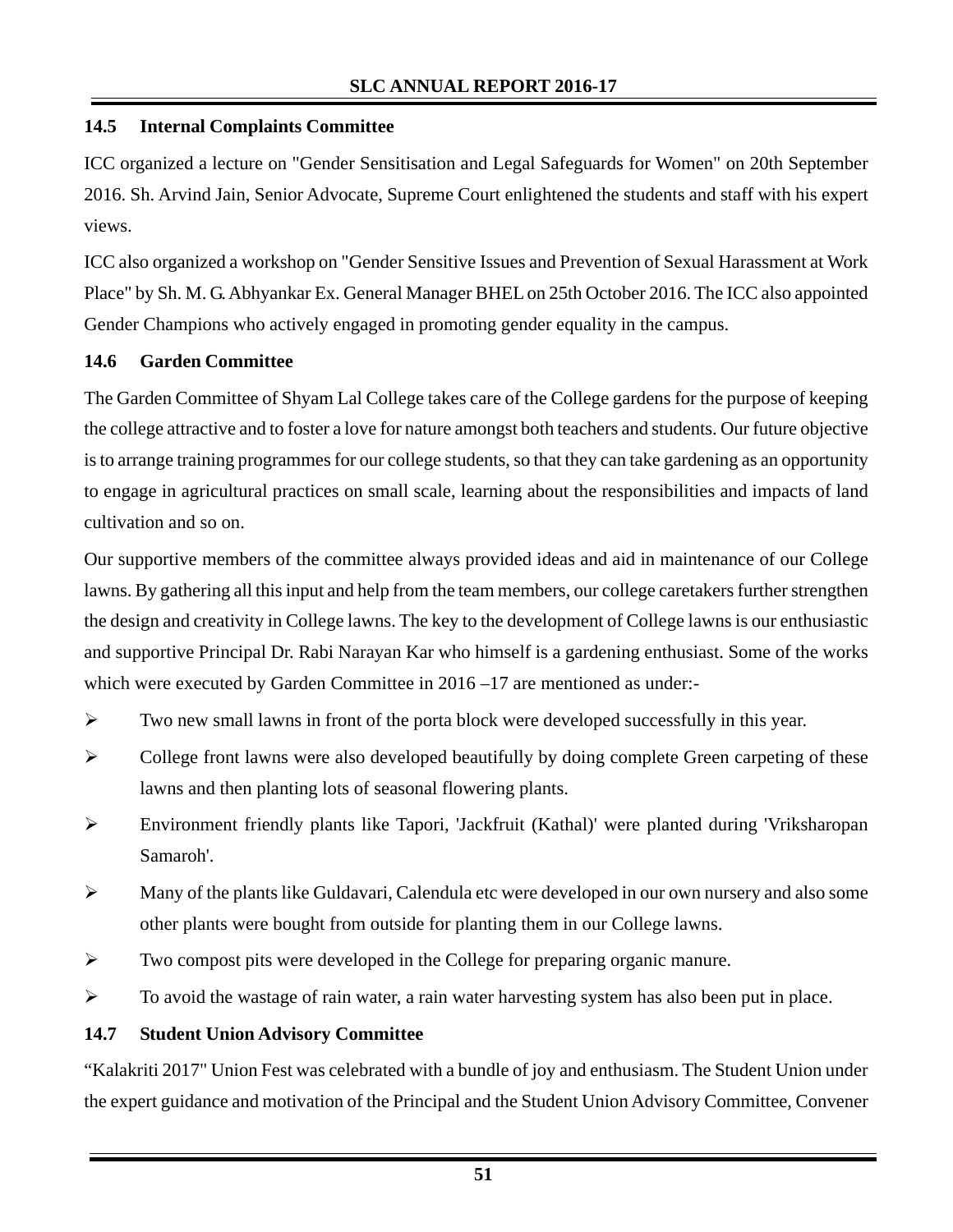### 14.5 Internal Complaints Committee

ICC organized a lecture on "Gender Sensitisation and Legal Safeguards for Women" on 20th September 2016. Sh. Arvind Jain, Senior Advocate, Supreme Court enlightened the students and staff with his expert views.

ICC also organized a workshop on "Gender Sensitive Issues and Prevention of Sexual Harassment at Work Place" by Sh. M. G. Abhyankar Ex. General Manager BHEL on 25th October 2016. The ICC also appointed Gender Champions who actively engaged in promoting gender equality in the campus.

### 14.6 Garden Committee

The Garden Committee of Shyam Lal College takes care of the College gardens for the purpose of keeping the college attractive and to foster a love for nature amongst both teachers and students. Our future objective is to arrange training programmes for our college students, so that they can take gardening as an opportunity to engage in agricultural practices on small scale, learning about the responsibilities and impacts of land cultivation and so on.

Our supportive members of the committee always provided ideas and aid in maintenance of our College lawns. By gathering all this input and help from the team members, our college caretakers further strengthen the design and creativity in College lawns. The key to the development of College lawns is our enthusiastic and supportive Principal Dr. Rabi Narayan Kar who himself is a gardening enthusiast. Some of the works which were executed by Garden Committee in 2016 –17 are mentioned as under:-

- Two new small lawns in front of the porta block were developed successfully in this year.
- College front lawns were also developed beautifully by doing complete Green carpeting of these lawns and then planting lots of seasonal flowering plants.
- Environment friendly plants like Tapori, 'Jackfruit (Kathal)' were planted during 'Vriksharopan Samaroh'.
- Many of the plants like Guldavari, Calendula etc were developed in our own nursery and also some other plants were bought from outside for planting them in our College lawns.
- Two compost pits were developed in the College for preparing organic manure.
- To avoid the wastage of rain water, a rain water harvesting system has also been put in place.

### 14.7 Student Union Advisory Committee

"Kalakriti 2017" Union Fest was celebrated with a bundle of joy and enthusiasm. The Student Union under the expert guidance and motivation of the Principal and the Student Union Advisory Committee, Convener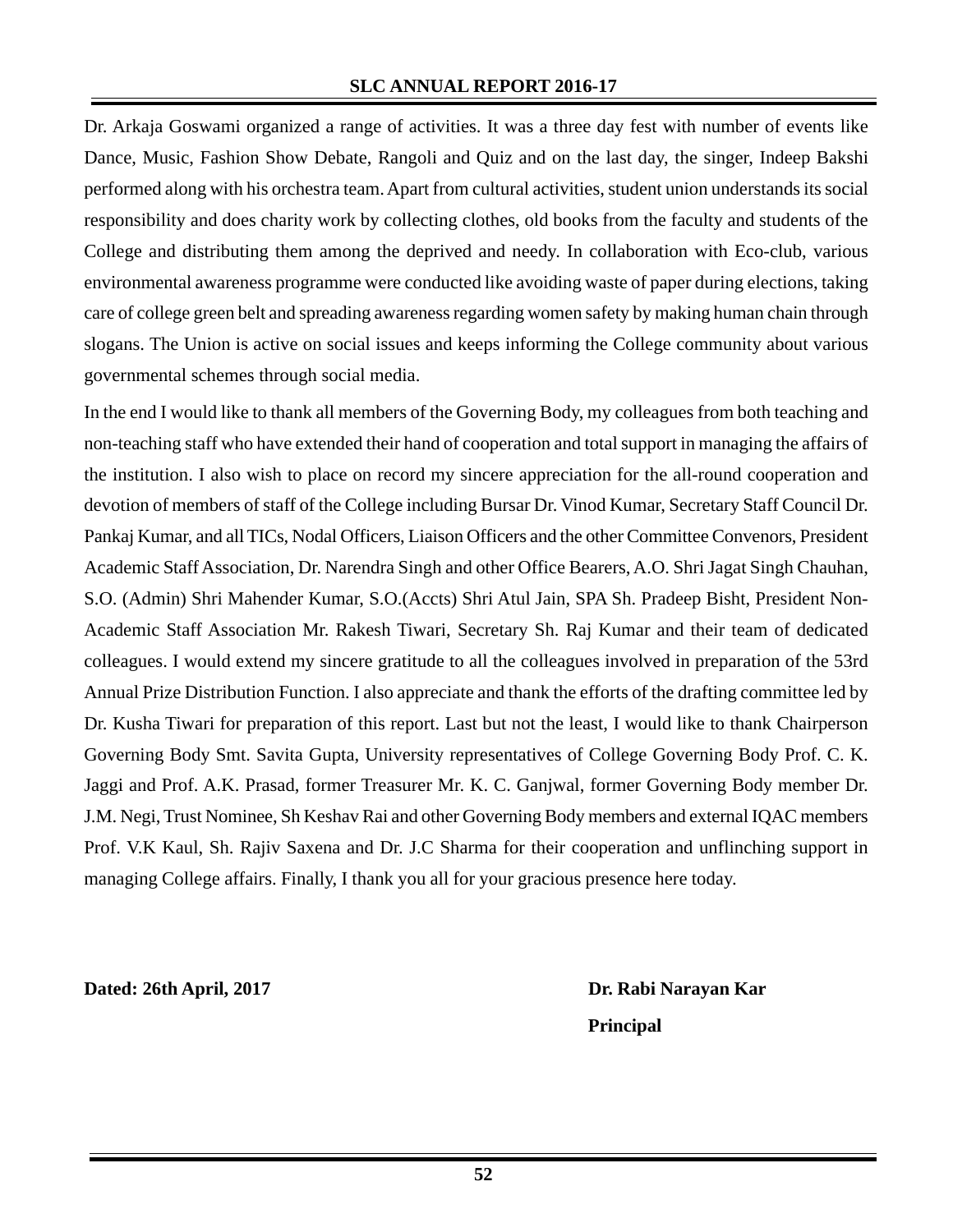Dr. Arkaja Goswami organized a range of activities. It was a three day fest with number of events like Dance, Music, Fashion Show Debate, Rangoli and Quiz and on the last day, the singer, Indeep Bakshi performed along with his orchestra team. Apart from cultural activities, student union understands its social responsibility and does charity work by collecting clothes, old books from the faculty and students of the College and distributing them among the deprived and needy. In collaboration with Eco-club, various environmental awareness programme were conducted like avoiding waste of paper during elections, taking care of college green belt and spreading awareness regarding women safety by making human chain through slogans. The Union is active on social issues and keeps informing the College community about various governmental schemes through social media.

In the end I would like to thank all members of the Governing Body, my colleagues from both teaching and non-teaching staff who have extended their hand of cooperation and total support in managing the affairs of the institution. I also wish to place on record my sincere appreciation for the all-round cooperation and devotion of members of staff of the College including Bursar Dr. Vinod Kumar, Secretary Staff Council Dr. Pankaj Kumar, and all TICs, Nodal Officers, Liaison Officers and the other Committee Convenors, President Academic Staff Association, Dr. Narendra Singh and other Office Bearers, A.O. Shri Jagat Singh Chauhan, S.O. (Admin) Shri Mahender Kumar, S.O.(Accts) Shri Atul Jain, SPA Sh. Pradeep Bisht, President Non-Academic Staff Association Mr. Rakesh Tiwari, Secretary Sh. Raj Kumar and their team of dedicated colleagues. I would extend my sincere gratitude to all the colleagues involved in preparation of the 53rd Annual Prize Distribution Function. I also appreciate and thank the efforts of the drafting committee led by Dr. Kusha Tiwari for preparation of this report. Last but not the least, I would like to thank Chairperson Governing Body Smt. Savita Gupta, University representatives of College Governing Body Prof. C. K. Jaggi and Prof. A.K. Prasad, former Treasurer Mr. K. C. Ganjwal, former Governing Body member Dr. J.M. Negi, Trust Nominee, Sh Keshav Rai and other Governing Body members and external IQAC members Prof. V.K Kaul, Sh. Rajiv Saxena and Dr. J.C Sharma for their cooperation and unflinching support in managing College affairs. Finally, I thank you all for your gracious presence here today.

**Dated: 26th April, 2017**

**Dr. Rabi Narayan Kar**

**Principal**